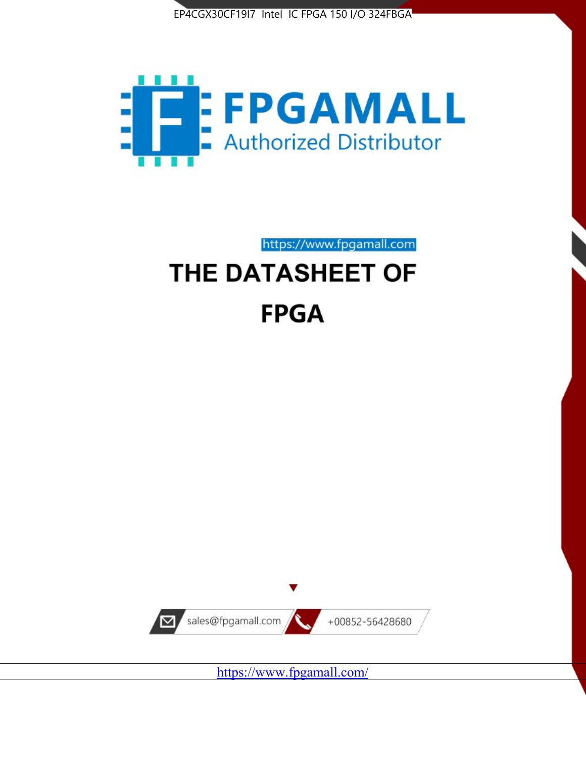EP4CGX30CF19I7 Intel IC FPGA 150 I/O 324FBGA

FPGAMALL

Authorized Distributor

https://www.fpgamall.com

# THE DATASHEET OF

# FPGA

sales@fpgamall.com

+00852-56428680

https://www.fpgamall.com/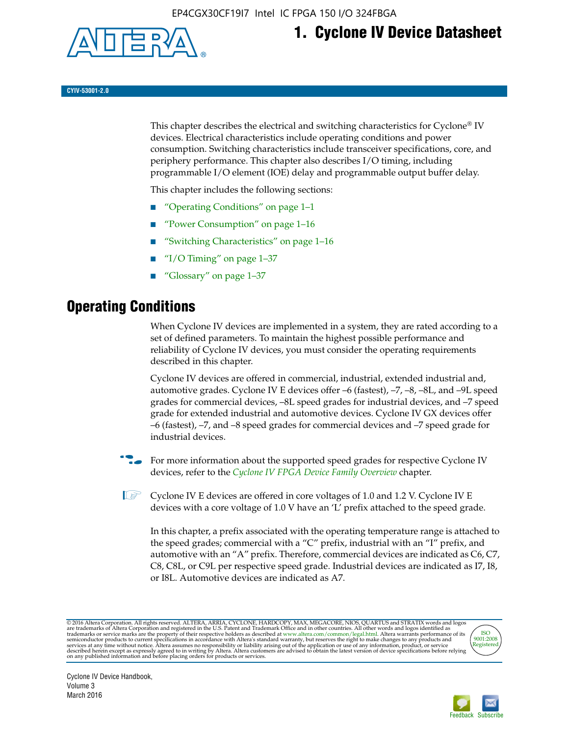# 1. Cyclone IV Device Datasheet

CYIV-53001-2.0

This chapter describes the electrical and switching characteristics for Cyclone® IV devices. Electrical characteristics include operating conditions and power consumption. Switching characteristics include transceiver specifications, core, and periphery performance. This chapter also describes I/O timing, including programmable I/O element (IOE) delay and programmable output buffer delay.

This chapter includes the following sections:

- "Operating Conditions" on page 1–1
- "Power Consumption" on page 1–16
- "Switching Characteristics" on page 1–16
- "I/O Timing" on page 1–37
- "Glossary" on page 1–37

## Operating Conditions

When Cyclone IV devices are implemented in a system, they are rated according to a set of defined parameters. To maintain the highest possible performance and reliability of Cyclone IV devices, you must consider the operating requirements described in this chapter.

Cyclone IV devices are offered in commercial, industrial, extended industrial and, automotive grades. Cyclone IV E devices offer –6 (fastest), –7, –8, –8L, and –9L speed grades for commercial devices, –8L speed grades for industrial devices, and –7 speed grade for extended industrial and automotive devices. Cyclone IV GX devices offer –6 (fastest), –7, and –8 speed grades for commercial devices and –7 speed grade for industrial devices.

For more information about the supported speed grades for respective Cyclone IV devices, refer to the *Cyclone IV FPGA Device Family Overview* chapter.

Cyclone IV E devices are offered in core voltages of 1.0 and 1.2 V. Cyclone IV E devices with a core voltage of 1.0 V have an 'L' prefix attached to the speed grade.

In this chapter, a prefix associated with the operating temperature range is attached to the speed grades; commercial with a "C" prefix, industrial with an "I" prefix, and automotive with an "A" prefix. Therefore, commercial devices are indicated as C6, C7, C8, C8L, or C9L per respective speed grade. Industrial devices are indicated as I7, I8, or I8L. Automotive devices are indicated as A7.

© 2016 Altera Corporation. All rights reserved. ALTERA, ARRIA, CYCLONE, HARDCOPY, MAX, MEGACORE, NIOS, QUARTUS and STRATIX words and logos are trademarks of Altera Corporation and registered in the U.S. Patent and Trademark Office and in other countries. All other words and logos identified as trademarks or service marks are the property of their respective holders as described at www.altera.com/common/legal.html. Altera warrants performance of its semiconductor products to current specifications in accordance with Altera's standard warranty, but reserves the right to make changes to any products and services at any time without notice. Altera assumes no responsibility or liability arising out of the application or use of any information, product, or service described herein except as expressly agreed to in writing by Altera. Altera customers are advised to obtain the latest version of device specifications before relying on any published information and before placing orders for products or services.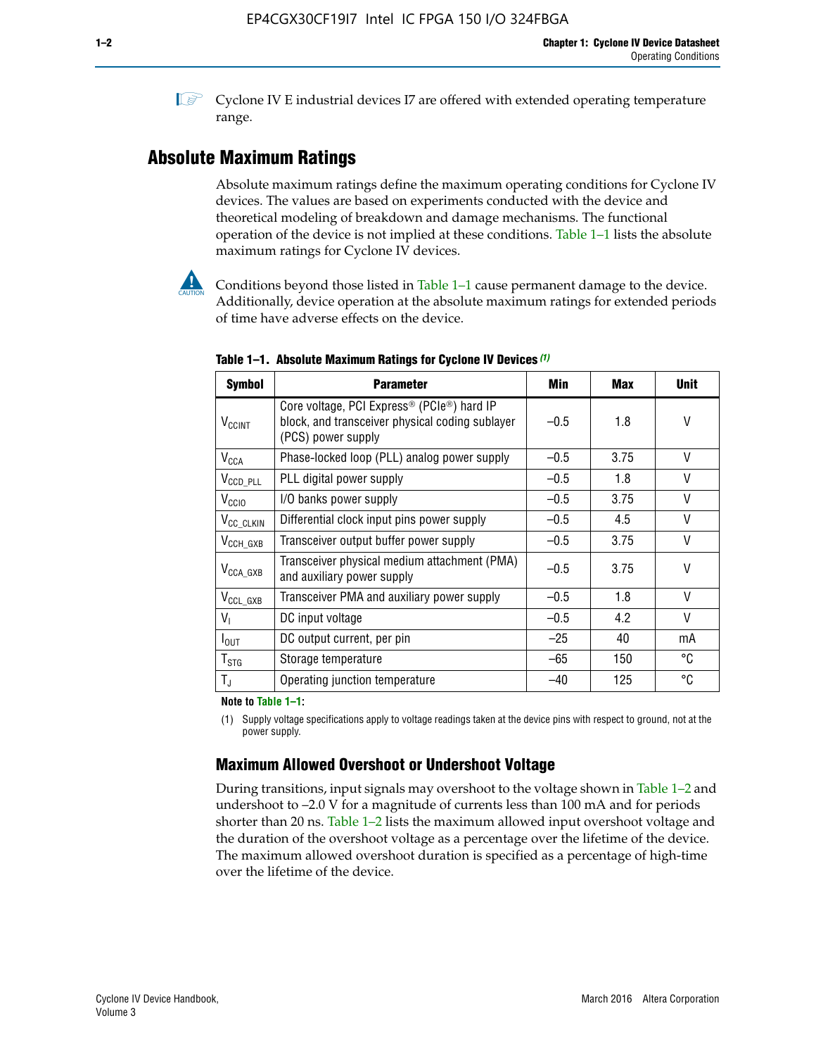Cyclone IV E industrial devices I7 are offered with extended operating temperature range.

## Absolute Maximum Ratings

Absolute maximum ratings define the maximum operating conditions for Cyclone IV devices. The values are based on experiments conducted with the device and theoretical modeling of breakdown and damage mechanisms. The functional operation of the device is not implied at these conditions. Table 1–1 lists the absolute maximum ratings for Cyclone IV devices.

Conditions beyond those listed in Table 1–1 cause permanent damage to the device. Additionally, device operation at the absolute maximum ratings for extended periods of time have adverse effects on the device.

**Table 1–1. Absolute Maximum Ratings for Cyclone IV Devices (1)**

| Symbol | Parameter | Min | Max | Unit |
|---|---|---|---|---|
| $V_{CCINT}$ | Core voltage, PCI Express® (PCIe®) hard IP block, and transceiver physical coding sublayer (PCS) power supply | –0.5 | 1.8 | V |
| $V_{CCA}$ | Phase-locked loop (PLL) analog power supply | –0.5 | 3.75 | V |
| $V_{CCD\_PLL}$ | PLL digital power supply | –0.5 | 1.8 | V |
| $V_{CCIO}$ | I/O banks power supply | –0.5 | 3.75 | V |
| $V_{CC\_CLKIN}$ | Differential clock input pins power supply | –0.5 | 4.5 | V |
| $V_{CCH\_GXB}$ | Transceiver output buffer power supply | –0.5 | 3.75 | V |
| $V_{CCA\_GXB}$ | Transceiver physical medium attachment (PMA) and auxiliary power supply | –0.5 | 3.75 | V |
| $V_{CCL\_GXB}$ | Transceiver PMA and auxiliary power supply | –0.5 | 1.8 | V |
| $V_I$ | DC input voltage | –0.5 | 4.2 | V |
| $I_{OUT}$ | DC output current, per pin | –25 | 40 | mA |
| $T_{STG}$ | Storage temperature | –65 | 150 | °C |
| $T_J$ | Operating junction temperature | –40 | 125 | °C |

**Note to Table 1–1:**

(1) Supply voltage specifications apply to voltage readings taken at the device pins with respect to ground, not at the power supply.

### Maximum Allowed Overshoot or Undershoot Voltage

During transitions, input signals may overshoot to the voltage shown in Table 1–2 and undershoot to –2.0 V for a magnitude of currents less than 100 mA and for periods shorter than 20 ns. Table 1–2 lists the maximum allowed input overshoot voltage and the duration of the overshoot voltage as a percentage over the lifetime of the device. The maximum allowed overshoot duration is specified as a percentage of high-time over the lifetime of the device.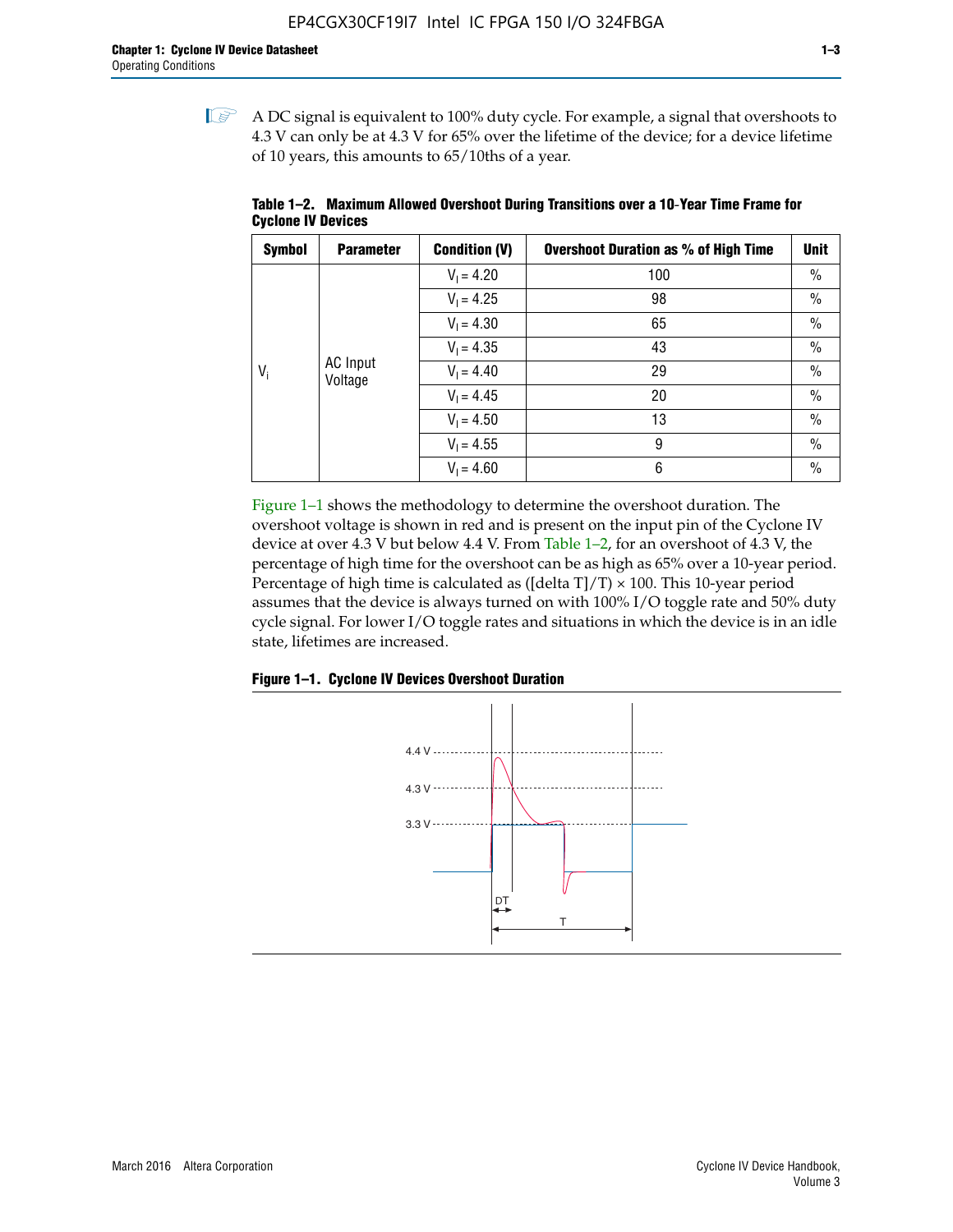A DC signal is equivalent to 100% duty cycle. For example, a signal that overshoots to 4.3 V can only be at 4.3 V for 65% over the lifetime of the device; for a device lifetime of 10 years, this amounts to 65/10ths of a year.

**Table 1–2. Maximum Allowed Overshoot During Transitions over a 10-Year Time Frame for Cyclone IV Devices**

| Symbol | Parameter | Condition (V) | Overshoot Duration as % of High Time | Unit |
|---|---|---|---|---|
| $V_i$ | AC Input Voltage | $V_I = 4.20$ | 100 | % |
| | | $V_I = 4.25$ | 98 | % |
| | | $V_I = 4.30$ | 65 | % |
| | | $V_I = 4.35$ | 43 | % |
| | | $V_I = 4.40$ | 29 | % |
| | | $V_I = 4.45$ | 20 | % |
| | | $V_I = 4.50$ | 13 | % |
| | | $V_I = 4.55$ | 9 | % |
| | | $V_I = 4.60$ | 6 | % |

Figure 1–1 shows the methodology to determine the overshoot duration. The overshoot voltage is shown in red and is present on the input pin of the Cyclone IV device at over 4.3 V but below 4.4 V. From Table 1–2, for an overshoot of 4.3 V, the percentage of high time for the overshoot can be as high as 65% over a 10-year period. Percentage of high time is calculated as ([delta T]/T) × 100. This 10-year period assumes that the device is always turned on with 100% I/O toggle rate and 50% duty cycle signal. For lower I/O toggle rates and situations in which the device is in an idle state, lifetimes are increased.

**Figure 1–1. Cyclone IV Devices Overshoot Duration**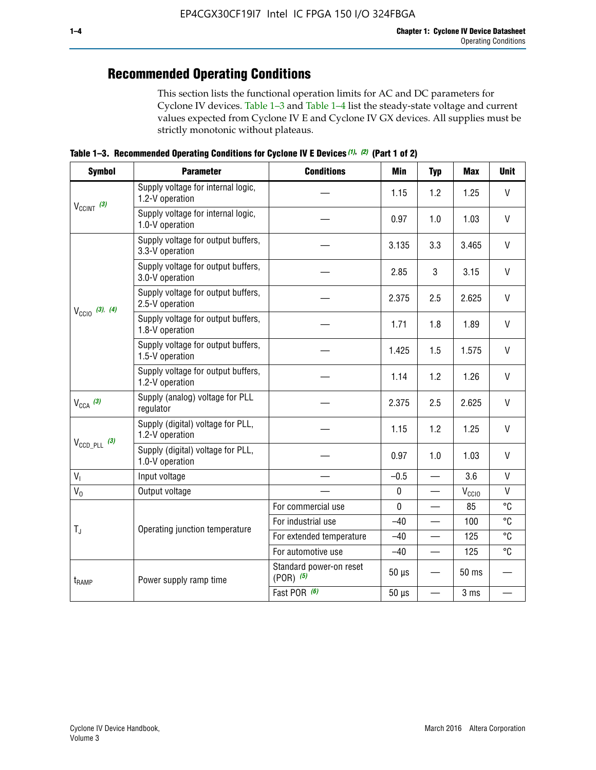## Recommended Operating Conditions

This section lists the functional operation limits for AC and DC parameters for Cyclone IV devices. Table 1–3 and Table 1–4 list the steady-state voltage and current values expected from Cyclone IV E and Cyclone IV GX devices. All supplies must be strictly monotonic without plateaus.

**Table 1–3. Recommended Operating Conditions for Cyclone IV E Devices (1), (2) (Part 1 of 2)**

| Symbol | Parameter | Conditions | Min | Typ | Max | Unit |
|---|---|---|---|---|---|---|
| $V_{CCINT}$ (3) | Supply voltage for internal logic, 1.2-V operation | — | 1.15 | 1.2 | 1.25 | V |
| | Supply voltage for internal logic, 1.0-V operation | — | 0.97 | 1.0 | 1.03 | V |
| $V_{CCIO}$ (3), (4) | Supply voltage for output buffers, 3.3-V operation | — | 3.135 | 3.3 | 3.465 | V |
| | Supply voltage for output buffers, 3.0-V operation | — | 2.85 | 3 | 3.15 | V |
| | Supply voltage for output buffers, 2.5-V operation | — | 2.375 | 2.5 | 2.625 | V |
| | Supply voltage for output buffers, 1.8-V operation | — | 1.71 | 1.8 | 1.89 | V |
| | Supply voltage for output buffers, 1.5-V operation | — | 1.425 | 1.5 | 1.575 | V |
| | Supply voltage for output buffers, 1.2-V operation | — | 1.14 | 1.2 | 1.26 | V |
| $V_{CCA}$ (3) | Supply (analog) voltage for PLL regulator | — | 2.375 | 2.5 | 2.625 | V |
| $V_{CCD\_PLL}$ (3) | Supply (digital) voltage for PLL, 1.2-V operation | — | 1.15 | 1.2 | 1.25 | V |
| | Supply (digital) voltage for PLL, 1.0-V operation | — | 0.97 | 1.0 | 1.03 | V |
| $V_I$ | Input voltage | — | –0.5 | — | 3.6 | V |
| $V_O$ | Output voltage | — | 0 | — | $V_{CCIO}$ | V |
| $T_J$ | Operating junction temperature | For commercial use | 0 | — | 85 | °C |
| | | For industrial use | –40 | — | 100 | °C |
| | | For extended temperature | –40 | — | 125 | °C |
| | | For automotive use | –40 | — | 125 | °C |
| $t_{RAMP}$ | Power supply ramp time | Standard power-on reset (POR) (5) | 50 µs | — | 50 ms | — |
| | | Fast POR (6) | 50 µs | — | 3 ms | — |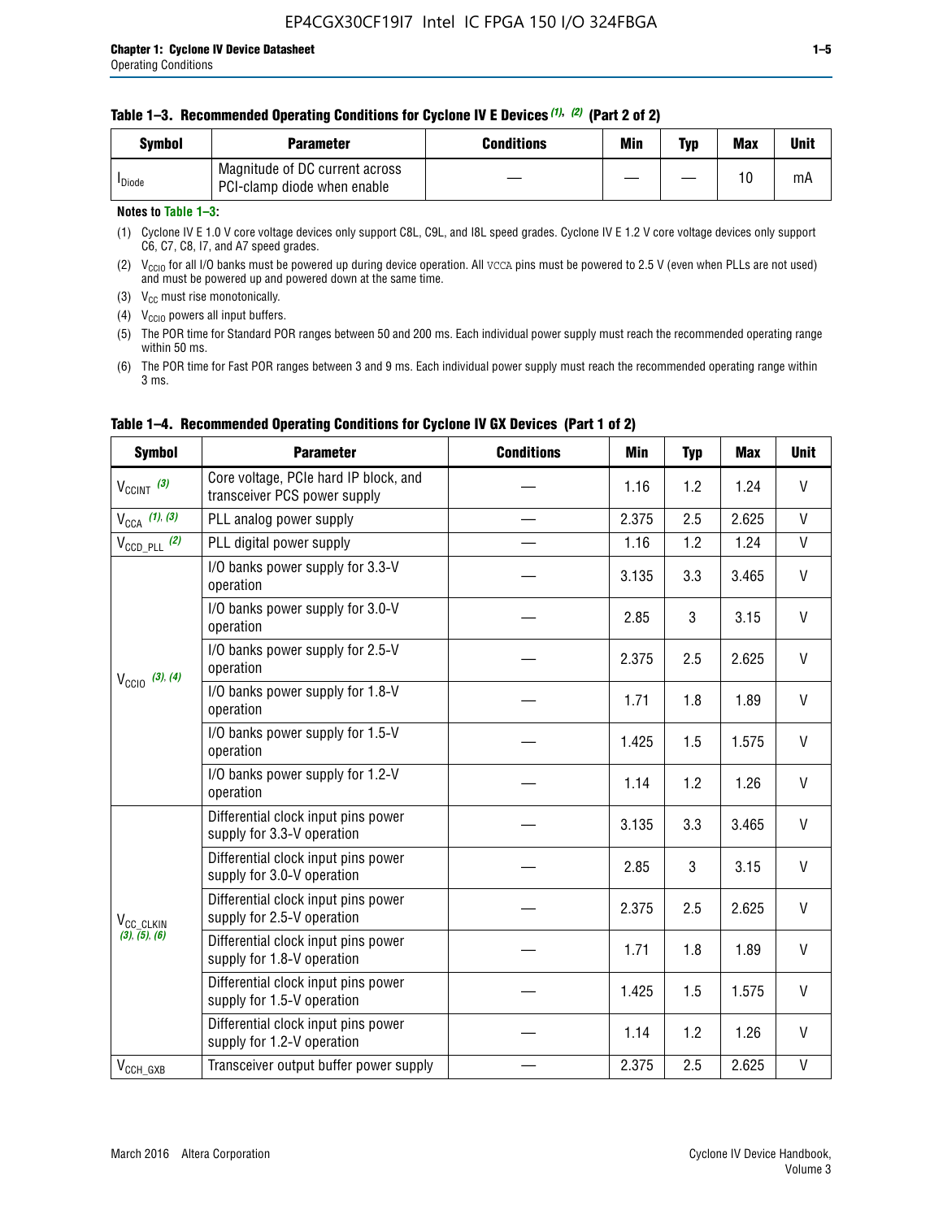**Table 1–3. Recommended Operating Conditions for Cyclone IV E Devices (1), (2) (Part 2 of 2)**

| Symbol | Parameter | Conditions | Min | Typ | Max | Unit |
|---|---|---|---|---|---|---|
| $I_{Diode}$ | Magnitude of DC current across PCI-clamp diode when enable | — | — | — | 10 | mA |

**Notes to Table 1–3:**

(1) Cyclone IV E 1.0 V core voltage devices only support C8L, C9L, and I8L speed grades. Cyclone IV E 1.2 V core voltage devices only support C6, C7, C8, I7, and A7 speed grades.

(2) $V_{CCIO}$ for all I/O banks must be powered up during device operation. All VCCA pins must be powered to 2.5 V (even when PLLs are not used) and must be powered up and powered down at the same time.

(3) $V_{CC}$ must rise monotonically.

(4) $V_{CCIO}$ powers all input buffers.

(5) The POR time for Standard POR ranges between 50 and 200 ms. Each individual power supply must reach the recommended operating range within 50 ms.

(6) The POR time for Fast POR ranges between 3 and 9 ms. Each individual power supply must reach the recommended operating range within 3 ms.

**Table 1–4. Recommended Operating Conditions for Cyclone IV GX Devices (Part 1 of 2)**

| Symbol | Parameter | Conditions | Min | Typ | Max | Unit |
|---|---|---|---|---|---|---|
| $V_{CCINT}$ (3) | Core voltage, PCIe hard IP block, and transceiver PCS power supply | — | 1.16 | 1.2 | 1.24 | V |
| $V_{CCA}$ (1), (3) | PLL analog power supply | — | 2.375 | 2.5 | 2.625 | V |
| $V_{CCD\_PLL}$ (2) | PLL digital power supply | — | 1.16 | 1.2 | 1.24 | V |
| $V_{CCIO}$ (3), (4) | I/O banks power supply for 3.3-V operation | — | 3.135 | 3.3 | 3.465 | V |
| | I/O banks power supply for 3.0-V operation | — | 2.85 | 3 | 3.15 | V |
| | I/O banks power supply for 2.5-V operation | — | 2.375 | 2.5 | 2.625 | V |
| | I/O banks power supply for 1.8-V operation | — | 1.71 | 1.8 | 1.89 | V |
| | I/O banks power supply for 1.5-V operation | — | 1.425 | 1.5 | 1.575 | V |
| | I/O banks power supply for 1.2-V operation | — | 1.14 | 1.2 | 1.26 | V |
| $V_{CC\_CLKIN}$ (3), (5), (6) | Differential clock input pins power supply for 3.3-V operation | — | 3.135 | 3.3 | 3.465 | V |
| | Differential clock input pins power supply for 3.0-V operation | — | 2.85 | 3 | 3.15 | V |
| | Differential clock input pins power supply for 2.5-V operation | — | 2.375 | 2.5 | 2.625 | V |
| | Differential clock input pins power supply for 1.8-V operation | — | 1.71 | 1.8 | 1.89 | V |
| | Differential clock input pins power supply for 1.5-V operation | — | 1.425 | 1.5 | 1.575 | V |
| | Differential clock input pins power supply for 1.2-V operation | — | 1.14 | 1.2 | 1.26 | V |
| $V_{CCH\_GXB}$ | Transceiver output buffer power supply | — | 2.375 | 2.5 | 2.625 | V |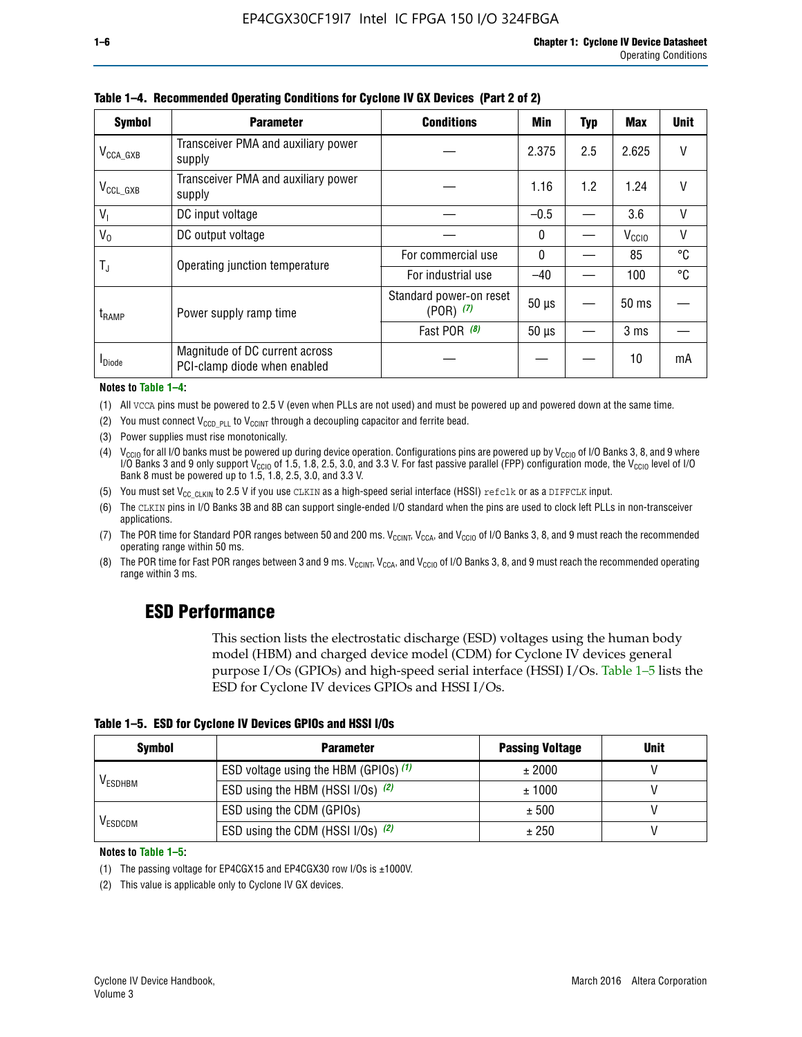**Table 1–4. Recommended Operating Conditions for Cyclone IV GX Devices (Part 2 of 2)**

| Symbol | Parameter | Conditions | Min | Typ | Max | Unit |
|---|---|---|---|---|---|---|
| $V_{CCA\_GXB}$ | Transceiver PMA and auxiliary power supply | — | 2.375 | 2.5 | 2.625 | V |
| $V_{CCL\_GXB}$ | Transceiver PMA and auxiliary power supply | — | 1.16 | 1.2 | 1.24 | V |
| $V_I$ | DC input voltage | — | –0.5 | — | 3.6 | V |
| $V_O$ | DC output voltage | — | 0 | — | $V_{CCIO}$ | V |
| $T_J$ | Operating junction temperature | For commercial use | 0 | — | 85 | °C |
| | | For industrial use | –40 | — | 100 | °C |
| $t_{RAMP}$ | Power supply ramp time | Standard power-on reset (POR) (7) | 50 µs | — | 50 ms | — |
| | | Fast POR (8) | 50 µs | — | 3 ms | — |
| $I_{Diode}$ | Magnitude of DC current across PCI-clamp diode when enabled | — | — | — | 10 | mA |

**Notes to Table 1–4:**

(1) All VCCA pins must be powered to 2.5 V (even when PLLs are not used) and must be powered up and powered down at the same time.

(2) You must connect $V_{CCD\_PLL}$ to $V_{CCINT}$ through a decoupling capacitor and ferrite bead.

(3) Power supplies must rise monotonically.

(4) $V_{CCIO}$ for all I/O banks must be powered up during device operation. Configurations pins are powered up by $V_{CCIO}$ of I/O Banks 3, 8, and 9 where I/O Banks 3 and 9 only support $V_{CCIO}$ of 1.5, 1.8, 2.5, 3.0, and 3.3 V. For fast passive parallel (FPP) configuration mode, the $V_{CCIO}$ level of I/O Bank 8 must be powered up to 1.5, 1.8, 2.5, 3.0, and 3.3 V.

(5) You must set $V_{CC\_CLKIN}$ to 2.5 V if you use CLKIN as a high-speed serial interface (HSSI) refclk or as a DIFFCLK input.

(6) The CLKIN pins in I/O Banks 3B and 8B can support single-ended I/O standard when the pins are used to clock left PLLs in non-transceiver applications.

(7) The POR time for Standard POR ranges between 50 and 200 ms. $V_{CCINT}$, $V_{CCA}$, and $V_{CCIO}$ of I/O Banks 3, 8, and 9 must reach the recommended operating range within 50 ms.

(8) The POR time for Fast POR ranges between 3 and 9 ms. $V_{CCINT}$, $V_{CCA}$, and $V_{CCIO}$ of I/O Banks 3, 8, and 9 must reach the recommended operating range within 3 ms.

## ESD Performance

This section lists the electrostatic discharge (ESD) voltages using the human body model (HBM) and charged device model (CDM) for Cyclone IV devices general purpose I/Os (GPIOs) and high-speed serial interface (HSSI) I/Os. Table 1–5 lists the ESD for Cyclone IV devices GPIOs and HSSI I/Os.

**Table 1–5. ESD for Cyclone IV Devices GPIOs and HSSI I/Os**

| Symbol | Parameter | Passing Voltage | Unit |
|---|---|---|---|
| $V_{ESDHBM}$ | ESD voltage using the HBM (GPIOs) (1) | ± 2000 | V |
| | ESD using the HBM (HSSI I/Os) (2) | ± 1000 | V |
| $V_{ESDCDM}$ | ESD using the CDM (GPIOs) | ± 500 | V |
| | ESD using the CDM (HSSI I/Os) (2) | ± 250 | V |

**Notes to Table 1–5:**

(1) The passing voltage for EP4CGX15 and EP4CGX30 row I/Os is ±1000V.

(2) This value is applicable only to Cyclone IV GX devices.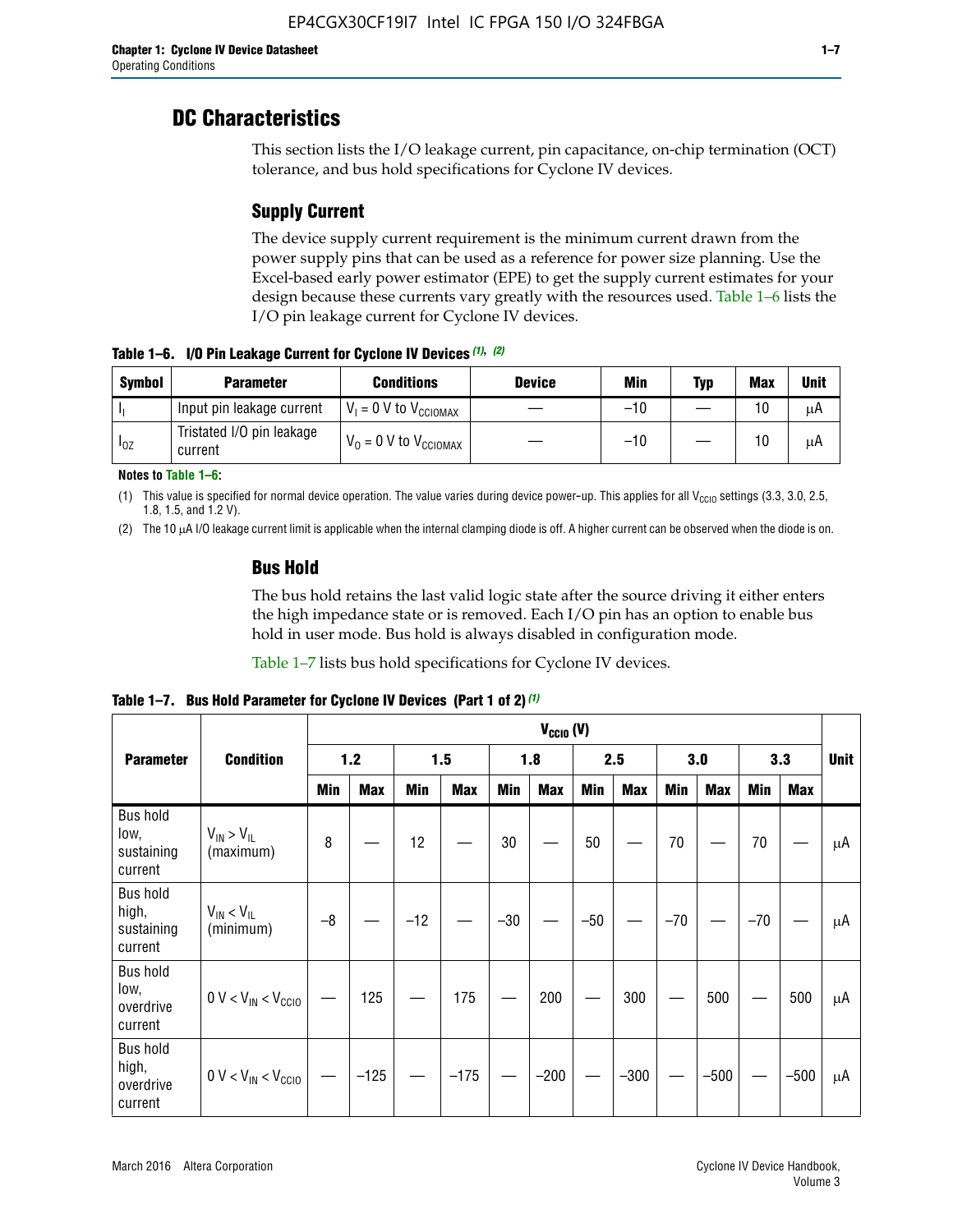# DC Characteristics

This section lists the I/O leakage current, pin capacitance, on-chip termination (OCT) tolerance, and bus hold specifications for Cyclone IV devices.

## Supply Current

The device supply current requirement is the minimum current drawn from the power supply pins that can be used as a reference for power size planning. Use the Excel-based early power estimator (EPE) to get the supply current estimates for your design because these currents vary greatly with the resources used. Table 1–6 lists the I/O pin leakage current for Cyclone IV devices.

**Table 1–6. I/O Pin Leakage Current for Cyclone IV Devices (1), (2)**

| Symbol | Parameter | Conditions | Device | Min | Typ | Max | Unit |
|---|---|---|---|---|---|---|---|
| $I_I$ | Input pin leakage current | $V_I$ = 0 V to $V_{CCIOMAX}$ | — | –10 | — | 10 | μA |
| $I_{OZ}$ | Tristated I/O pin leakage current | $V_O$ = 0 V to $V_{CCIOMAX}$ | — | –10 | — | 10 | μA |

**Notes to Table 1–6:**

(1) This value is specified for normal device operation. The value varies during device power-up. This applies for all $V_{CCIO}$ settings (3.3, 3.0, 2.5, 1.8, 1.5, and 1.2 V).

(2) The 10 μA I/O leakage current limit is applicable when the internal clamping diode is off. A higher current can be observed when the diode is on.

## Bus Hold

The bus hold retains the last valid logic state after the source driving it either enters the high impedance state or is removed. Each I/O pin has an option to enable bus hold in user mode. Bus hold is always disabled in configuration mode.

Table 1–7 lists bus hold specifications for Cyclone IV devices.

**Table 1–7. Bus Hold Parameter for Cyclone IV Devices (Part 1 of 2) (1)**

| Parameter | Condition | $V_{CCIO}$ (V) | | | | | | | | | | | | Unit |
|---|---|---|---|---|---|---|---|---|---|---|---|---|---|---|
| | | 1.2 | | 1.5 | | 1.8 | | 2.5 | | 3.0 | | 3.3 | | |
| | | Min | Max | Min | Max | Min | Max | Min | Max | Min | Max | Min | Max | |
| Bus hold low, sustaining current | $V_{IN} > V_{IL}$ (maximum) | 8 | — | 12 | — | 30 | — | 50 | — | 70 | — | 70 | — | μA |
| Bus hold high, sustaining current | $V_{IN} < V_{IL}$ (minimum) | –8 | — | –12 | — | –30 | — | –50 | — | –70 | — | –70 | — | μA |
| Bus hold low, overdrive current | $0\text{ V} < V_{IN} < V_{CCIO}$ | — | 125 | — | 175 | — | 200 | — | 300 | — | 500 | — | 500 | μA |
| Bus hold high, overdrive current | $0\text{ V} < V_{IN} < V_{CCIO}$ | — | –125 | — | –175 | — | –200 | — | –300 | — | –500 | — | –500 | μA |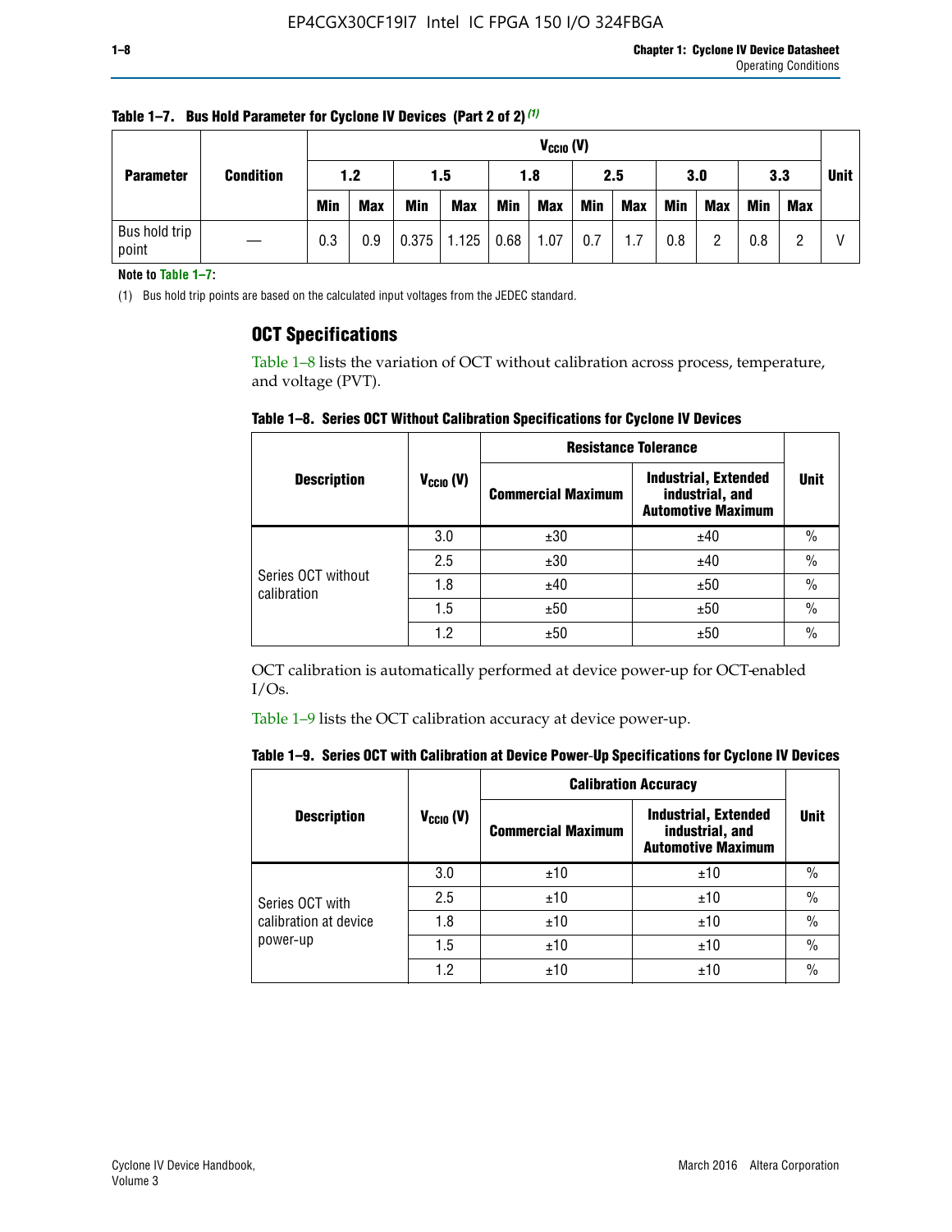**Table 1–7. Bus Hold Parameter for Cyclone IV Devices (Part 2 of 2)** (1)

| Parameter | Condition | $V_{CCIO}$ (V) | | | | | | | | | | | | Unit |
|---|---|---|---|---|---|---|---|---|---|---|---|---|---|---|
| | | 1.2 | | 1.5 | | 1.8 | | 2.5 | | 3.0 | | 3.3 | | |
| | | Min | Max | Min | Max | Min | Max | Min | Max | Min | Max | Min | Max | |
| Bus hold trip point | — | 0.3 | 0.9 | 0.375 | 1.125 | 0.68 | 1.07 | 0.7 | 1.7 | 0.8 | 2 | 0.8 | 2 | V |

**Note to Table 1–7:**

(1) Bus hold trip points are based on the calculated input voltages from the JEDEC standard.

## OCT Specifications

Table 1–8 lists the variation of OCT without calibration across process, temperature, and voltage (PVT).

**Table 1–8. Series OCT Without Calibration Specifications for Cyclone IV Devices**

| Description | $V_{CCIO}$ (V) | Resistance Tolerance | | Unit |
|---|---|---|---|---|
| | | Commercial Maximum | Industrial, Extended industrial, and Automotive Maximum | |
| Series OCT without calibration | 3.0 | ±30 | ±40 | % |
| | 2.5 | ±30 | ±40 | % |
| | 1.8 | ±40 | ±50 | % |
| | 1.5 | ±50 | ±50 | % |
| | 1.2 | ±50 | ±50 | % |

OCT calibration is automatically performed at device power-up for OCT-enabled I/Os.

Table 1–9 lists the OCT calibration accuracy at device power-up.

**Table 1–9. Series OCT with Calibration at Device Power-Up Specifications for Cyclone IV Devices**

| Description | $V_{CCIO}$ (V) | Calibration Accuracy | | Unit |
|---|---|---|---|---|
| | | Commercial Maximum | Industrial, Extended industrial, and Automotive Maximum | |
| Series OCT with calibration at device power-up | 3.0 | ±10 | ±10 | % |
| | 2.5 | ±10 | ±10 | % |
| | 1.8 | ±10 | ±10 | % |
| | 1.5 | ±10 | ±10 | % |
| | 1.2 | ±10 | ±10 | % |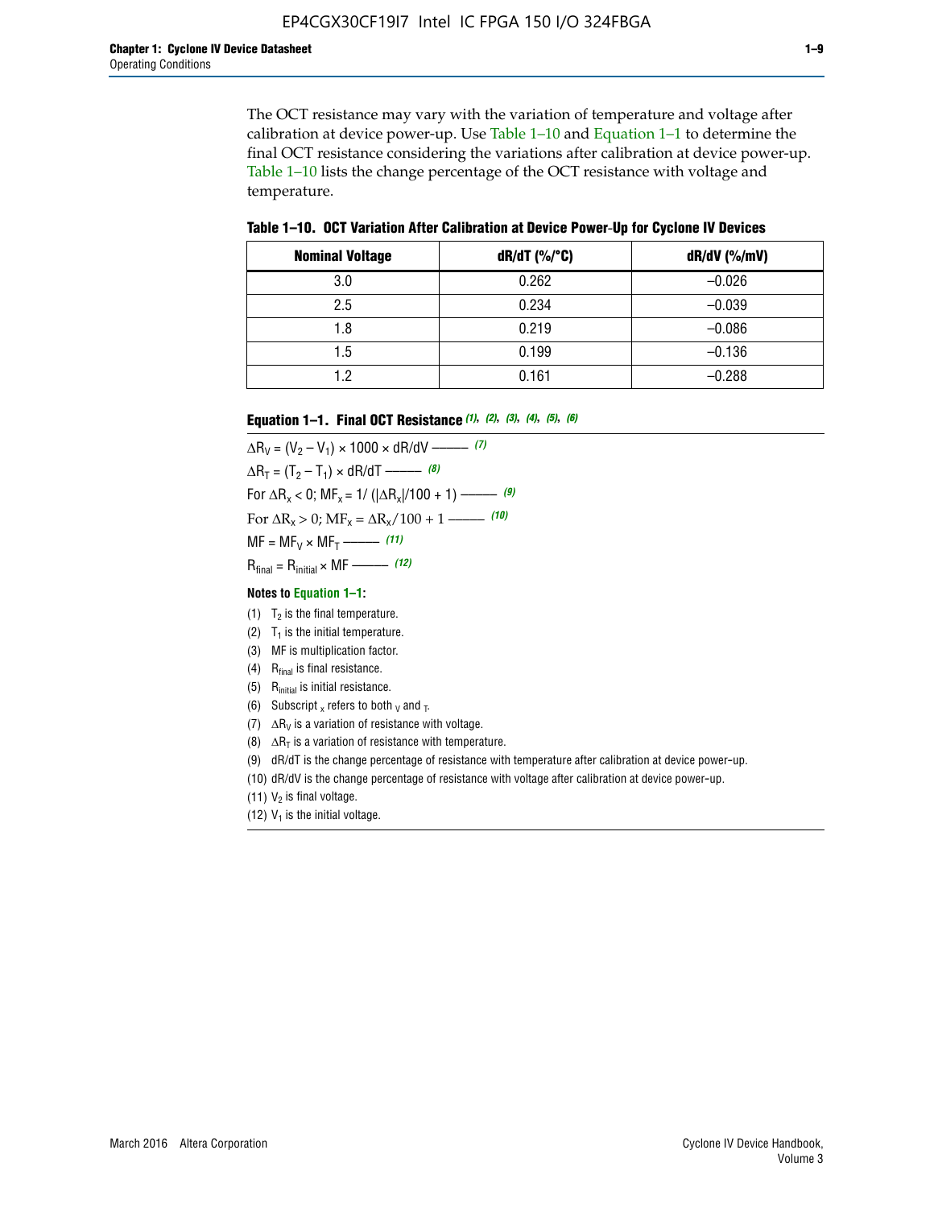The OCT resistance may vary with the variation of temperature and voltage after calibration at device power-up. Use Table 1–10 and Equation 1–1 to determine the final OCT resistance considering the variations after calibration at device power-up. Table 1–10 lists the change percentage of the OCT resistance with voltage and temperature.

**Table 1–10. OCT Variation After Calibration at Device Power-Up for Cyclone IV Devices**

| Nominal Voltage | dR/dT (%/°C) | dR/dV (%/mV) |
|---|---|---|
| 3.0 | 0.262 | –0.026 |
| 2.5 | 0.234 | –0.039 |
| 1.8 | 0.219 | –0.086 |
| 1.5 | 0.199 | –0.136 |
| 1.2 | 0.161 | –0.288 |

**Equation 1–1. Final OCT Resistance** *(1), (2), (3), (4), (5), (6)*

$\Delta R_V = (V_2 - V_1) \times 1000 \times dR/dV$ ——— *(7)*

$\Delta R_T = (T_2 - T_1) \times dR/dT$ ——— *(8)*

For $\Delta R_x < 0$; $MF_x = 1/(|\Delta R_x|/100 + 1)$ ——— *(9)*

For $\Delta R_x > 0$; $MF_x = \Delta R_x/100 + 1$ ——— *(10)*

$MF = MF_V \times MF_T$ ——— *(11)*

$R_{final} = R_{initial} \times MF$ ——— *(12)*

**Notes to Equation 1–1:**

(1) $T_2$ is the final temperature.

(2) $T_1$ is the initial temperature.

(3) MF is multiplication factor.

(4) $R_{final}$ is final resistance.

(5) $R_{initial}$ is initial resistance.

(6) Subscript $_x$ refers to both $_V$ and $_T$.

(7) $\Delta R_V$ is a variation of resistance with voltage.

(8) $\Delta R_T$ is a variation of resistance with temperature.

(9) dR/dT is the change percentage of resistance with temperature after calibration at device power-up.

(10) dR/dV is the change percentage of resistance with voltage after calibration at device power-up.

(11) $V_2$ is final voltage.

(12) $V_1$ is the initial voltage.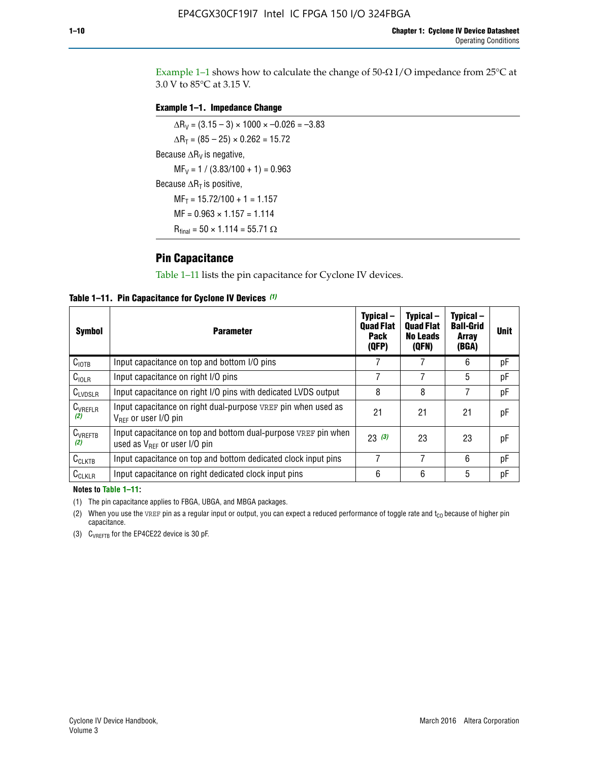Example 1–1 shows how to calculate the change of 50-Ω I/O impedance from 25°C at 3.0 V to 85°C at 3.15 V.

**Example 1–1. Impedance Change**

$\Delta R_V = (3.15 - 3) \times 1000 \times -0.026 = -3.83$

$\Delta R_T = (85 - 25) \times 0.262 = 15.72$

Because $\Delta R_V$ is negative,

$MF_V = 1 / (3.83/100 + 1) = 0.963$

Because $\Delta R_T$ is positive,

$MF_T = 15.72/100 + 1 = 1.157$

$MF = 0.963 \times 1.157 = 1.114$

$R_{final} = 50 \times 1.114 = 55.71\ \Omega$

## Pin Capacitance

Table 1–11 lists the pin capacitance for Cyclone IV devices.

**Table 1–11. Pin Capacitance for Cyclone IV Devices** *(1)*

| Symbol | Parameter | Typical – Quad Flat Pack (QFP) | Typical – Quad Flat No Leads (QFN) | Typical – Ball-Grid Array (BGA) | Unit |
|---|---|---|---|---|---|
| $C_{IOTB}$ | Input capacitance on top and bottom I/O pins | 7 | 7 | 6 | pF |
| $C_{IOLR}$ | Input capacitance on right I/O pins | 7 | 7 | 5 | pF |
| $C_{LVDSLR}$ | Input capacitance on right I/O pins with dedicated LVDS output | 8 | 8 | 7 | pF |
| $C_{VREFLR}$ *(2)* | Input capacitance on right dual-purpose VREF pin when used as $V_{REF}$ or user I/O pin | 21 | 21 | 21 | pF |
| $C_{VREFTB}$ *(2)* | Input capacitance on top and bottom dual-purpose VREF pin when used as $V_{REF}$ or user I/O pin | 23 *(3)* | 23 | 23 | pF |
| $C_{CLKTB}$ | Input capacitance on top and bottom dedicated clock input pins | 7 | 7 | 6 | pF |
| $C_{CLKLR}$ | Input capacitance on right dedicated clock input pins | 6 | 6 | 5 | pF |

**Notes to Table 1–11:**

(1) The pin capacitance applies to FBGA, UBGA, and MBGA packages.

(2) When you use the VREF pin as a regular input or output, you can expect a reduced performance of toggle rate and $t_{CO}$ because of higher pin capacitance.

(3) $C_{VREFTB}$ for the EP4CE22 device is 30 pF.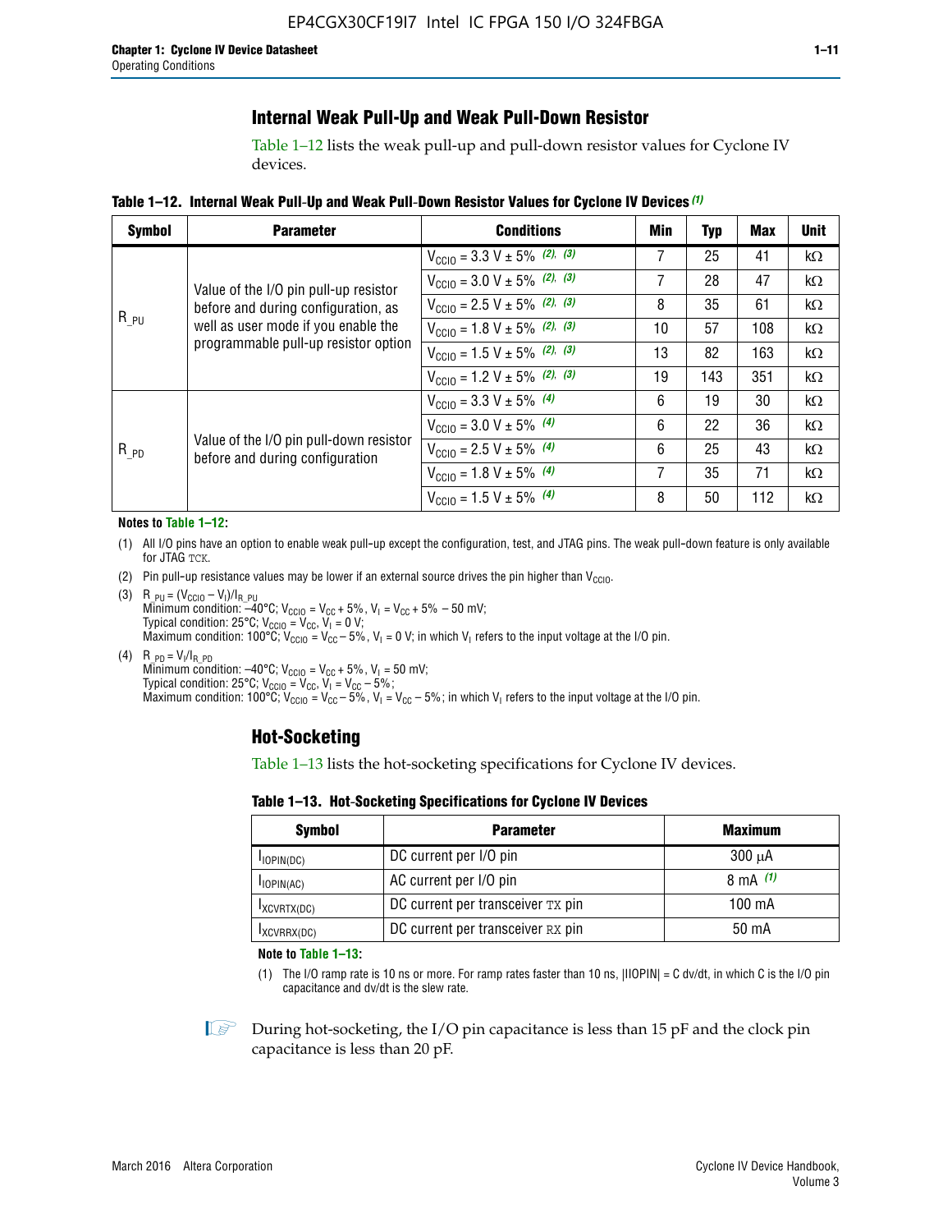## Internal Weak Pull-Up and Weak Pull-Down Resistor

Table 1–12 lists the weak pull-up and pull-down resistor values for Cyclone IV devices.

**Table 1–12. Internal Weak Pull-Up and Weak Pull-Down Resistor Values for Cyclone IV Devices** *(1)*

| Symbol | Parameter | Conditions | Min | Typ | Max | Unit |
|---|---|---|---|---|---|---|
| $R_{\_PU}$ | Value of the I/O pin pull-up resistor before and during configuration, as well as user mode if you enable the programmable pull-up resistor option | $V_{CCIO}$ = 3.3 V ± 5% *(2)*, *(3)* | 7 | 25 | 41 | kΩ |
| | | $V_{CCIO}$ = 3.0 V ± 5% *(2)*, *(3)* | 7 | 28 | 47 | kΩ |
| | | $V_{CCIO}$ = 2.5 V ± 5% *(2)*, *(3)* | 8 | 35 | 61 | kΩ |
| | | $V_{CCIO}$ = 1.8 V ± 5% *(2)*, *(3)* | 10 | 57 | 108 | kΩ |
| | | $V_{CCIO}$ = 1.5 V ± 5% *(2)*, *(3)* | 13 | 82 | 163 | kΩ |
| | | $V_{CCIO}$ = 1.2 V ± 5% *(2)*, *(3)* | 19 | 143 | 351 | kΩ |
| $R_{\_PD}$ | Value of the I/O pin pull-down resistor before and during configuration | $V_{CCIO}$ = 3.3 V ± 5% *(4)* | 6 | 19 | 30 | kΩ |
| | | $V_{CCIO}$ = 3.0 V ± 5% *(4)* | 6 | 22 | 36 | kΩ |
| | | $V_{CCIO}$ = 2.5 V ± 5% *(4)* | 6 | 25 | 43 | kΩ |
| | | $V_{CCIO}$ = 1.8 V ± 5% *(4)* | 7 | 35 | 71 | kΩ |
| | | $V_{CCIO}$ = 1.5 V ± 5% *(4)* | 8 | 50 | 112 | kΩ |

**Notes to Table 1–12:**

(1) All I/O pins have an option to enable weak pull-up except the configuration, test, and JTAG pins. The weak pull-down feature is only available for JTAG TCK.

(2) Pin pull-up resistance values may be lower if an external source drives the pin higher than $V_{CCIO}$.

(3) $R_{\_PU} = (V_{CCIO} - V_I)/I_{R\_PU}$
Minimum condition: –40°C; $V_{CCIO} = V_{CC} + 5\%$, $V_I = V_{CC} + 5\% - 50$ mV;
Typical condition: 25°C; $V_{CCIO} = V_{CC}$, $V_I = 0$ V;
Maximum condition: 100°C; $V_{CCIO} = V_{CC} - 5\%$, $V_I = 0$ V; in which $V_I$ refers to the input voltage at the I/O pin.

(4) $R_{\_PD} = V_I/I_{R\_PD}$
Minimum condition: –40°C; $V_{CCIO} = V_{CC} + 5\%$, $V_I = 50$ mV;
Typical condition: 25°C; $V_{CCIO} = V_{CC}$, $V_I = V_{CC} - 5\%$;
Maximum condition: 100°C; $V_{CCIO} = V_{CC} - 5\%$, $V_I = V_{CC} - 5\%$; in which $V_I$ refers to the input voltage at the I/O pin.

## Hot-Socketing

Table 1–13 lists the hot-socketing specifications for Cyclone IV devices.

**Table 1–13. Hot-Socketing Specifications for Cyclone IV Devices**

| Symbol | Parameter | Maximum |
|---|---|---|
| $I_{IOPIN(DC)}$ | DC current per I/O pin | 300 μA |
| $I_{IOPIN(AC)}$ | AC current per I/O pin | 8 mA *(1)* |
| $I_{XCVRTX(DC)}$ | DC current per transceiver TX pin | 100 mA |
| $I_{XCVRRX(DC)}$ | DC current per transceiver RX pin | 50 mA |

**Note to Table 1–13:**

(1) The I/O ramp rate is 10 ns or more. For ramp rates faster than 10 ns, |IIOPIN| = C dv/dt, in which C is the I/O pin capacitance and dv/dt is the slew rate.

During hot-socketing, the I/O pin capacitance is less than 15 pF and the clock pin capacitance is less than 20 pF.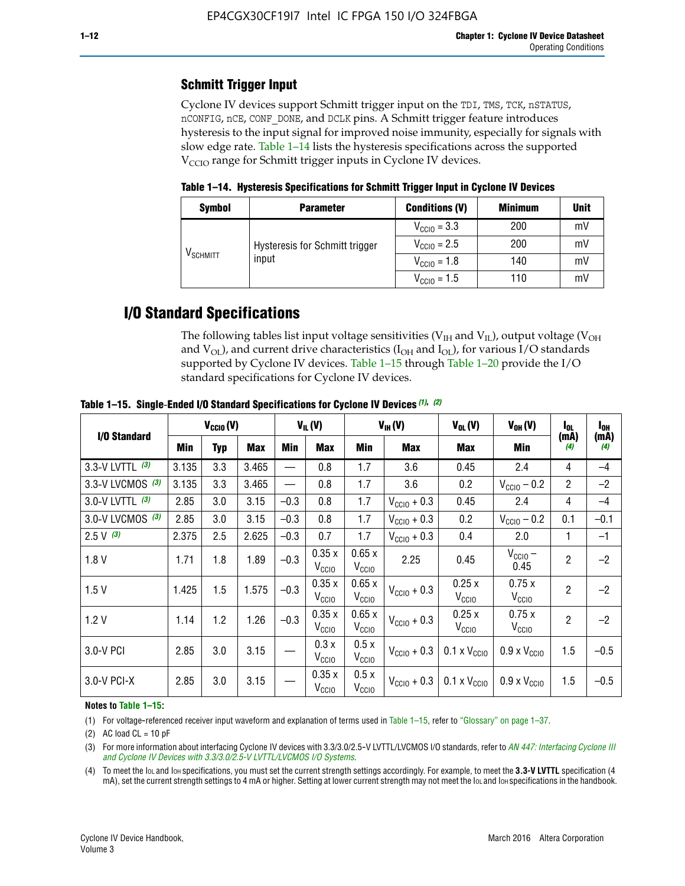### Schmitt Trigger Input

Cyclone IV devices support Schmitt trigger input on the TDI, TMS, TCK, nSTATUS, nCONFIG, nCE, CONF_DONE, and DCLK pins. A Schmitt trigger feature introduces hysteresis to the input signal for improved noise immunity, especially for signals with slow edge rate. Table 1–14 lists the hysteresis specifications across the supported $V_{CCIO}$ range for Schmitt trigger inputs in Cyclone IV devices.

**Table 1–14. Hysteresis Specifications for Schmitt Trigger Input in Cyclone IV Devices**

| Symbol | Parameter | Conditions (V) | Minimum | Unit |
|---|---|---|---|---|
| $V_{SCHMITT}$ | Hysteresis for Schmitt trigger input | $V_{CCIO}$ = 3.3 | 200 | mV |
| | | $V_{CCIO}$ = 2.5 | 200 | mV |
| | | $V_{CCIO}$ = 1.8 | 140 | mV |
| | | $V_{CCIO}$ = 1.5 | 110 | mV |

## I/O Standard Specifications

The following tables list input voltage sensitivities ($V_{IH}$ and $V_{IL}$), output voltage ($V_{OH}$ and $V_{OL}$), and current drive characteristics ($I_{OH}$ and $I_{OL}$), for various I/O standards supported by Cyclone IV devices. Table 1–15 through Table 1–20 provide the I/O standard specifications for Cyclone IV devices.

**Table 1–15. Single-Ended I/O Standard Specifications for Cyclone IV Devices (1), (2)**

| I/O Standard | $V_{CCIO}$ (V) | | | $V_{IL}$ (V) | | $V_{IH}$ (V) | | $V_{OL}$ (V) | $V_{OH}$ (V) | $I_{OL}$ (mA) (4) | $I_{OH}$ (mA) (4) |
|---|---|---|---|---|---|---|---|---|---|---|---|
| | Min | Typ | Max | Min | Max | Min | Max | Max | Min | | |
| 3.3-V LVTTL (3) | 3.135 | 3.3 | 3.465 | — | 0.8 | 1.7 | 3.6 | 0.45 | 2.4 | 4 | –4 |
| 3.3-V LVCMOS (3) | 3.135 | 3.3 | 3.465 | — | 0.8 | 1.7 | 3.6 | 0.2 | $V_{CCIO}$ – 0.2 | 2 | –2 |
| 3.0-V LVTTL (3) | 2.85 | 3.0 | 3.15 | –0.3 | 0.8 | 1.7 | $V_{CCIO}$ + 0.3 | 0.45 | 2.4 | 4 | –4 |
| 3.0-V LVCMOS (3) | 2.85 | 3.0 | 3.15 | –0.3 | 0.8 | 1.7 | $V_{CCIO}$ + 0.3 | 0.2 | $V_{CCIO}$ – 0.2 | 0.1 | –0.1 |
| 2.5 V (3) | 2.375 | 2.5 | 2.625 | –0.3 | 0.7 | 1.7 | $V_{CCIO}$ + 0.3 | 0.4 | 2.0 | 1 | –1 |
| 1.8 V | 1.71 | 1.8 | 1.89 | –0.3 | 0.35 x $V_{CCIO}$ | 0.65 x $V_{CCIO}$ | 2.25 | 0.45 | $V_{CCIO}$ – 0.45 | 2 | –2 |
| 1.5 V | 1.425 | 1.5 | 1.575 | –0.3 | 0.35 x $V_{CCIO}$ | 0.65 x $V_{CCIO}$ | $V_{CCIO}$ + 0.3 | 0.25 x $V_{CCIO}$ | 0.75 x $V_{CCIO}$ | 2 | –2 |
| 1.2 V | 1.14 | 1.2 | 1.26 | –0.3 | 0.35 x $V_{CCIO}$ | 0.65 x $V_{CCIO}$ | $V_{CCIO}$ + 0.3 | 0.25 x $V_{CCIO}$ | 0.75 x $V_{CCIO}$ | 2 | –2 |
| 3.0-V PCI | 2.85 | 3.0 | 3.15 | — | 0.3 x $V_{CCIO}$ | 0.5 x $V_{CCIO}$ | $V_{CCIO}$ + 0.3 | 0.1 x $V_{CCIO}$ | 0.9 x $V_{CCIO}$ | 1.5 | –0.5 |
| 3.0-V PCI-X | 2.85 | 3.0 | 3.15 | — | 0.35 x $V_{CCIO}$ | 0.5 x $V_{CCIO}$ | $V_{CCIO}$ + 0.3 | 0.1 x $V_{CCIO}$ | 0.9 x $V_{CCIO}$ | 1.5 | –0.5 |

**Notes to Table 1–15:**

(1) For voltage-referenced receiver input waveform and explanation of terms used in Table 1–15, refer to "Glossary" on page 1–37.

(2) AC load CL = 10 pF

(3) For more information about interfacing Cyclone IV devices with 3.3/3.0/2.5-V LVTTL/LVCMOS I/O standards, refer to *AN 447: Interfacing Cyclone III and Cyclone IV Devices with 3.3/3.0/2.5-V LVTTL/LVCMOS I/O Systems*.

(4) To meet the $I_{OL}$ and $I_{OH}$ specifications, you must set the current strength settings accordingly. For example, to meet the **3.3-V LVTTL** specification (4 mA), set the current strength settings to 4 mA or higher. Setting at lower current strength may not meet the $I_{OL}$ and $I_{OH}$ specifications in the handbook.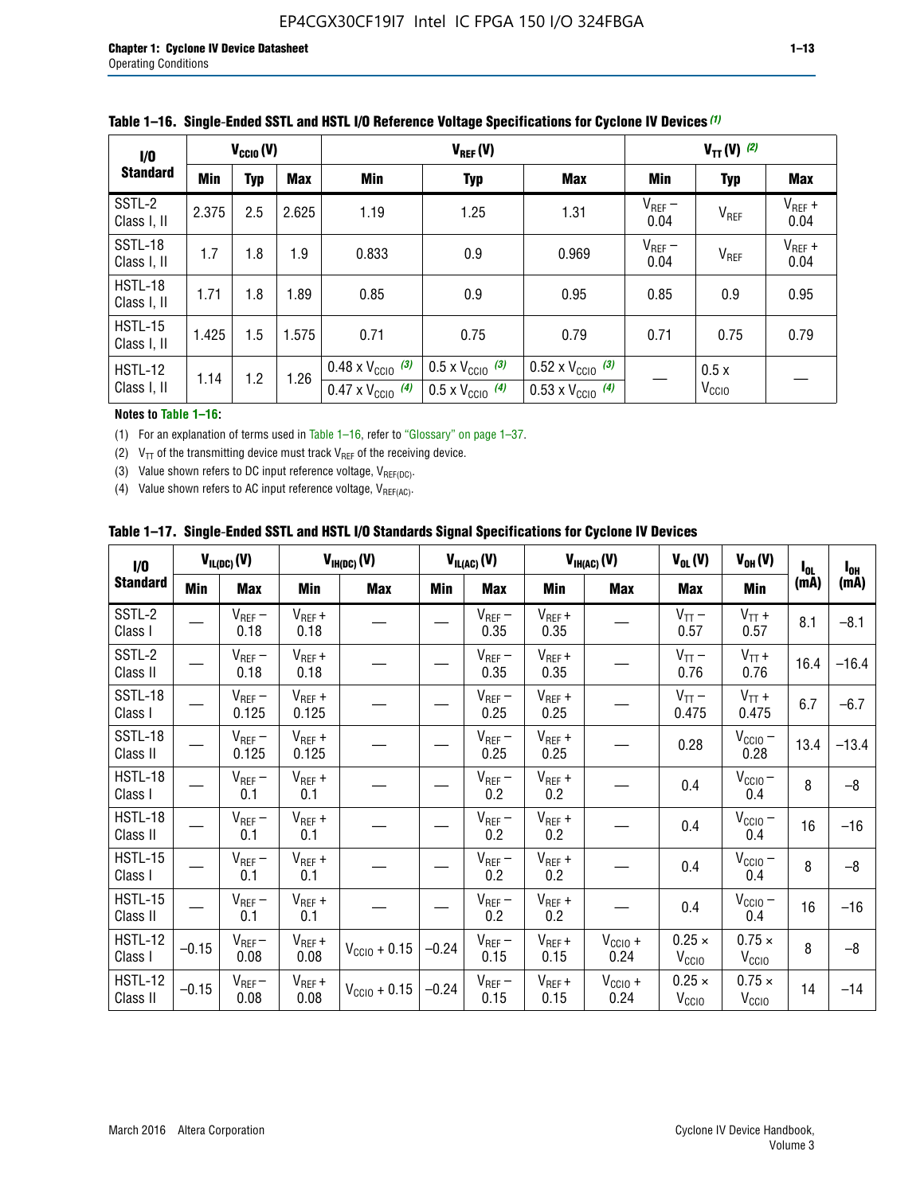**Table 1–16. Single-Ended SSTL and HSTL I/O Reference Voltage Specifications for Cyclone IV Devices (1)**

| I/O Standard | $V_{CCIO}$ (V) | | | $V_{REF}$ (V) | | | $V_{TT}$ (V) (2) | | |
|---|---|---|---|---|---|---|---|---|---|
| | Min | Typ | Max | Min | Typ | Max | Min | Typ | Max |
| SSTL-2 Class I, II | 2.375 | 2.5 | 2.625 | 1.19 | 1.25 | 1.31 | $V_{REF}$ – 0.04 | $V_{REF}$ | $V_{REF}$ + 0.04 |
| SSTL-18 Class I, II | 1.7 | 1.8 | 1.9 | 0.833 | 0.9 | 0.969 | $V_{REF}$ – 0.04 | $V_{REF}$ | $V_{REF}$ + 0.04 |
| HSTL-18 Class I, II | 1.71 | 1.8 | 1.89 | 0.85 | 0.9 | 0.95 | 0.85 | 0.9 | 0.95 |
| HSTL-15 Class I, II | 1.425 | 1.5 | 1.575 | 0.71 | 0.75 | 0.79 | 0.71 | 0.75 | 0.79 |
| HSTL-12 Class I, II | 1.14 | 1.2 | 1.26 | 0.48 x $V_{CCIO}$ (3) / 0.47 x $V_{CCIO}$ (4) | 0.5 x $V_{CCIO}$ (3) / 0.5 x $V_{CCIO}$ (4) | 0.52 x $V_{CCIO}$ (3) / 0.53 x $V_{CCIO}$ (4) | — | 0.5 x $V_{CCIO}$ | — |

**Notes to Table 1–16:**

(1) For an explanation of terms used in Table 1–16, refer to "Glossary" on page 1–37.

(2) $V_{TT}$ of the transmitting device must track $V_{REF}$ of the receiving device.

(3) Value shown refers to DC input reference voltage, $V_{REF(DC)}$.

(4) Value shown refers to AC input reference voltage, $V_{REF(AC)}$.

**Table 1–17. Single-Ended SSTL and HSTL I/O Standards Signal Specifications for Cyclone IV Devices**

| I/O Standard | $V_{IL(DC)}$ (V) | | $V_{IH(DC)}$ (V) | | $V_{IL(AC)}$ (V) | | $V_{IH(AC)}$ (V) | | $V_{OL}$ (V) | $V_{OH}$ (V) | $I_{OL}$ (mA) | $I_{OH}$ (mA) |
|---|---|---|---|---|---|---|---|---|---|---|---|---|
| | Min | Max | Min | Max | Min | Max | Min | Max | Max | Min | | |
| SSTL-2 Class I | — | $V_{REF}$ – 0.18 | $V_{REF}$ + 0.18 | — | — | $V_{REF}$ – 0.35 | $V_{REF}$ + 0.35 | — | $V_{TT}$ – 0.57 | $V_{TT}$ + 0.57 | 8.1 | –8.1 |
| SSTL-2 Class II | — | $V_{REF}$ – 0.18 | $V_{REF}$ + 0.18 | — | — | $V_{REF}$ – 0.35 | $V_{REF}$ + 0.35 | — | $V_{TT}$ – 0.76 | $V_{TT}$ + 0.76 | 16.4 | –16.4 |
| SSTL-18 Class I | — | $V_{REF}$ – 0.125 | $V_{REF}$ + 0.125 | — | — | $V_{REF}$ – 0.25 | $V_{REF}$ + 0.25 | — | $V_{TT}$ – 0.475 | $V_{TT}$ + 0.475 | 6.7 | –6.7 |
| SSTL-18 Class II | — | $V_{REF}$ – 0.125 | $V_{REF}$ + 0.125 | — | — | $V_{REF}$ – 0.25 | $V_{REF}$ + 0.25 | — | 0.28 | $V_{CCIO}$ – 0.28 | 13.4 | –13.4 |
| HSTL-18 Class I | — | $V_{REF}$ – 0.1 | $V_{REF}$ + 0.1 | — | — | $V_{REF}$ – 0.2 | $V_{REF}$ + 0.2 | — | 0.4 | $V_{CCIO}$ – 0.4 | 8 | –8 |
| HSTL-18 Class II | — | $V_{REF}$ – 0.1 | $V_{REF}$ + 0.1 | — | — | $V_{REF}$ – 0.2 | $V_{REF}$ + 0.2 | — | 0.4 | $V_{CCIO}$ – 0.4 | 16 | –16 |
| HSTL-15 Class I | — | $V_{REF}$ – 0.1 | $V_{REF}$ + 0.1 | — | — | $V_{REF}$ – 0.2 | $V_{REF}$ + 0.2 | — | 0.4 | $V_{CCIO}$ – 0.4 | 8 | –8 |
| HSTL-15 Class II | — | $V_{REF}$ – 0.1 | $V_{REF}$ + 0.1 | — | — | $V_{REF}$ – 0.2 | $V_{REF}$ + 0.2 | — | 0.4 | $V_{CCIO}$ – 0.4 | 16 | –16 |
| HSTL-12 Class I | –0.15 | $V_{REF}$ – 0.08 | $V_{REF}$ + 0.08 | $V_{CCIO}$ + 0.15 | –0.24 | $V_{REF}$ – 0.15 | $V_{REF}$ + 0.15 | $V_{CCIO}$ + 0.24 | 0.25 × $V_{CCIO}$ | 0.75 × $V_{CCIO}$ | 8 | –8 |
| HSTL-12 Class II | –0.15 | $V_{REF}$ – 0.08 | $V_{REF}$ + 0.08 | $V_{CCIO}$ + 0.15 | –0.24 | $V_{REF}$ – 0.15 | $V_{REF}$ + 0.15 | $V_{CCIO}$ + 0.24 | 0.25 × $V_{CCIO}$ | 0.75 × $V_{CCIO}$ | 14 | –14 |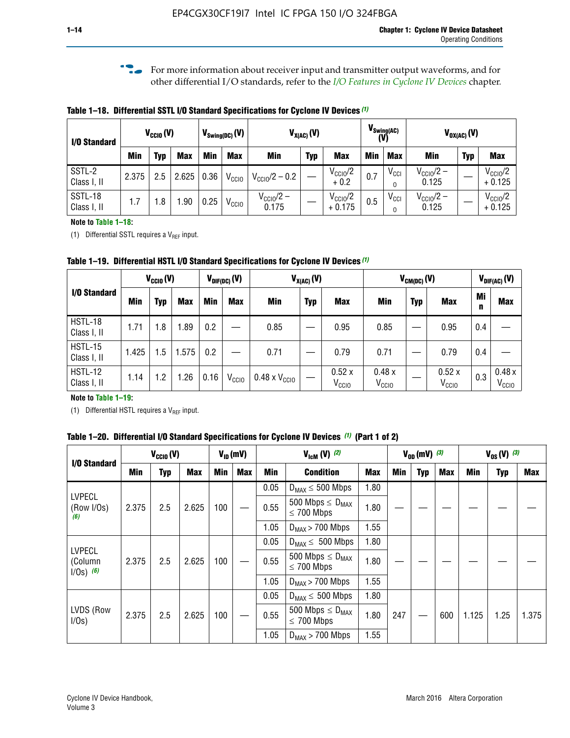For more information about receiver input and transmitter output waveforms, and for other differential I/O standards, refer to the *I/O Features in Cyclone IV Devices* chapter.

**Table 1–18. Differential SSTL I/O Standard Specifications for Cyclone IV Devices (1)**

| I/O Standard | $V_{CCIO}$ (V) | | | $V_{Swing(DC)}$ (V) | | $V_{X(AC)}$ (V) | | | $V_{Swing(AC)}$ (V) | | $V_{OX(AC)}$ (V) | | |
|---|---|---|---|---|---|---|---|---|---|---|---|---|---|
| | Min | Typ | Max | Min | Max | Min | Typ | Max | Min | Max | Min | Typ | Max |
| SSTL-2 Class I, II | 2.375 | 2.5 | 2.625 | 0.36 | $V_{CCIO}$ | $V_{CCIO}/2 - 0.2$ | — | $V_{CCIO}/2 + 0.2$ | 0.7 | $V_{CCIO}$ | $V_{CCIO}/2 - 0.125$ | — | $V_{CCIO}/2 + 0.125$ |
| SSTL-18 Class I, II | 1.7 | 1.8 | 1.90 | 0.25 | $V_{CCIO}$ | $V_{CCIO}/2 - 0.175$ | — | $V_{CCIO}/2 + 0.175$ | 0.5 | $V_{CCIO}$ | $V_{CCIO}/2 - 0.125$ | — | $V_{CCIO}/2 + 0.125$ |

**Note to Table 1–18:**

(1) Differential SSTL requires a $V_{REF}$ input.

**Table 1–19. Differential HSTL I/O Standard Specifications for Cyclone IV Devices (1)**

| I/O Standard | $V_{CCIO}$ (V) | | | $V_{DIF(DC)}$ (V) | | $V_{X(AC)}$ (V) | | | $V_{CM(DC)}$ (V) | | | $V_{DIF(AC)}$ (V) | |
|---|---|---|---|---|---|---|---|---|---|---|---|---|---|
| | Min | Typ | Max | Min | Max | Min | Typ | Max | Min | Typ | Max | Min | Max |
| HSTL-18 Class I, II | 1.71 | 1.8 | 1.89 | 0.2 | — | 0.85 | — | 0.95 | 0.85 | — | 0.95 | 0.4 | — |
| HSTL-15 Class I, II | 1.425 | 1.5 | 1.575 | 0.2 | — | 0.71 | — | 0.79 | 0.71 | — | 0.79 | 0.4 | — |
| HSTL-12 Class I, II | 1.14 | 1.2 | 1.26 | 0.16 | $V_{CCIO}$ | 0.48 x $V_{CCIO}$ | — | 0.52 x $V_{CCIO}$ | 0.48 x $V_{CCIO}$ | — | 0.52 x $V_{CCIO}$ | 0.3 | 0.48 x $V_{CCIO}$ |

**Note to Table 1–19:**

(1) Differential HSTL requires a $V_{REF}$ input.

**Table 1–20. Differential I/O Standard Specifications for Cyclone IV Devices (1) (Part 1 of 2)**

| I/O Standard | $V_{CCIO}$ (V) | | | $V_{ID}$ (mV) | | $V_{IcM}$ (V) (2) | | | $V_{OD}$ (mV) (3) | | | $V_{OS}$ (V) (3) | | |
|---|---|---|---|---|---|---|---|---|---|---|---|---|---|---|
| | Min | Typ | Max | Min | Max | Min | Condition | Max | Min | Typ | Max | Min | Typ | Max |
| LVPECL (Row I/Os) (6) | 2.375 | 2.5 | 2.625 | 100 | — | 0.05 | $D_{MAX} \leq$ 500 Mbps | 1.80 | — | — | — | — | — | — |
| | | | | | | 0.55 | 500 Mbps $\leq D_{MAX} \leq$ 700 Mbps | 1.80 | | | | | | |
| | | | | | | 1.05 | $D_{MAX} >$ 700 Mbps | 1.55 | | | | | | |
| LVPECL (Column I/Os) (6) | 2.375 | 2.5 | 2.625 | 100 | — | 0.05 | $D_{MAX} \leq$ 500 Mbps | 1.80 | — | — | — | — | — | — |
| | | | | | | 0.55 | 500 Mbps $\leq D_{MAX} \leq$ 700 Mbps | 1.80 | | | | | | |
| | | | | | | 1.05 | $D_{MAX} >$ 700 Mbps | 1.55 | | | | | | |
| LVDS (Row I/Os) | 2.375 | 2.5 | 2.625 | 100 | — | 0.05 | $D_{MAX} \leq$ 500 Mbps | 1.80 | 247 | — | 600 | 1.125 | 1.25 | 1.375 |
| | | | | | | 0.55 | 500 Mbps $\leq D_{MAX} \leq$ 700 Mbps | 1.80 | | | | | | |
| | | | | | | 1.05 | $D_{MAX} >$ 700 Mbps | 1.55 | | | | | | |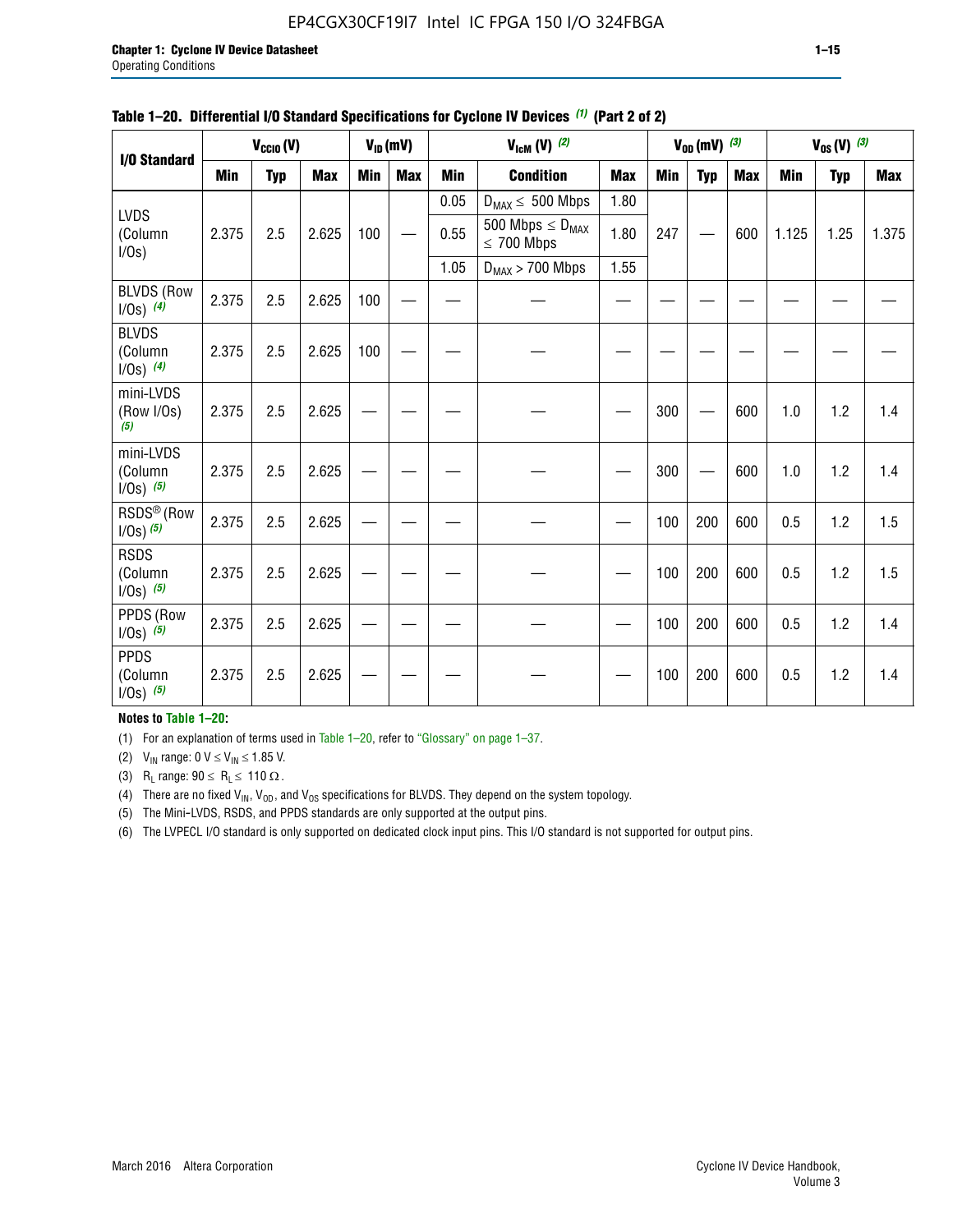**Table 1–20. Differential I/O Standard Specifications for Cyclone IV Devices (1) (Part 2 of 2)**

| I/O Standard | $V_{CCIO}$ (V) | | | $V_{ID}$ (mV) | | $V_{IcM}$ (V) (2) | | | $V_{OD}$ (mV) (3) | | | $V_{OS}$ (V) (3) | | |
|---|---|---|---|---|---|---|---|---|---|---|---|---|---|---|
| | Min | Typ | Max | Min | Max | Min | Condition | Max | Min | Typ | Max | Min | Typ | Max |
| LVDS (Column I/Os) | 2.375 | 2.5 | 2.625 | 100 | — | 0.05 | $D_{MAX} \leq$ 500 Mbps | 1.80 | 247 | — | 600 | 1.125 | 1.25 | 1.375 |
| | | | | | | 0.55 | 500 Mbps $\leq D_{MAX} \leq$ 700 Mbps | 1.80 | | | | | | |
| | | | | | | 1.05 | $D_{MAX} >$ 700 Mbps | 1.55 | | | | | | |
| BLVDS (Row I/Os) (4) | 2.375 | 2.5 | 2.625 | 100 | — | — | — | — | — | — | — | — | — | — |
| BLVDS (Column I/Os) (4) | 2.375 | 2.5 | 2.625 | 100 | — | — | — | — | — | — | — | — | — | — |
| mini-LVDS (Row I/Os) (5) | 2.375 | 2.5 | 2.625 | — | — | — | — | — | 300 | — | 600 | 1.0 | 1.2 | 1.4 |
| mini-LVDS (Column I/Os) (5) | 2.375 | 2.5 | 2.625 | — | — | — | — | — | 300 | — | 600 | 1.0 | 1.2 | 1.4 |
| RSDS® (Row I/Os) (5) | 2.375 | 2.5 | 2.625 | — | — | — | — | — | 100 | 200 | 600 | 0.5 | 1.2 | 1.5 |
| RSDS (Column I/Os) (5) | 2.375 | 2.5 | 2.625 | — | — | — | — | — | 100 | 200 | 600 | 0.5 | 1.2 | 1.5 |
| PPDS (Row I/Os) (5) | 2.375 | 2.5 | 2.625 | — | — | — | — | — | 100 | 200 | 600 | 0.5 | 1.2 | 1.4 |
| PPDS (Column I/Os) (5) | 2.375 | 2.5 | 2.625 | — | — | — | — | — | 100 | 200 | 600 | 0.5 | 1.2 | 1.4 |

**Notes to Table 1–20:**

(1) For an explanation of terms used in Table 1–20, refer to "Glossary" on page 1–37.

(2) $V_{IN}$ range: 0 V $\leq V_{IN} \leq$ 1.85 V.

(3) $R_L$ range: 90 $\leq R_L \leq$ 110 Ω.

(4) There are no fixed $V_{IN}$, $V_{OD}$, and $V_{OS}$ specifications for BLVDS. They depend on the system topology.

(5) The Mini-LVDS, RSDS, and PPDS standards are only supported at the output pins.

(6) The LVPECL I/O standard is only supported on dedicated clock input pins. This I/O standard is not supported for output pins.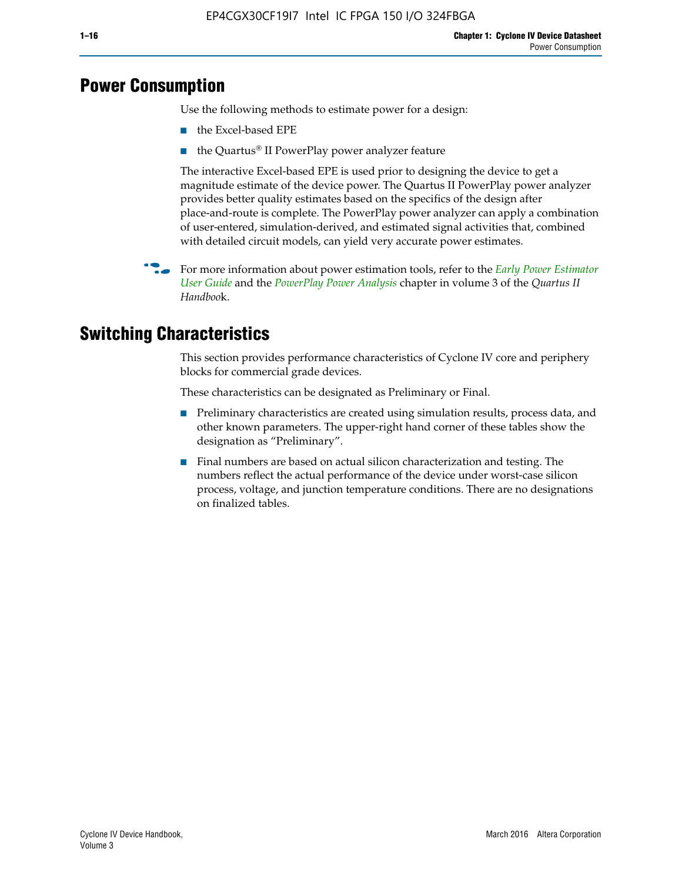## Power Consumption

Use the following methods to estimate power for a design:

- the Excel-based EPE
- the Quartus® II PowerPlay power analyzer feature

The interactive Excel-based EPE is used prior to designing the device to get a magnitude estimate of the device power. The Quartus II PowerPlay power analyzer provides better quality estimates based on the specifics of the design after place-and-route is complete. The PowerPlay power analyzer can apply a combination of user-entered, simulation-derived, and estimated signal activities that, combined with detailed circuit models, can yield very accurate power estimates.

For more information about power estimation tools, refer to the *Early Power Estimator User Guide* and the *PowerPlay Power Analysis* chapter in volume 3 of the *Quartus II Handbook*.

## Switching Characteristics

This section provides performance characteristics of Cyclone IV core and periphery blocks for commercial grade devices.

These characteristics can be designated as Preliminary or Final.

- Preliminary characteristics are created using simulation results, process data, and other known parameters. The upper-right hand corner of these tables show the designation as "Preliminary".
- Final numbers are based on actual silicon characterization and testing. The numbers reflect the actual performance of the device under worst-case silicon process, voltage, and junction temperature conditions. There are no designations on finalized tables.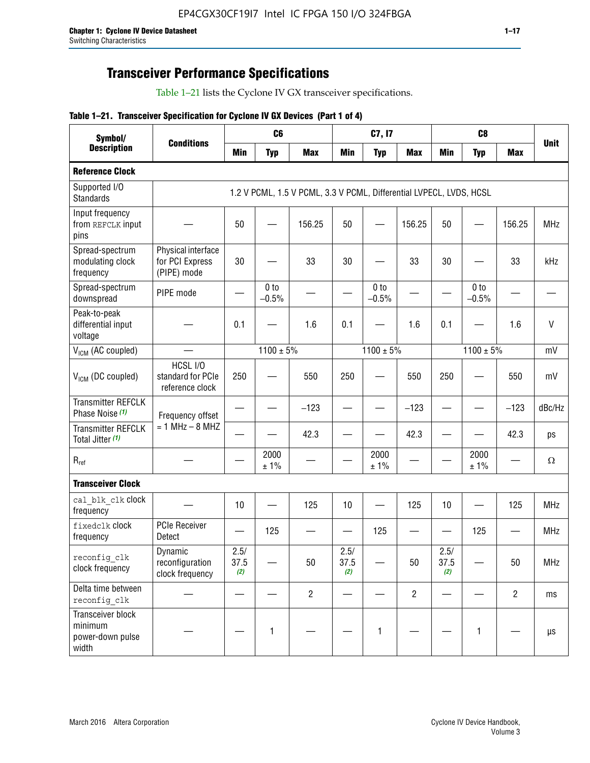# Transceiver Performance Specifications

Table 1–21 lists the Cyclone IV GX transceiver specifications.

**Table 1–21. Transceiver Specification for Cyclone IV GX Devices (Part 1 of 4)**

| Symbol/ Description | Conditions | C6 | | | C7, I7 | | | C8 | | | Unit |
|---|---|---|---|---|---|---|---|---|---|---|---|
| | | Min | Typ | Max | Min | Typ | Max | Min | Typ | Max | |
| **Reference Clock** | | | | | | | | | | | |
| Supported I/O Standards | 1.2 V PCML, 1.5 V PCML, 3.3 V PCML, Differential LVPECL, LVDS, HCSL | | | | | | | | | | |
| Input frequency from REFCLK input pins | — | 50 | — | 156.25 | 50 | — | 156.25 | 50 | — | 156.25 | MHz |
| Spread-spectrum modulating clock frequency | Physical interface for PCI Express (PIPE) mode | 30 | — | 33 | 30 | — | 33 | 30 | — | 33 | kHz |
| Spread-spectrum downspread | PIPE mode | — | 0 to −0.5% | — | — | 0 to −0.5% | — | — | 0 to −0.5% | — | — |
| Peak-to-peak differential input voltage | — | 0.1 | — | 1.6 | 0.1 | — | 1.6 | 0.1 | — | 1.6 | V |
| $V_{ICM}$ (AC coupled) | — | 1100 ± 5% | | | 1100 ± 5% | | | 1100 ± 5% | | | mV |
| $V_{ICM}$ (DC coupled) | HCSL I/O standard for PCIe reference clock | 250 | — | 550 | 250 | — | 550 | 250 | — | 550 | mV |
| Transmitter REFCLK Phase Noise *(1)* | Frequency offset = 1 MHz – 8 MHZ | — | — | −123 | — | — | −123 | — | — | −123 | dBc/Hz |
| Transmitter REFCLK Total Jitter *(1)* | | — | — | 42.3 | — | — | 42.3 | — | — | 42.3 | ps |
| $R_{ref}$ | — | — | 2000 ± 1% | — | — | 2000 ± 1% | — | — | 2000 ± 1% | — | Ω |
| **Transceiver Clock** | | | | | | | | | | | |
| cal_blk_clk clock frequency | — | 10 | — | 125 | 10 | — | 125 | 10 | — | 125 | MHz |
| fixedclk clock frequency | PCIe Receiver Detect | — | 125 | — | — | 125 | — | — | 125 | — | MHz |
| reconfig_clk clock frequency | Dynamic reconfiguration clock frequency | 2.5/ 37.5 *(2)* | — | 50 | 2.5/ 37.5 *(2)* | — | 50 | 2.5/ 37.5 *(2)* | — | 50 | MHz |
| Delta time between reconfig_clk | — | — | — | 2 | — | — | 2 | — | — | 2 | ms |
| Transceiver block minimum power-down pulse width | — | — | 1 | — | — | 1 | — | — | 1 | — | µs |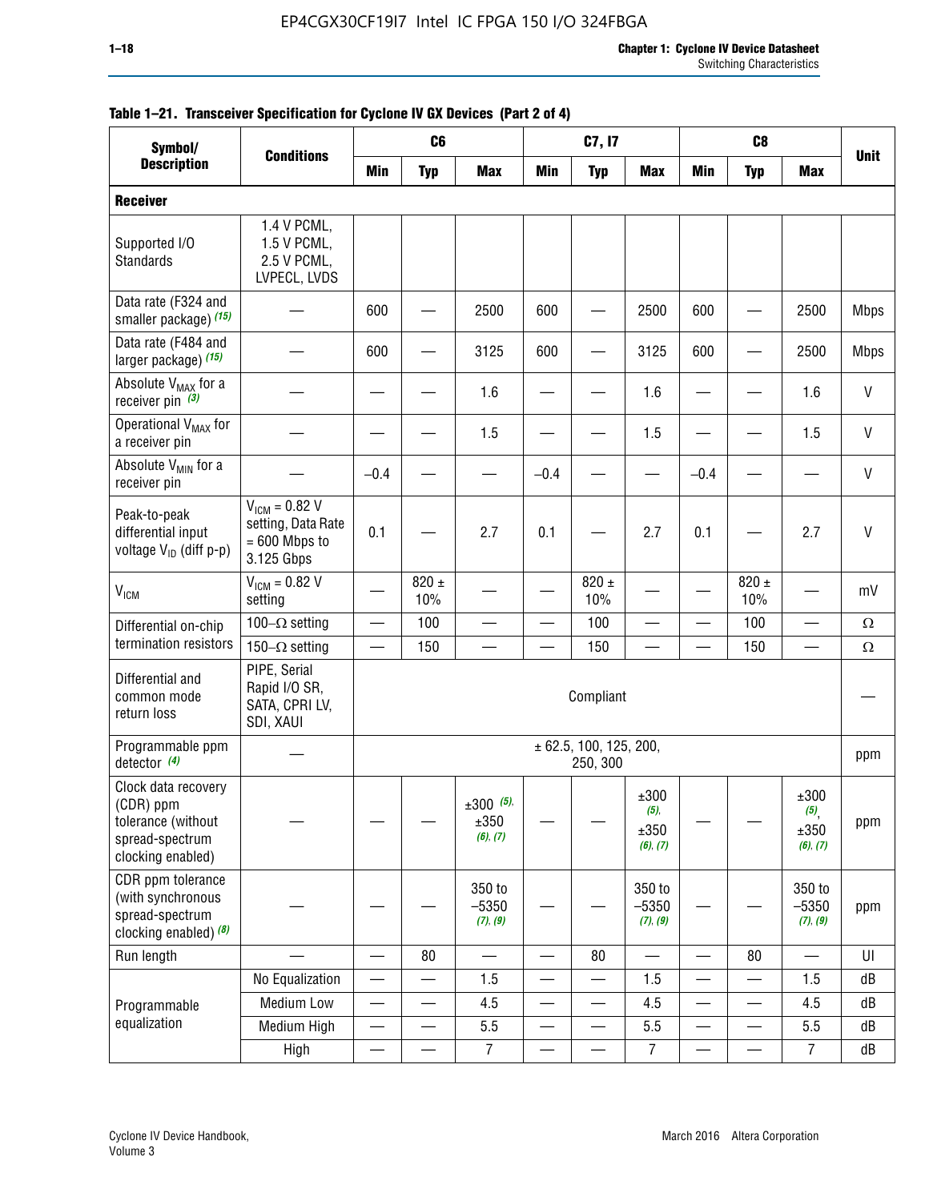**Table 1–21. Transceiver Specification for Cyclone IV GX Devices (Part 2 of 4)**

| Symbol/ Description | Conditions | C6 | | | C7, I7 | | | C8 | | | Unit |
|---|---|---|---|---|---|---|---|---|---|---|---|
| | | Min | Typ | Max | Min | Typ | Max | Min | Typ | Max | |
| **Receiver** | | | | | | | | | | | |
| Supported I/O Standards | 1.4 V PCML, 1.5 V PCML, 2.5 V PCML, LVPECL, LVDS | | | | | | | | | | |
| Data rate (F324 and smaller package) *(15)* | — | 600 | — | 2500 | 600 | — | 2500 | 600 | — | 2500 | Mbps |
| Data rate (F484 and larger package) *(15)* | — | 600 | — | 3125 | 600 | — | 3125 | 600 | — | 2500 | Mbps |
| Absolute $V_{MAX}$ for a receiver pin *(3)* | — | — | — | 1.6 | — | — | 1.6 | — | — | 1.6 | V |
| Operational $V_{MAX}$ for a receiver pin | — | — | — | 1.5 | — | — | 1.5 | — | — | 1.5 | V |
| Absolute $V_{MIN}$ for a receiver pin | — | –0.4 | — | — | –0.4 | — | — | –0.4 | — | — | V |
| Peak-to-peak differential input voltage $V_{ID}$ (diff p-p) | $V_{ICM}$ = 0.82 V setting, Data Rate = 600 Mbps to 3.125 Gbps | 0.1 | — | 2.7 | 0.1 | — | 2.7 | 0.1 | — | 2.7 | V |
| $V_{ICM}$ | $V_{ICM}$ = 0.82 V setting | — | 820 ± 10% | — | — | 820 ± 10% | — | — | 820 ± 10% | — | mV |
| Differential on-chip termination resistors | 100–Ω setting | — | 100 | — | — | 100 | — | — | 100 | — | Ω |
| | 150–Ω setting | — | 150 | — | — | 150 | — | — | 150 | — | Ω |
| Differential and common mode return loss | PIPE, Serial Rapid I/O SR, SATA, CPRI LV, SDI, XAUI | Compliant | | | | | | | | | — |
| Programmable ppm detector *(4)* | — | ± 62.5, 100, 125, 200, 250, 300 | | | | | | | | | ppm |
| Clock data recovery (CDR) ppm tolerance (without spread-spectrum clocking enabled) | — | — | — | ±300 *(5)*, ±350 *(6)*, *(7)* | — | — | ±300 *(5)*, ±350 *(6)*, *(7)* | — | — | ±300 *(5)*, ±350 *(6)*, *(7)* | ppm |
| CDR ppm tolerance (with synchronous spread-spectrum clocking enabled) *(8)* | — | — | — | 350 to –5350 *(7)*, *(9)* | — | — | 350 to –5350 *(7)*, *(9)* | — | — | 350 to –5350 *(7)*, *(9)* | ppm |
| Run length | — | — | 80 | — | — | 80 | — | — | 80 | — | UI |
| Programmable equalization | No Equalization | — | — | 1.5 | — | — | 1.5 | — | — | 1.5 | dB |
| | Medium Low | — | — | 4.5 | — | — | 4.5 | — | — | 4.5 | dB |
| | Medium High | — | — | 5.5 | — | — | 5.5 | — | — | 5.5 | dB |
| | High | — | — | 7 | — | — | 7 | — | — | 7 | dB |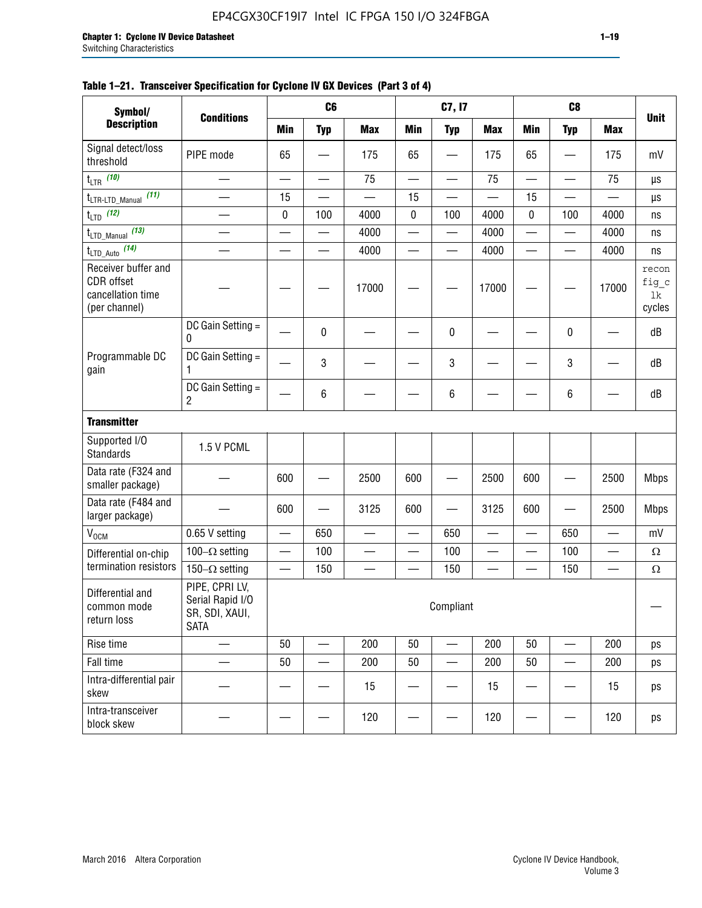**Table 1–21. Transceiver Specification for Cyclone IV GX Devices (Part 3 of 4)**

| Symbol/ Description | Conditions | C6 | | | C7, I7 | | | C8 | | | Unit |
|---|---|---|---|---|---|---|---|---|---|---|---|
| | | Min | Typ | Max | Min | Typ | Max | Min | Typ | Max | |
| Signal detect/loss threshold | PIPE mode | 65 | — | 175 | 65 | — | 175 | 65 | — | 175 | mV |
| $t_{LTR}$ (10) | — | — | — | 75 | — | — | 75 | — | — | 75 | µs |
| $t_{LTR\text{-}LTD\_Manual}$ (11) | — | 15 | — | — | 15 | — | — | 15 | — | — | µs |
| $t_{LTD}$ (12) | — | 0 | 100 | 4000 | 0 | 100 | 4000 | 0 | 100 | 4000 | ns |
| $t_{LTD\_Manual}$ (13) | — | — | — | 4000 | — | — | 4000 | — | — | 4000 | ns |
| $t_{LTD\_Auto}$ (14) | — | — | — | 4000 | — | — | 4000 | — | — | 4000 | ns |
| Receiver buffer and CDR offset cancellation time (per channel) | — | — | — | 17000 | — | — | 17000 | — | — | 17000 | reconfig_clk cycles |
| Programmable DC gain | DC Gain Setting = 0 | — | 0 | — | — | 0 | — | — | 0 | — | dB |
| | DC Gain Setting = 1 | — | 3 | — | — | 3 | — | — | 3 | — | dB |
| | DC Gain Setting = 2 | — | 6 | — | — | 6 | — | — | 6 | — | dB |
| **Transmitter** | | | | | | | | | | | |
| Supported I/O Standards | 1.5 V PCML | | | | | | | | | | |
| Data rate (F324 and smaller package) | — | 600 | — | 2500 | 600 | — | 2500 | 600 | — | 2500 | Mbps |
| Data rate (F484 and larger package) | — | 600 | — | 3125 | 600 | — | 3125 | 600 | — | 2500 | Mbps |
| $V_{OCM}$ | 0.65 V setting | — | 650 | — | — | 650 | — | — | 650 | — | mV |
| Differential on-chip termination resistors | 100–Ω setting | — | 100 | — | — | 100 | — | — | 100 | — | Ω |
| | 150–Ω setting | — | 150 | — | — | 150 | — | — | 150 | — | Ω |
| Differential and common mode return loss | PIPE, CPRI LV, Serial Rapid I/O SR, SDI, XAUI, SATA | Compliant | | | | | | | | | — |
| Rise time | — | 50 | — | 200 | 50 | — | 200 | 50 | — | 200 | ps |
| Fall time | — | 50 | — | 200 | 50 | — | 200 | 50 | — | 200 | ps |
| Intra-differential pair skew | — | — | — | 15 | — | — | 15 | — | — | 15 | ps |
| Intra-transceiver block skew | — | — | — | 120 | — | — | 120 | — | — | 120 | ps |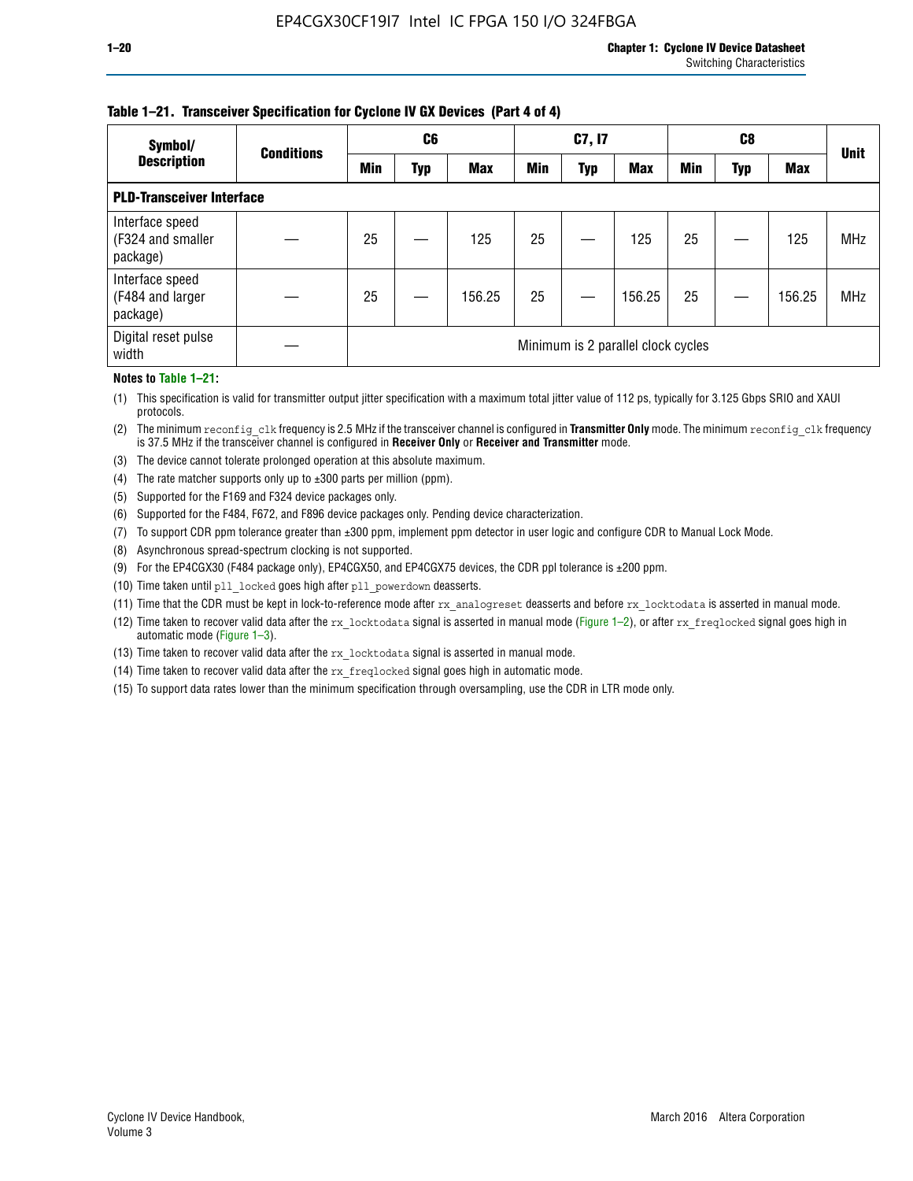**Table 1–21. Transceiver Specification for Cyclone IV GX Devices (Part 4 of 4)**

| Symbol/ Description | Conditions | C6 | | | C7, I7 | | | C8 | | | Unit |
|---|---|---|---|---|---|---|---|---|---|---|---|
| | | Min | Typ | Max | Min | Typ | Max | Min | Typ | Max | |
| **PLD-Transceiver Interface** | | | | | | | | | | | |
| Interface speed (F324 and smaller package) | — | 25 | — | 125 | 25 | — | 125 | 25 | — | 125 | MHz |
| Interface speed (F484 and larger package) | — | 25 | — | 156.25 | 25 | — | 156.25 | 25 | — | 156.25 | MHz |
| Digital reset pulse width | — | Minimum is 2 parallel clock cycles | | | | | | | | | |

**Notes to Table 1–21:**

(1) This specification is valid for transmitter output jitter specification with a maximum total jitter value of 112 ps, typically for 3.125 Gbps SRIO and XAUI protocols.

(2) The minimum `reconfig_clk` frequency is 2.5 MHz if the transceiver channel is configured in **Transmitter Only** mode. The minimum `reconfig_clk` frequency is 37.5 MHz if the transceiver channel is configured in **Receiver Only** or **Receiver and Transmitter** mode.

(3) The device cannot tolerate prolonged operation at this absolute maximum.

(4) The rate matcher supports only up to ±300 parts per million (ppm).

(5) Supported for the F169 and F324 device packages only.

(6) Supported for the F484, F672, and F896 device packages only. Pending device characterization.

(7) To support CDR ppm tolerance greater than ±300 ppm, implement ppm detector in user logic and configure CDR to Manual Lock Mode.

(8) Asynchronous spread-spectrum clocking is not supported.

(9) For the EP4CGX30 (F484 package only), EP4CGX50, and EP4CGX75 devices, the CDR ppl tolerance is ±200 ppm.

(10) Time taken until `pll_locked` goes high after `pll_powerdown` deasserts.

(11) Time that the CDR must be kept in lock-to-reference mode after `rx_analogreset` deasserts and before `rx_locktodata` is asserted in manual mode.

(12) Time taken to recover valid data after the `rx_locktodata` signal is asserted in manual mode (Figure 1–2), or after `rx_freqlocked` signal goes high in automatic mode (Figure 1–3).

(13) Time taken to recover valid data after the `rx_locktodata` signal is asserted in manual mode.

(14) Time taken to recover valid data after the `rx_freqlocked` signal goes high in automatic mode.

(15) To support data rates lower than the minimum specification through oversampling, use the CDR in LTR mode only.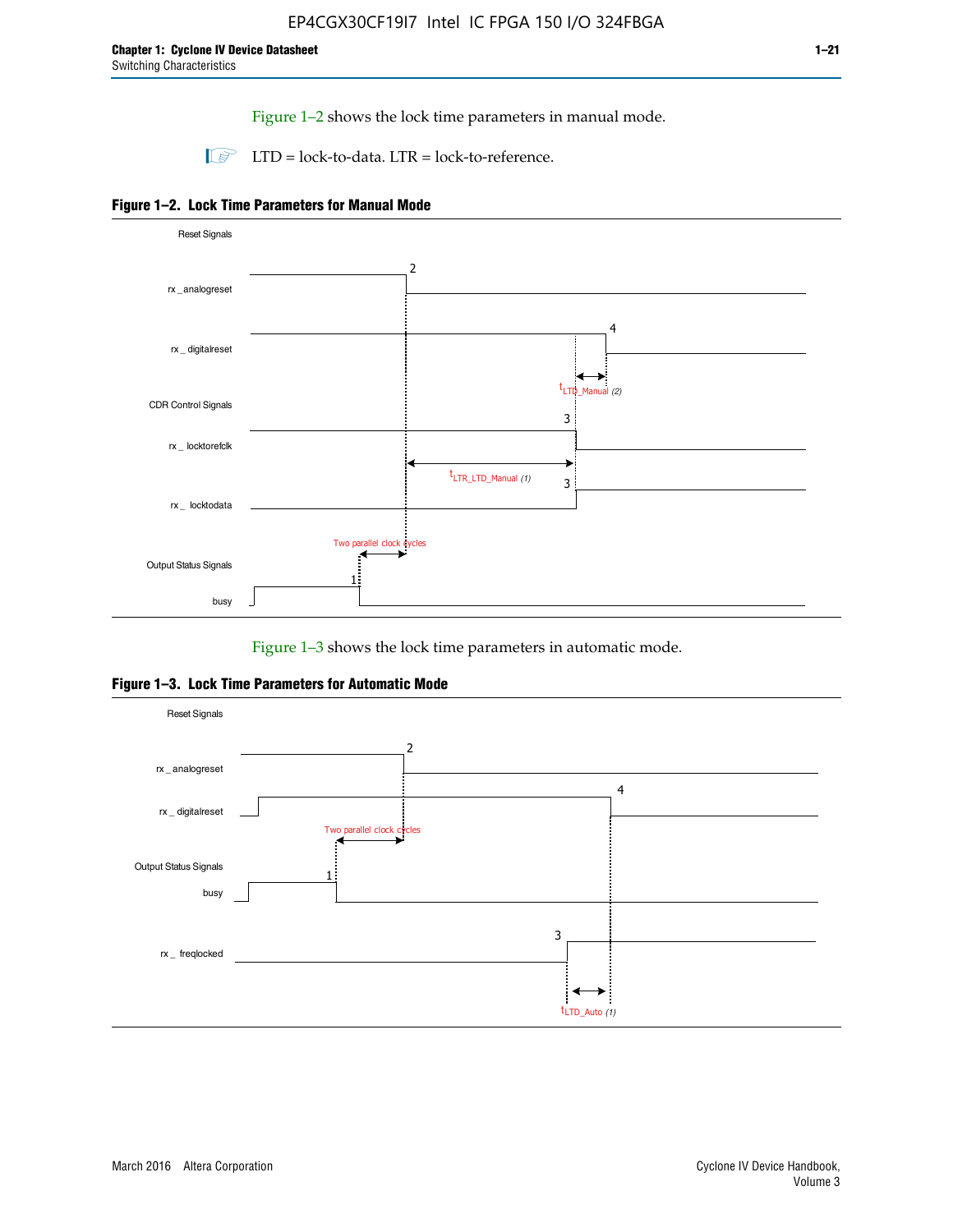Figure 1–2 shows the lock time parameters in manual mode.

LTD = lock-to-data. LTR = lock-to-reference.

**Figure 1–2. Lock Time Parameters for Manual Mode**

Reset Signals

rx _analogreset

rx _ digitalreset

CDR Control Signals

rx _ locktorefclk

rx _ locktodata

Output Status Signals

busy

$t_{LTD\_Manual}$ (2)

$t_{LTR\_LTD\_Manual}$ (1)

Two parallel clock cycles

Figure 1–3 shows the lock time parameters in automatic mode.

**Figure 1–3. Lock Time Parameters for Automatic Mode**

Reset Signals

rx _ analogreset

rx _ digitalreset

Output Status Signals

busy

rx _ freqlocked

Two parallel clock cycles

$t_{LTD\_Auto}$ (1)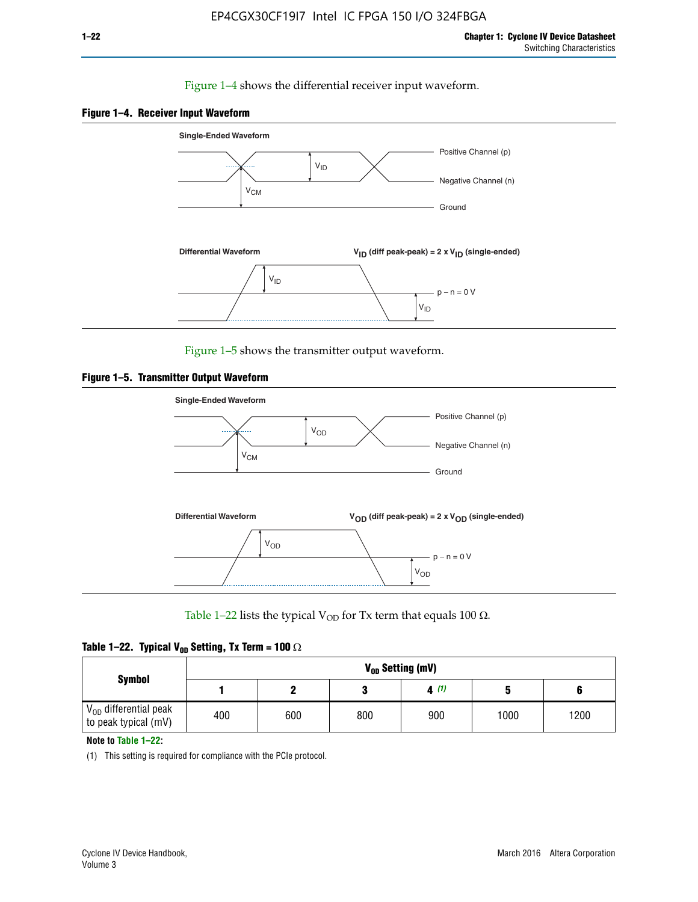Figure 1–4 shows the differential receiver input waveform.

**Figure 1–4. Receiver Input Waveform**

Single-Ended Waveform

Positive Channel (p)

Negative Channel (n)

Ground

$V_{ID}$

$V_{CM}$

Differential Waveform

$V_{ID}$ (diff peak-peak) = 2 x $V_{ID}$ (single-ended)

$V_{ID}$

p − n = 0 V

$V_{ID}$

Figure 1–5 shows the transmitter output waveform.

**Figure 1–5. Transmitter Output Waveform**

Single-Ended Waveform

Positive Channel (p)

Negative Channel (n)

Ground

$V_{OD}$

$V_{CM}$

Differential Waveform

$V_{OD}$ (diff peak-peak) = 2 x $V_{OD}$ (single-ended)

$V_{OD}$

p − n = 0 V

$V_{OD}$

Table 1–22 lists the typical $V_{OD}$ for Tx term that equals 100 Ω.

**Table 1–22. Typical $V_{OD}$ Setting, Tx Term = 100 Ω**

| Symbol | $V_{OD}$ Setting (mV) | | | | | |
|---|---|---|---|---|---|---|
| | 1 | 2 | 3 | 4 (1) | 5 | 6 |
| $V_{OD}$ differential peak to peak typical (mV) | 400 | 600 | 800 | 900 | 1000 | 1200 |

**Note to Table 1–22:**

(1) This setting is required for compliance with the PCIe protocol.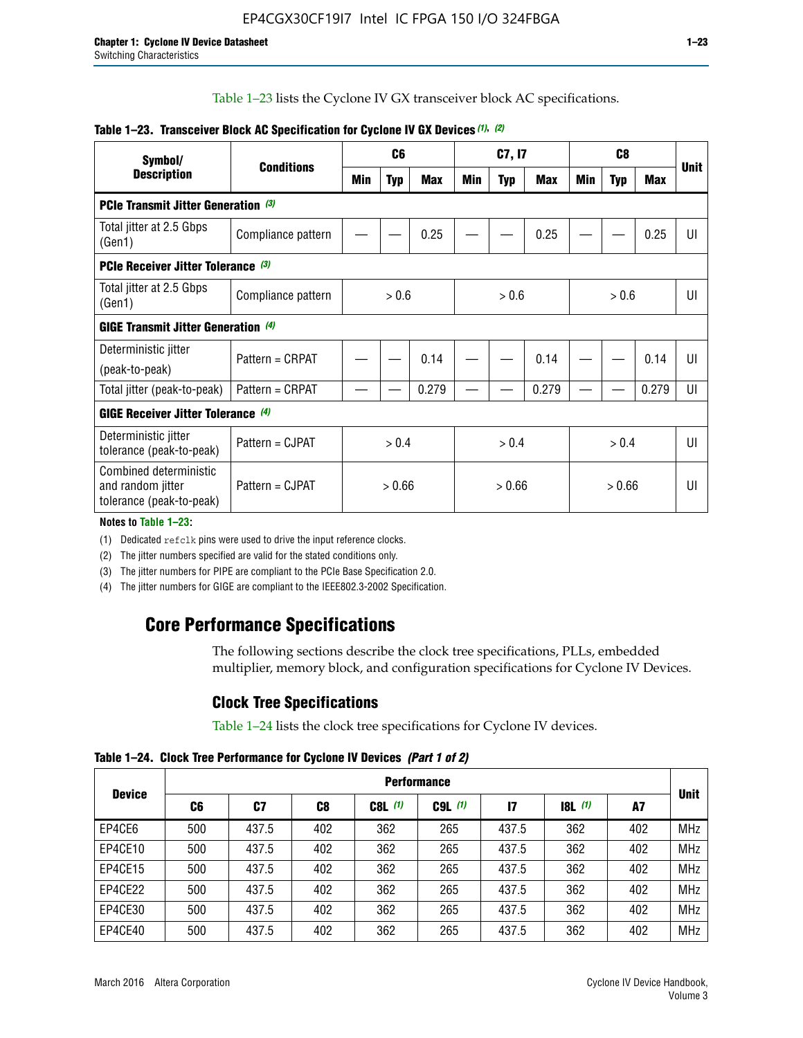Table 1–23 lists the Cyclone IV GX transceiver block AC specifications.

**Table 1–23. Transceiver Block AC Specification for Cyclone IV GX Devices** *(1)*, *(2)*

| Symbol/ Description | Conditions | C6 | | | C7, I7 | | | C8 | | | Unit |
|---|---|---|---|---|---|---|---|---|---|---|---|
| | | Min | Typ | Max | Min | Typ | Max | Min | Typ | Max | |
| **PCIe Transmit Jitter Generation** *(3)* | | | | | | | | | | | |
| Total jitter at 2.5 Gbps (Gen1) | Compliance pattern | — | — | 0.25 | — | — | 0.25 | — | — | 0.25 | UI |
| **PCIe Receiver Jitter Tolerance** *(3)* | | | | | | | | | | | |
| Total jitter at 2.5 Gbps (Gen1) | Compliance pattern | > 0.6 | | | > 0.6 | | | > 0.6 | | | UI |
| **GIGE Transmit Jitter Generation** *(4)* | | | | | | | | | | | |
| Deterministic jitter (peak-to-peak) | Pattern = CRPAT | — | — | 0.14 | — | — | 0.14 | — | — | 0.14 | UI |
| Total jitter (peak-to-peak) | Pattern = CRPAT | — | — | 0.279 | — | — | 0.279 | — | — | 0.279 | UI |
| **GIGE Receiver Jitter Tolerance** *(4)* | | | | | | | | | | | |
| Deterministic jitter tolerance (peak-to-peak) | Pattern = CJPAT | > 0.4 | | | > 0.4 | | | > 0.4 | | | UI |
| Combined deterministic and random jitter tolerance (peak-to-peak) | Pattern = CJPAT | > 0.66 | | | > 0.66 | | | > 0.66 | | | UI |

**Notes to Table 1–23:**

(1) Dedicated refclk pins were used to drive the input reference clocks.

(2) The jitter numbers specified are valid for the stated conditions only.

(3) The jitter numbers for PIPE are compliant to the PCIe Base Specification 2.0.

(4) The jitter numbers for GIGE are compliant to the IEEE802.3-2002 Specification.

## Core Performance Specifications

The following sections describe the clock tree specifications, PLLs, embedded multiplier, memory block, and configuration specifications for Cyclone IV Devices.

### Clock Tree Specifications

Table 1–24 lists the clock tree specifications for Cyclone IV devices.

**Table 1–24. Clock Tree Performance for Cyclone IV Devices** *(Part 1 of 2)*

| Device | Performance | | | | | | | | Unit |
|---|---|---|---|---|---|---|---|---|---|
| | C6 | C7 | C8 | C8L *(1)* | C9L *(1)* | I7 | I8L *(1)* | A7 | |
| EP4CE6 | 500 | 437.5 | 402 | 362 | 265 | 437.5 | 362 | 402 | MHz |
| EP4CE10 | 500 | 437.5 | 402 | 362 | 265 | 437.5 | 362 | 402 | MHz |
| EP4CE15 | 500 | 437.5 | 402 | 362 | 265 | 437.5 | 362 | 402 | MHz |
| EP4CE22 | 500 | 437.5 | 402 | 362 | 265 | 437.5 | 362 | 402 | MHz |
| EP4CE30 | 500 | 437.5 | 402 | 362 | 265 | 437.5 | 362 | 402 | MHz |
| EP4CE40 | 500 | 437.5 | 402 | 362 | 265 | 437.5 | 362 | 402 | MHz |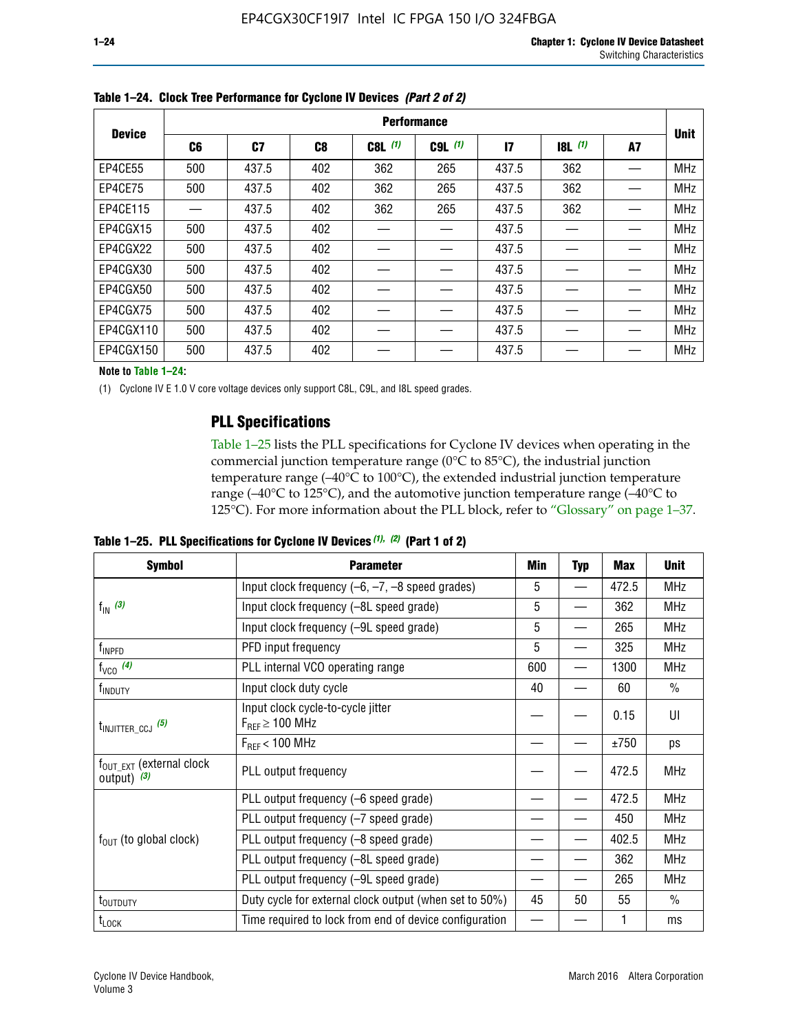**Table 1–24. Clock Tree Performance for Cyclone IV Devices *(Part 2 of 2)***

| Device | Performance | | | | | | | | Unit |
|---|---|---|---|---|---|---|---|---|---|
| | C6 | C7 | C8 | C8L (1) | C9L (1) | I7 | I8L (1) | A7 | |
| EP4CE55 | 500 | 437.5 | 402 | 362 | 265 | 437.5 | 362 | — | MHz |
| EP4CE75 | 500 | 437.5 | 402 | 362 | 265 | 437.5 | 362 | — | MHz |
| EP4CE115 | — | 437.5 | 402 | 362 | 265 | 437.5 | 362 | — | MHz |
| EP4CGX15 | 500 | 437.5 | 402 | — | — | 437.5 | — | — | MHz |
| EP4CGX22 | 500 | 437.5 | 402 | — | — | 437.5 | — | — | MHz |
| EP4CGX30 | 500 | 437.5 | 402 | — | — | 437.5 | — | — | MHz |
| EP4CGX50 | 500 | 437.5 | 402 | — | — | 437.5 | — | — | MHz |
| EP4CGX75 | 500 | 437.5 | 402 | — | — | 437.5 | — | — | MHz |
| EP4CGX110 | 500 | 437.5 | 402 | — | — | 437.5 | — | — | MHz |
| EP4CGX150 | 500 | 437.5 | 402 | — | — | 437.5 | — | — | MHz |

**Note to Table 1–24:**

(1) Cyclone IV E 1.0 V core voltage devices only support C8L, C9L, and I8L speed grades.

## PLL Specifications

Table 1–25 lists the PLL specifications for Cyclone IV devices when operating in the commercial junction temperature range (0°C to 85°C), the industrial junction temperature range (–40°C to 100°C), the extended industrial junction temperature range (–40°C to 125°C), and the automotive junction temperature range (–40°C to 125°C). For more information about the PLL block, refer to "Glossary" on page 1–37.

**Table 1–25. PLL Specifications for Cyclone IV Devices *(1), (2)* (Part 1 of 2)**

| Symbol | Parameter | Min | Typ | Max | Unit |
|---|---|---|---|---|---|
| $f_{IN}$ (3) | Input clock frequency (–6, –7, –8 speed grades) | 5 | — | 472.5 | MHz |
| | Input clock frequency (–8L speed grade) | 5 | — | 362 | MHz |
| | Input clock frequency (–9L speed grade) | 5 | — | 265 | MHz |
| $f_{INPFD}$ | PFD input frequency | 5 | — | 325 | MHz |
| $f_{VCO}$ (4) | PLL internal VCO operating range | 600 | — | 1300 | MHz |
| $f_{INDUTY}$ | Input clock duty cycle | 40 | — | 60 | % |
| $t_{INJITTER\_CCJ}$ (5) | Input clock cycle-to-cycle jitter $F_{REF} \geq 100$ MHz | — | — | 0.15 | UI |
| | $F_{REF} < 100$ MHz | — | — | ±750 | ps |
| $f_{OUT\_EXT}$ (external clock output) (3) | PLL output frequency | — | — | 472.5 | MHz |
| $f_{OUT}$ (to global clock) | PLL output frequency (–6 speed grade) | — | — | 472.5 | MHz |
| | PLL output frequency (–7 speed grade) | — | — | 450 | MHz |
| | PLL output frequency (–8 speed grade) | — | — | 402.5 | MHz |
| | PLL output frequency (–8L speed grade) | — | — | 362 | MHz |
| | PLL output frequency (–9L speed grade) | — | — | 265 | MHz |
| $t_{OUTDUTY}$ | Duty cycle for external clock output (when set to 50%) | 45 | 50 | 55 | % |
| $t_{LOCK}$ | Time required to lock from end of device configuration | — | — | 1 | ms |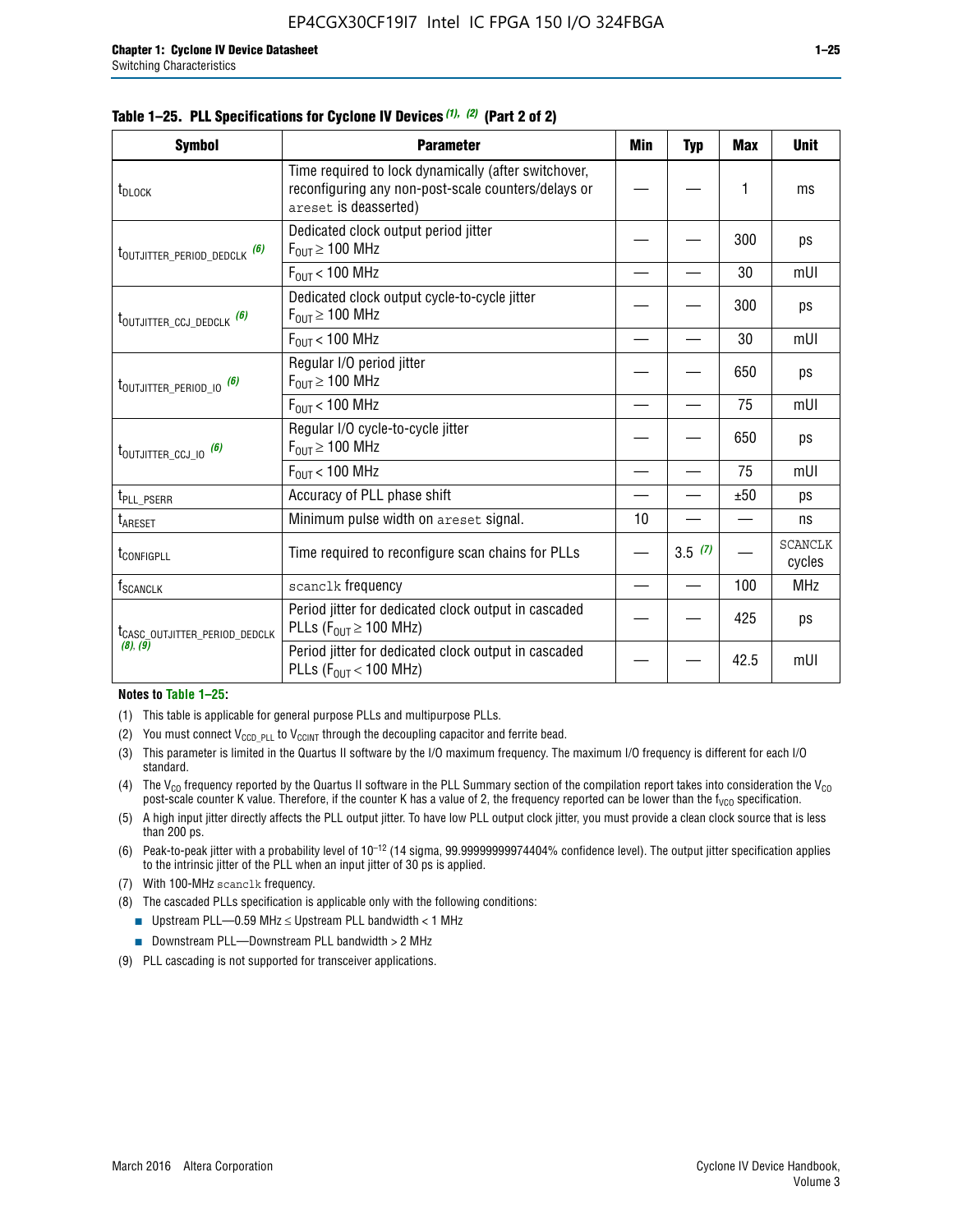**Table 1–25. PLL Specifications for Cyclone IV Devices (1), (2) (Part 2 of 2)**

| Symbol | Parameter | Min | Typ | Max | Unit |
|---|---|---|---|---|---|
| $t_{DLOCK}$ | Time required to lock dynamically (after switchover, reconfiguring any non-post-scale counters/delays or areset is deasserted) | — | — | 1 | ms |
| $t_{OUTJITTER\_PERIOD\_DEDCLK}$ (6) | Dedicated clock output period jitter $F_{OUT} \geq 100$ MHz | — | — | 300 | ps |
| | $F_{OUT} < 100$ MHz | — | — | 30 | mUI |
| $t_{OUTJITTER\_CCJ\_DEDCLK}$ (6) | Dedicated clock output cycle-to-cycle jitter $F_{OUT} \geq 100$ MHz | — | — | 300 | ps |
| | $F_{OUT} < 100$ MHz | — | — | 30 | mUI |
| $t_{OUTJITTER\_PERIOD\_IO}$ (6) | Regular I/O period jitter $F_{OUT} \geq 100$ MHz | — | — | 650 | ps |
| | $F_{OUT} < 100$ MHz | — | — | 75 | mUI |
| $t_{OUTJITTER\_CCJ\_IO}$ (6) | Regular I/O cycle-to-cycle jitter $F_{OUT} \geq 100$ MHz | — | — | 650 | ps |
| | $F_{OUT} < 100$ MHz | — | — | 75 | mUI |
| $t_{PLL\_PSERR}$ | Accuracy of PLL phase shift | — | — | ±50 | ps |
| $t_{ARESET}$ | Minimum pulse width on areset signal. | 10 | — | — | ns |
| $t_{CONFIGPLL}$ | Time required to reconfigure scan chains for PLLs | — | 3.5 (7) | — | SCANCLK cycles |
| $f_{SCANCLK}$ | scanclk frequency | — | — | 100 | MHz |
| $t_{CASC\_OUTJITTER\_PERIOD\_DEDCLK}$ (8), (9) | Period jitter for dedicated clock output in cascaded PLLs ($F_{OUT} \geq 100$ MHz) | — | — | 425 | ps |
| | Period jitter for dedicated clock output in cascaded PLLs ($F_{OUT} < 100$ MHz) | — | — | 42.5 | mUI |

**Notes to Table 1–25:**

(1) This table is applicable for general purpose PLLs and multipurpose PLLs.

(2) You must connect $V_{CCD\_PLL}$ to $V_{CCINT}$ through the decoupling capacitor and ferrite bead.

(3) This parameter is limited in the Quartus II software by the I/O maximum frequency. The maximum I/O frequency is different for each I/O standard.

(4) The $V_{CO}$ frequency reported by the Quartus II software in the PLL Summary section of the compilation report takes into consideration the $V_{CO}$ post-scale counter K value. Therefore, if the counter K has a value of 2, the frequency reported can be lower than the $f_{VCO}$ specification.

(5) A high input jitter directly affects the PLL output jitter. To have low PLL output clock jitter, you must provide a clean clock source that is less than 200 ps.

(6) Peak-to-peak jitter with a probability level of $10^{-12}$ (14 sigma, 99.99999999974404% confidence level). The output jitter specification applies to the intrinsic jitter of the PLL when an input jitter of 30 ps is applied.

(7) With 100-MHz scanclk frequency.

(8) The cascaded PLLs specification is applicable only with the following conditions:

- Upstream PLL—0.59 MHz ≤ Upstream PLL bandwidth < 1 MHz
- Downstream PLL—Downstream PLL bandwidth > 2 MHz

(9) PLL cascading is not supported for transceiver applications.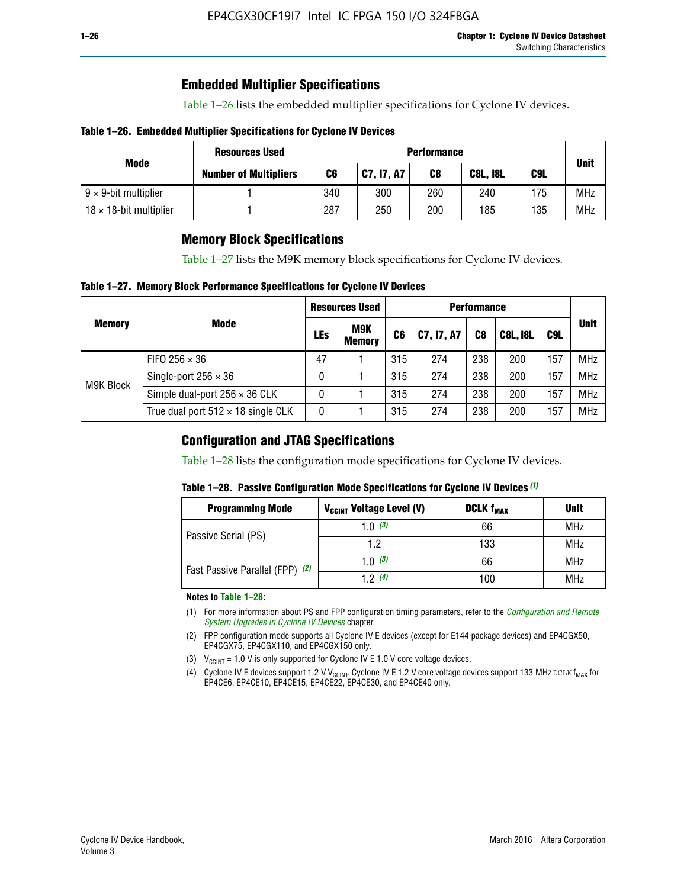## Embedded Multiplier Specifications

Table 1–26 lists the embedded multiplier specifications for Cyclone IV devices.

**Table 1–26. Embedded Multiplier Specifications for Cyclone IV Devices**

| Mode | Resources Used | Performance | | | | | Unit |
|---|---|---|---|---|---|---|---|
| | Number of Multipliers | C6 | C7, I7, A7 | C8 | C8L, I8L | C9L | |
| 9 × 9-bit multiplier | 1 | 340 | 300 | 260 | 240 | 175 | MHz |
| 18 × 18-bit multiplier | 1 | 287 | 250 | 200 | 185 | 135 | MHz |

## Memory Block Specifications

Table 1–27 lists the M9K memory block specifications for Cyclone IV devices.

**Table 1–27. Memory Block Performance Specifications for Cyclone IV Devices**

| Memory | Mode | Resources Used | | Performance | | | | | Unit |
|---|---|---|---|---|---|---|---|---|---|
| | | LEs | M9K Memory | C6 | C7, I7, A7 | C8 | C8L, I8L | C9L | |
| M9K Block | FIFO 256 × 36 | 47 | 1 | 315 | 274 | 238 | 200 | 157 | MHz |
| | Single-port 256 × 36 | 0 | 1 | 315 | 274 | 238 | 200 | 157 | MHz |
| | Simple dual-port 256 × 36 CLK | 0 | 1 | 315 | 274 | 238 | 200 | 157 | MHz |
| | True dual port 512 × 18 single CLK | 0 | 1 | 315 | 274 | 238 | 200 | 157 | MHz |

## Configuration and JTAG Specifications

Table 1–28 lists the configuration mode specifications for Cyclone IV devices.

**Table 1–28. Passive Configuration Mode Specifications for Cyclone IV Devices (1)**

| Programming Mode | $V_{CCINT}$ Voltage Level (V) | DCLK $f_{MAX}$ | Unit |
|---|---|---|---|
| Passive Serial (PS) | 1.0 (3) | 66 | MHz |
| | 1.2 | 133 | MHz |
| Fast Passive Parallel (FPP) (2) | 1.0 (3) | 66 | MHz |
| | 1.2 (4) | 100 | MHz |

**Notes to Table 1–28:**

(1) For more information about PS and FPP configuration timing parameters, refer to the *Configuration and Remote System Upgrades in Cyclone IV Devices* chapter.

(2) FPP configuration mode supports all Cyclone IV E devices (except for E144 package devices) and EP4CGX50, EP4CGX75, EP4CGX110, and EP4CGX150 only.

(3) $V_{CCINT}$ = 1.0 V is only supported for Cyclone IV E 1.0 V core voltage devices.

(4) Cyclone IV E devices support 1.2 V $V_{CCINT}$. Cyclone IV E 1.2 V core voltage devices support 133 MHz DCLK $f_{MAX}$ for EP4CE6, EP4CE10, EP4CE15, EP4CE22, EP4CE30, and EP4CE40 only.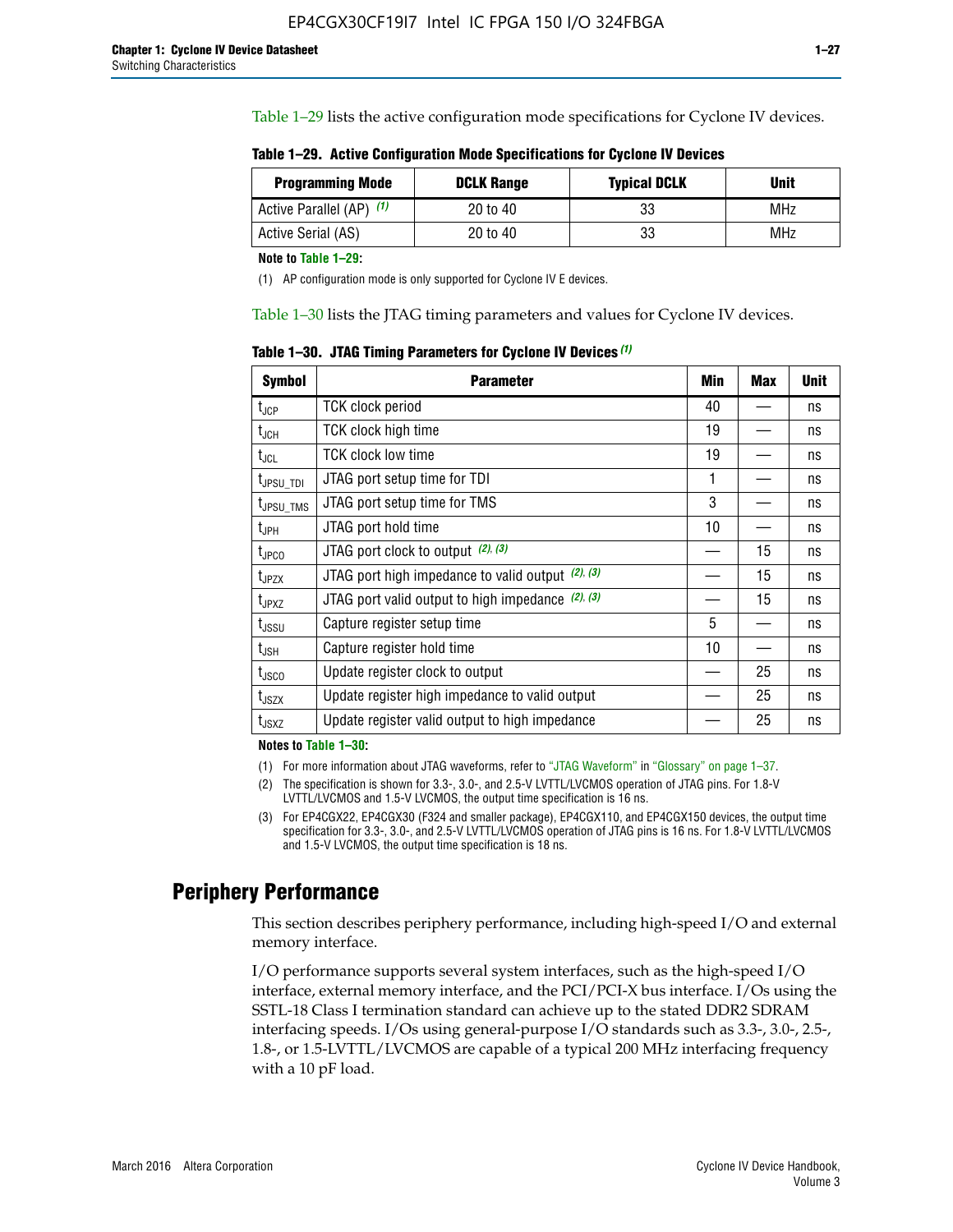Table 1–29 lists the active configuration mode specifications for Cyclone IV devices.

**Table 1–29. Active Configuration Mode Specifications for Cyclone IV Devices**

| Programming Mode | DCLK Range | Typical DCLK | Unit |
|---|---|---|---|
| Active Parallel (AP) (1) | 20 to 40 | 33 | MHz |
| Active Serial (AS) | 20 to 40 | 33 | MHz |

**Note to Table 1–29:**

(1) AP configuration mode is only supported for Cyclone IV E devices.

Table 1–30 lists the JTAG timing parameters and values for Cyclone IV devices.

**Table 1–30. JTAG Timing Parameters for Cyclone IV Devices (1)**

| Symbol | Parameter | Min | Max | Unit |
|---|---|---|---|---|
| $t_{JCP}$ | TCK clock period | 40 | — | ns |
| $t_{JCH}$ | TCK clock high time | 19 | — | ns |
| $t_{JCL}$ | TCK clock low time | 19 | — | ns |
| $t_{JPSU\_TDI}$ | JTAG port setup time for TDI | 1 | — | ns |
| $t_{JPSU\_TMS}$ | JTAG port setup time for TMS | 3 | — | ns |
| $t_{JPH}$ | JTAG port hold time | 10 | — | ns |
| $t_{JPCO}$ | JTAG port clock to output (2), (3) | — | 15 | ns |
| $t_{JPZX}$ | JTAG port high impedance to valid output (2), (3) | — | 15 | ns |
| $t_{JPXZ}$ | JTAG port valid output to high impedance (2), (3) | — | 15 | ns |
| $t_{JSSU}$ | Capture register setup time | 5 | — | ns |
| $t_{JSH}$ | Capture register hold time | 10 | — | ns |
| $t_{JSCO}$ | Update register clock to output | — | 25 | ns |
| $t_{JSZX}$ | Update register high impedance to valid output | — | 25 | ns |
| $t_{JSXZ}$ | Update register valid output to high impedance | — | 25 | ns |

**Notes to Table 1–30:**

(1) For more information about JTAG waveforms, refer to "JTAG Waveform" in "Glossary" on page 1–37.

(2) The specification is shown for 3.3-, 3.0-, and 2.5-V LVTTL/LVCMOS operation of JTAG pins. For 1.8-V LVTTL/LVCMOS and 1.5-V LVCMOS, the output time specification is 16 ns.

(3) For EP4CGX22, EP4CGX30 (F324 and smaller package), EP4CGX110, and EP4CGX150 devices, the output time specification for 3.3-, 3.0-, and 2.5-V LVTTL/LVCMOS operation of JTAG pins is 16 ns. For 1.8-V LVTTL/LVCMOS and 1.5-V LVCMOS, the output time specification is 18 ns.

## Periphery Performance

This section describes periphery performance, including high-speed I/O and external memory interface.

I/O performance supports several system interfaces, such as the high-speed I/O interface, external memory interface, and the PCI/PCI-X bus interface. I/Os using the SSTL-18 Class I termination standard can achieve up to the stated DDR2 SDRAM interfacing speeds. I/Os using general-purpose I/O standards such as 3.3-, 3.0-, 2.5-, 1.8-, or 1.5-LVTTL/LVCMOS are capable of a typical 200 MHz interfacing frequency with a 10 pF load.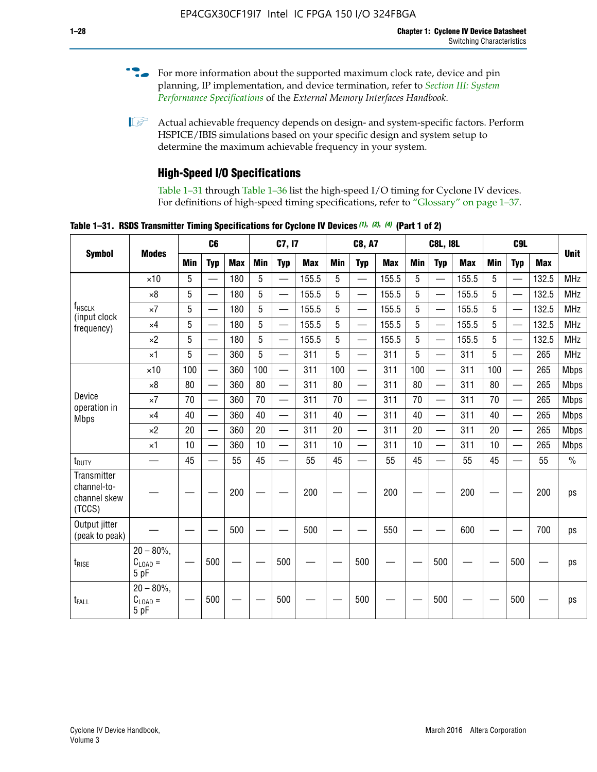For more information about the supported maximum clock rate, device and pin planning, IP implementation, and device termination, refer to *Section III: System Performance Specifications* of the *External Memory Interfaces Handbook*.

Actual achievable frequency depends on design- and system-specific factors. Perform HSPICE/IBIS simulations based on your specific design and system setup to determine the maximum achievable frequency in your system.

## High-Speed I/O Specifications

Table 1–31 through Table 1–36 list the high-speed I/O timing for Cyclone IV devices. For definitions of high-speed timing specifications, refer to "Glossary" on page 1–37.

**Table 1–31. RSDS Transmitter Timing Specifications for Cyclone IV Devices (1), (2), (4) (Part 1 of 2)**

| Symbol | Modes | C6 | | | C7, I7 | | | C8, A7 | | | C8L, I8L | | | C9L | | | Unit |
|---|---|---|---|---|---|---|---|---|---|---|---|---|---|---|---|---|---|
| | | Min | Typ | Max | Min | Typ | Max | Min | Typ | Max | Min | Typ | Max | Min | Typ | Max | |
| $f_{HSCLK}$ (input clock frequency) | ×10 | 5 | — | 180 | 5 | — | 155.5 | 5 | — | 155.5 | 5 | — | 155.5 | 5 | — | 132.5 | MHz |
| | ×8 | 5 | — | 180 | 5 | — | 155.5 | 5 | — | 155.5 | 5 | — | 155.5 | 5 | — | 132.5 | MHz |
| | ×7 | 5 | — | 180 | 5 | — | 155.5 | 5 | — | 155.5 | 5 | — | 155.5 | 5 | — | 132.5 | MHz |
| | ×4 | 5 | — | 180 | 5 | — | 155.5 | 5 | — | 155.5 | 5 | — | 155.5 | 5 | — | 132.5 | MHz |
| | ×2 | 5 | — | 180 | 5 | — | 155.5 | 5 | — | 155.5 | 5 | — | 155.5 | 5 | — | 132.5 | MHz |
| | ×1 | 5 | — | 360 | 5 | — | 311 | 5 | — | 311 | 5 | — | 311 | 5 | — | 265 | MHz |
| Device operation in Mbps | ×10 | 100 | — | 360 | 100 | — | 311 | 100 | — | 311 | 100 | — | 311 | 100 | — | 265 | Mbps |
| | ×8 | 80 | — | 360 | 80 | — | 311 | 80 | — | 311 | 80 | — | 311 | 80 | — | 265 | Mbps |
| | ×7 | 70 | — | 360 | 70 | — | 311 | 70 | — | 311 | 70 | — | 311 | 70 | — | 265 | Mbps |
| | ×4 | 40 | — | 360 | 40 | — | 311 | 40 | — | 311 | 40 | — | 311 | 40 | — | 265 | Mbps |
| | ×2 | 20 | — | 360 | 20 | — | 311 | 20 | — | 311 | 20 | — | 311 | 20 | — | 265 | Mbps |
| | ×1 | 10 | — | 360 | 10 | — | 311 | 10 | — | 311 | 10 | — | 311 | 10 | — | 265 | Mbps |
| $t_{DUTY}$ | — | 45 | — | 55 | 45 | — | 55 | 45 | — | 55 | 45 | — | 55 | 45 | — | 55 | % |
| Transmitter channel-to-channel skew (TCCS) | — | — | — | 200 | — | — | 200 | — | — | 200 | — | — | 200 | — | — | 200 | ps |
| Output jitter (peak to peak) | — | — | — | 500 | — | — | 500 | — | — | 550 | — | — | 600 | — | — | 700 | ps |
| $t_{RISE}$ | 20 – 80%, $C_{LOAD}$ = 5 pF | — | 500 | — | — | 500 | — | — | 500 | — | — | 500 | — | — | 500 | — | ps |
| $t_{FALL}$ | 20 – 80%, $C_{LOAD}$ = 5 pF | — | 500 | — | — | 500 | — | — | 500 | — | — | 500 | — | — | 500 | — | ps |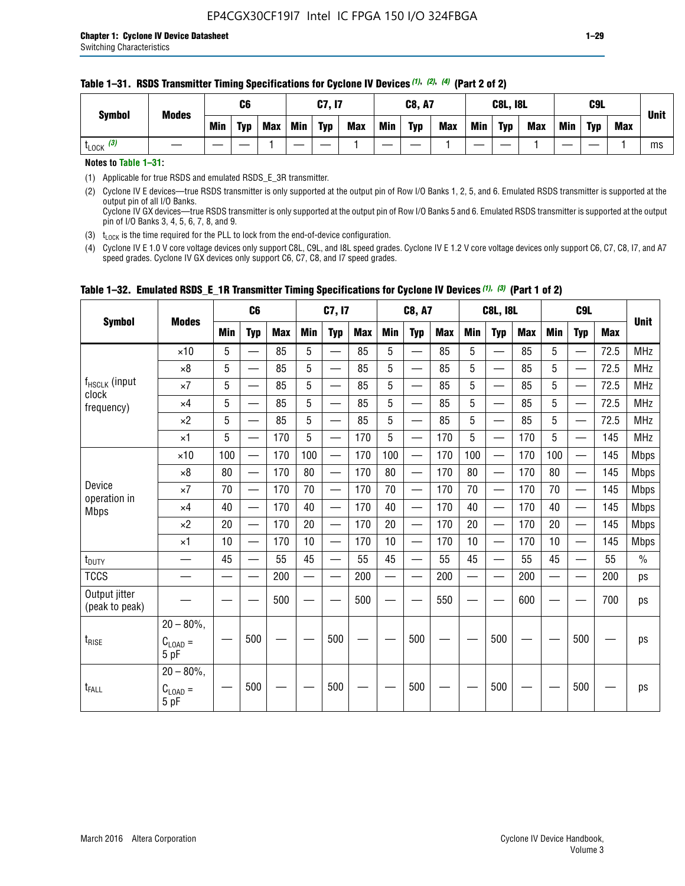**Table 1–31. RSDS Transmitter Timing Specifications for Cyclone IV Devices (1), (2), (4) (Part 2 of 2)**

| Symbol | Modes | C6 | | | C7, I7 | | | C8, A7 | | | C8L, I8L | | | C9L | | | Unit |
|---|---|---|---|---|---|---|---|---|---|---|---|---|---|---|---|---|---|
| | | Min | Typ | Max | Min | Typ | Max | Min | Typ | Max | Min | Typ | Max | Min | Typ | Max | |
| $t_{LOCK}$ (3) | — | — | — | 1 | — | — | 1 | — | — | 1 | — | — | 1 | — | — | 1 | ms |

**Notes to Table 1–31:**

(1) Applicable for true RSDS and emulated RSDS_E_3R transmitter.

(2) Cyclone IV E devices—true RSDS transmitter is only supported at the output pin of Row I/O Banks 1, 2, 5, and 6. Emulated RSDS transmitter is supported at the output pin of all I/O Banks.
Cyclone IV GX devices—true RSDS transmitter is only supported at the output pin of Row I/O Banks 5 and 6. Emulated RSDS transmitter is supported at the output pin of I/O Banks 3, 4, 5, 6, 7, 8, and 9.

(3) $t_{LOCK}$ is the time required for the PLL to lock from the end-of-device configuration.

(4) Cyclone IV E 1.0 V core voltage devices only support C8L, C9L, and I8L speed grades. Cyclone IV E 1.2 V core voltage devices only support C6, C7, C8, I7, and A7 speed grades. Cyclone IV GX devices only support C6, C7, C8, and I7 speed grades.

**Table 1–32. Emulated RSDS_E_1R Transmitter Timing Specifications for Cyclone IV Devices (1), (3) (Part 1 of 2)**

| Symbol | Modes | C6 | | | C7, I7 | | | C8, A7 | | | C8L, I8L | | | C9L | | | Unit |
|---|---|---|---|---|---|---|---|---|---|---|---|---|---|---|---|---|---|
| | | Min | Typ | Max | Min | Typ | Max | Min | Typ | Max | Min | Typ | Max | Min | Typ | Max | |
| $f_{HSCLK}$ (input clock frequency) | ×10 | 5 | — | 85 | 5 | — | 85 | 5 | — | 85 | 5 | — | 85 | 5 | — | 72.5 | MHz |
| | ×8 | 5 | — | 85 | 5 | — | 85 | 5 | — | 85 | 5 | — | 85 | 5 | — | 72.5 | MHz |
| | ×7 | 5 | — | 85 | 5 | — | 85 | 5 | — | 85 | 5 | — | 85 | 5 | — | 72.5 | MHz |
| | ×4 | 5 | — | 85 | 5 | — | 85 | 5 | — | 85 | 5 | — | 85 | 5 | — | 72.5 | MHz |
| | ×2 | 5 | — | 85 | 5 | — | 85 | 5 | — | 85 | 5 | — | 85 | 5 | — | 72.5 | MHz |
| | ×1 | 5 | — | 170 | 5 | — | 170 | 5 | — | 170 | 5 | — | 170 | 5 | — | 145 | MHz |
| Device operation in Mbps | ×10 | 100 | — | 170 | 100 | — | 170 | 100 | — | 170 | 100 | — | 170 | 100 | — | 145 | Mbps |
| | ×8 | 80 | — | 170 | 80 | — | 170 | 80 | — | 170 | 80 | — | 170 | 80 | — | 145 | Mbps |
| | ×7 | 70 | — | 170 | 70 | — | 170 | 70 | — | 170 | 70 | — | 170 | 70 | — | 145 | Mbps |
| | ×4 | 40 | — | 170 | 40 | — | 170 | 40 | — | 170 | 40 | — | 170 | 40 | — | 145 | Mbps |
| | ×2 | 20 | — | 170 | 20 | — | 170 | 20 | — | 170 | 20 | — | 170 | 20 | — | 145 | Mbps |
| | ×1 | 10 | — | 170 | 10 | — | 170 | 10 | — | 170 | 10 | — | 170 | 10 | — | 145 | Mbps |
| $t_{DUTY}$ | — | 45 | — | 55 | 45 | — | 55 | 45 | — | 55 | 45 | — | 55 | 45 | — | 55 | % |
| TCCS | — | — | — | 200 | — | — | 200 | — | — | 200 | — | — | 200 | — | — | 200 | ps |
| Output jitter (peak to peak) | — | — | — | 500 | — | — | 500 | — | — | 550 | — | — | 600 | — | — | 700 | ps |
| $t_{RISE}$ | 20 – 80%, $C_{LOAD}$ = 5 pF | — | 500 | — | — | 500 | — | — | 500 | — | — | 500 | — | — | 500 | — | ps |
| $t_{FALL}$ | 20 – 80%, $C_{LOAD}$ = 5 pF | — | 500 | — | — | 500 | — | — | 500 | — | — | 500 | — | — | 500 | — | ps |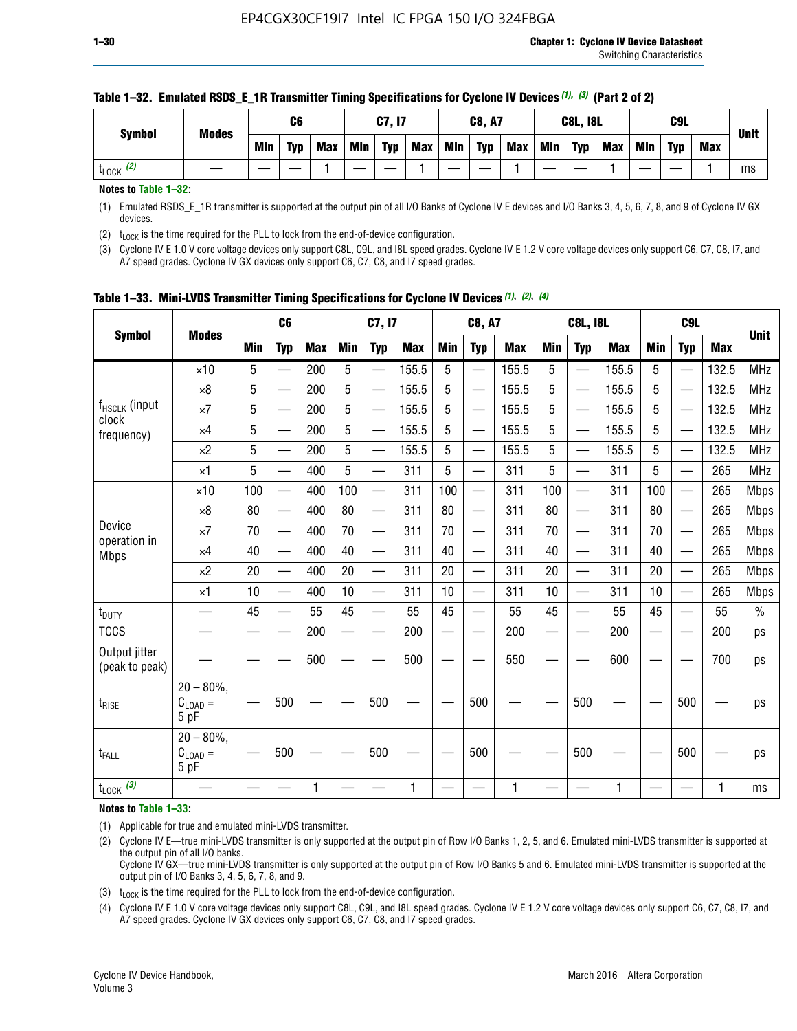**Table 1–32. Emulated RSDS_E_1R Transmitter Timing Specifications for Cyclone IV Devices (1), (3) (Part 2 of 2)**

| Symbol | Modes | C6 | | | C7, I7 | | | C8, A7 | | | C8L, I8L | | | C9L | | | Unit |
|---|---|---|---|---|---|---|---|---|---|---|---|---|---|---|---|---|---|
| | | Min | Typ | Max | Min | Typ | Max | Min | Typ | Max | Min | Typ | Max | Min | Typ | Max | |
| $t_{LOCK}$ (2) | — | — | — | 1 | — | — | 1 | — | — | 1 | — | — | 1 | — | — | 1 | ms |

**Notes to Table 1–32:**

(1) Emulated RSDS_E_1R transmitter is supported at the output pin of all I/O Banks of Cyclone IV E devices and I/O Banks 3, 4, 5, 6, 7, 8, and 9 of Cyclone IV GX devices.

(2) $t_{LOCK}$ is the time required for the PLL to lock from the end-of-device configuration.

(3) Cyclone IV E 1.0 V core voltage devices only support C8L, C9L, and I8L speed grades. Cyclone IV E 1.2 V core voltage devices only support C6, C7, C8, I7, and A7 speed grades. Cyclone IV GX devices only support C6, C7, C8, and I7 speed grades.

**Table 1–33. Mini-LVDS Transmitter Timing Specifications for Cyclone IV Devices (1), (2), (4)**

| Symbol | Modes | C6 | | | C7, I7 | | | C8, A7 | | | C8L, I8L | | | C9L | | | Unit |
|---|---|---|---|---|---|---|---|---|---|---|---|---|---|---|---|---|---|
| | | Min | Typ | Max | Min | Typ | Max | Min | Typ | Max | Min | Typ | Max | Min | Typ | Max | |
| $f_{HSCLK}$ (input clock frequency) | ×10 | 5 | — | 200 | 5 | — | 155.5 | 5 | — | 155.5 | 5 | — | 155.5 | 5 | — | 132.5 | MHz |
| | ×8 | 5 | — | 200 | 5 | — | 155.5 | 5 | — | 155.5 | 5 | — | 155.5 | 5 | — | 132.5 | MHz |
| | ×7 | 5 | — | 200 | 5 | — | 155.5 | 5 | — | 155.5 | 5 | — | 155.5 | 5 | — | 132.5 | MHz |
| | ×4 | 5 | — | 200 | 5 | — | 155.5 | 5 | — | 155.5 | 5 | — | 155.5 | 5 | — | 132.5 | MHz |
| | ×2 | 5 | — | 200 | 5 | — | 155.5 | 5 | — | 155.5 | 5 | — | 155.5 | 5 | — | 132.5 | MHz |
| | ×1 | 5 | — | 400 | 5 | — | 311 | 5 | — | 311 | 5 | — | 311 | 5 | — | 265 | MHz |
| Device operation in Mbps | ×10 | 100 | — | 400 | 100 | — | 311 | 100 | — | 311 | 100 | — | 311 | 100 | — | 265 | Mbps |
| | ×8 | 80 | — | 400 | 80 | — | 311 | 80 | — | 311 | 80 | — | 311 | 80 | — | 265 | Mbps |
| | ×7 | 70 | — | 400 | 70 | — | 311 | 70 | — | 311 | 70 | — | 311 | 70 | — | 265 | Mbps |
| | ×4 | 40 | — | 400 | 40 | — | 311 | 40 | — | 311 | 40 | — | 311 | 40 | — | 265 | Mbps |
| | ×2 | 20 | — | 400 | 20 | — | 311 | 20 | — | 311 | 20 | — | 311 | 20 | — | 265 | Mbps |
| | ×1 | 10 | — | 400 | 10 | — | 311 | 10 | — | 311 | 10 | — | 311 | 10 | — | 265 | Mbps |
| $t_{DUTY}$ | — | 45 | — | 55 | 45 | — | 55 | 45 | — | 55 | 45 | — | 55 | 45 | — | 55 | % |
| TCCS | — | — | — | 200 | — | — | 200 | — | — | 200 | — | — | 200 | — | — | 200 | ps |
| Output jitter (peak to peak) | — | — | — | 500 | — | — | 500 | — | — | 550 | — | — | 600 | — | — | 700 | ps |
| $t_{RISE}$ | 20 – 80%, $C_{LOAD}$ = 5 pF | — | 500 | — | — | 500 | — | — | 500 | — | — | 500 | — | — | 500 | — | ps |
| $t_{FALL}$ | 20 – 80%, $C_{LOAD}$ = 5 pF | — | 500 | — | — | 500 | — | — | 500 | — | — | 500 | — | — | 500 | — | ps |
| $t_{LOCK}$ (3) | — | — | — | 1 | — | — | 1 | — | — | 1 | — | — | 1 | — | — | 1 | ms |

**Notes to Table 1–33:**

(1) Applicable for true and emulated mini-LVDS transmitter.

(2) Cyclone IV E—true mini-LVDS transmitter is only supported at the output pin of Row I/O Banks 1, 2, 5, and 6. Emulated mini-LVDS transmitter is supported at the output pin of all I/O Banks.
Cyclone IV GX—true mini-LVDS transmitter is only supported at the output pin of Row I/O Banks 5 and 6. Emulated mini-LVDS transmitter is supported at the output pin of I/O Banks 3, 4, 5, 6, 7, 8, and 9.

(3) $t_{LOCK}$ is the time required for the PLL to lock from the end-of-device configuration.

(4) Cyclone IV E 1.0 V core voltage devices only support C8L, C9L, and I8L speed grades. Cyclone IV E 1.2 V core voltage devices only support C6, C7, C8, I7, and A7 speed grades. Cyclone IV GX devices only support C6, C7, C8, and I7 speed grades.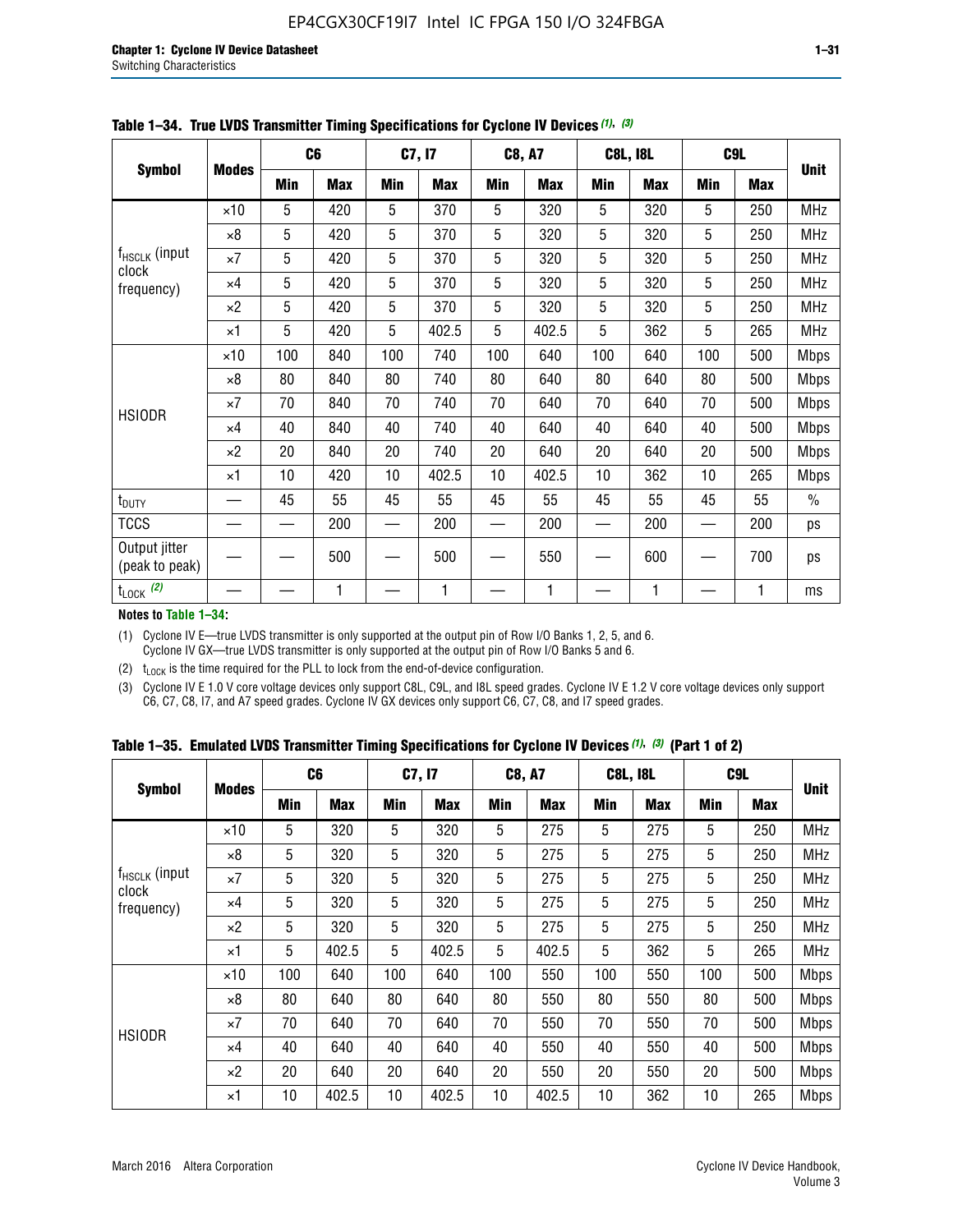**Table 1–34. True LVDS Transmitter Timing Specifications for Cyclone IV Devices (1), (3)**

| Symbol | Modes | C6 | | C7, I7 | | C8, A7 | | C8L, I8L | | C9L | | Unit |
|---|---|---|---|---|---|---|---|---|---|---|---|---|
| | | Min | Max | Min | Max | Min | Max | Min | Max | Min | Max | |
| $f_{HSCLK}$ (input clock frequency) | ×10 | 5 | 420 | 5 | 370 | 5 | 320 | 5 | 320 | 5 | 250 | MHz |
| | ×8 | 5 | 420 | 5 | 370 | 5 | 320 | 5 | 320 | 5 | 250 | MHz |
| | ×7 | 5 | 420 | 5 | 370 | 5 | 320 | 5 | 320 | 5 | 250 | MHz |
| | ×4 | 5 | 420 | 5 | 370 | 5 | 320 | 5 | 320 | 5 | 250 | MHz |
| | ×2 | 5 | 420 | 5 | 370 | 5 | 320 | 5 | 320 | 5 | 250 | MHz |
| | ×1 | 5 | 420 | 5 | 402.5 | 5 | 402.5 | 5 | 362 | 5 | 265 | MHz |
| HSIODR | ×10 | 100 | 840 | 100 | 740 | 100 | 640 | 100 | 640 | 100 | 500 | Mbps |
| | ×8 | 80 | 840 | 80 | 740 | 80 | 640 | 80 | 640 | 80 | 500 | Mbps |
| | ×7 | 70 | 840 | 70 | 740 | 70 | 640 | 70 | 640 | 70 | 500 | Mbps |
| | ×4 | 40 | 840 | 40 | 740 | 40 | 640 | 40 | 640 | 40 | 500 | Mbps |
| | ×2 | 20 | 840 | 20 | 740 | 20 | 640 | 20 | 640 | 20 | 500 | Mbps |
| | ×1 | 10 | 420 | 10 | 402.5 | 10 | 402.5 | 10 | 362 | 10 | 265 | Mbps |
| $t_{DUTY}$ | — | 45 | 55 | 45 | 55 | 45 | 55 | 45 | 55 | 45 | 55 | % |
| TCCS | — | — | 200 | — | 200 | — | 200 | — | 200 | — | 200 | ps |
| Output jitter (peak to peak) | — | — | 500 | — | 500 | — | 550 | — | 600 | — | 700 | ps |
| $t_{LOCK}$ (2) | — | — | 1 | — | 1 | — | 1 | — | 1 | — | 1 | ms |

**Notes to Table 1–34:**

(1) Cyclone IV E—true LVDS transmitter is only supported at the output pin of Row I/O Banks 1, 2, 5, and 6. Cyclone IV GX—true LVDS transmitter is only supported at the output pin of Row I/O Banks 5 and 6.

(2) $t_{LOCK}$ is the time required for the PLL to lock from the end-of-device configuration.

(3) Cyclone IV E 1.0 V core voltage devices only support C8L, C9L, and I8L speed grades. Cyclone IV E 1.2 V core voltage devices only support C6, C7, C8, I7, and A7 speed grades. Cyclone IV GX devices only support C6, C7, C8, and I7 speed grades.

**Table 1–35. Emulated LVDS Transmitter Timing Specifications for Cyclone IV Devices (1), (3) (Part 1 of 2)**

| Symbol | Modes | C6 | | C7, I7 | | C8, A7 | | C8L, I8L | | C9L | | Unit |
|---|---|---|---|---|---|---|---|---|---|---|---|---|
| | | Min | Max | Min | Max | Min | Max | Min | Max | Min | Max | |
| $f_{HSCLK}$ (input clock frequency) | ×10 | 5 | 320 | 5 | 320 | 5 | 275 | 5 | 275 | 5 | 250 | MHz |
| | ×8 | 5 | 320 | 5 | 320 | 5 | 275 | 5 | 275 | 5 | 250 | MHz |
| | ×7 | 5 | 320 | 5 | 320 | 5 | 275 | 5 | 275 | 5 | 250 | MHz |
| | ×4 | 5 | 320 | 5 | 320 | 5 | 275 | 5 | 275 | 5 | 250 | MHz |
| | ×2 | 5 | 320 | 5 | 320 | 5 | 275 | 5 | 275 | 5 | 250 | MHz |
| | ×1 | 5 | 402.5 | 5 | 402.5 | 5 | 402.5 | 5 | 362 | 5 | 265 | MHz |
| HSIODR | ×10 | 100 | 640 | 100 | 640 | 100 | 550 | 100 | 550 | 100 | 500 | Mbps |
| | ×8 | 80 | 640 | 80 | 640 | 80 | 550 | 80 | 550 | 80 | 500 | Mbps |
| | ×7 | 70 | 640 | 70 | 640 | 70 | 550 | 70 | 550 | 70 | 500 | Mbps |
| | ×4 | 40 | 640 | 40 | 640 | 40 | 550 | 40 | 550 | 40 | 500 | Mbps |
| | ×2 | 20 | 640 | 20 | 640 | 20 | 550 | 20 | 550 | 20 | 500 | Mbps |
| | ×1 | 10 | 402.5 | 10 | 402.5 | 10 | 402.5 | 10 | 362 | 10 | 265 | Mbps |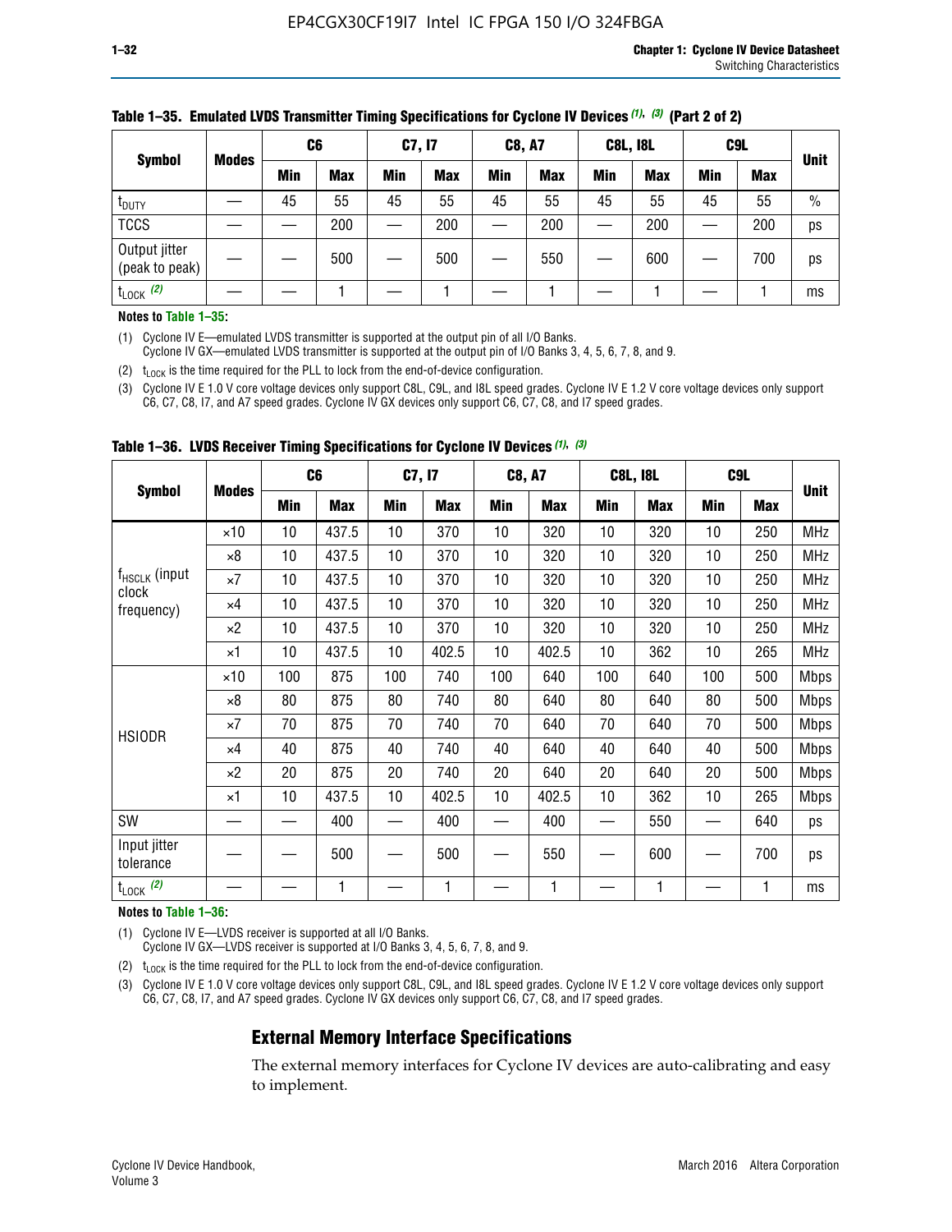**Table 1–35. Emulated LVDS Transmitter Timing Specifications for Cyclone IV Devices (1), (3) (Part 2 of 2)**

| Symbol | Modes | C6 | | C7, I7 | | C8, A7 | | C8L, I8L | | C9L | | Unit |
|---|---|---|---|---|---|---|---|---|---|---|---|---|
| | | Min | Max | Min | Max | Min | Max | Min | Max | Min | Max | |
| $t_{DUTY}$ | — | 45 | 55 | 45 | 55 | 45 | 55 | 45 | 55 | 45 | 55 | % |
| TCCS | — | — | 200 | — | 200 | — | 200 | — | 200 | — | 200 | ps |
| Output jitter (peak to peak) | — | — | 500 | — | 500 | — | 550 | — | 600 | — | 700 | ps |
| $t_{LOCK}$ (2) | — | — | 1 | — | 1 | — | 1 | — | 1 | — | 1 | ms |

**Notes to Table 1–35:**

(1) Cyclone IV E—emulated LVDS transmitter is supported at the output pin of all I/O Banks.
Cyclone IV GX—emulated LVDS transmitter is supported at the output pin of I/O Banks 3, 4, 5, 6, 7, 8, and 9.

(2) $t_{LOCK}$ is the time required for the PLL to lock from the end-of-device configuration.

(3) Cyclone IV E 1.0 V core voltage devices only support C8L, C9L, and I8L speed grades. Cyclone IV E 1.2 V core voltage devices only support C6, C7, C8, I7, and A7 speed grades. Cyclone IV GX devices only support C6, C7, C8, and I7 speed grades.

**Table 1–36. LVDS Receiver Timing Specifications for Cyclone IV Devices (1), (3)**

| Symbol | Modes | C6 | | C7, I7 | | C8, A7 | | C8L, I8L | | C9L | | Unit |
|---|---|---|---|---|---|---|---|---|---|---|---|---|
| | | Min | Max | Min | Max | Min | Max | Min | Max | Min | Max | |
| $f_{HSCLK}$ (input clock frequency) | ×10 | 10 | 437.5 | 10 | 370 | 10 | 320 | 10 | 320 | 10 | 250 | MHz |
| | ×8 | 10 | 437.5 | 10 | 370 | 10 | 320 | 10 | 320 | 10 | 250 | MHz |
| | ×7 | 10 | 437.5 | 10 | 370 | 10 | 320 | 10 | 320 | 10 | 250 | MHz |
| | ×4 | 10 | 437.5 | 10 | 370 | 10 | 320 | 10 | 320 | 10 | 250 | MHz |
| | ×2 | 10 | 437.5 | 10 | 370 | 10 | 320 | 10 | 320 | 10 | 250 | MHz |
| | ×1 | 10 | 437.5 | 10 | 402.5 | 10 | 402.5 | 10 | 362 | 10 | 265 | MHz |
| HSIODR | ×10 | 100 | 875 | 100 | 740 | 100 | 640 | 100 | 640 | 100 | 500 | Mbps |
| | ×8 | 80 | 875 | 80 | 740 | 80 | 640 | 80 | 640 | 80 | 500 | Mbps |
| | ×7 | 70 | 875 | 70 | 740 | 70 | 640 | 70 | 640 | 70 | 500 | Mbps |
| | ×4 | 40 | 875 | 40 | 740 | 40 | 640 | 40 | 640 | 40 | 500 | Mbps |
| | ×2 | 20 | 875 | 20 | 740 | 20 | 640 | 20 | 640 | 20 | 500 | Mbps |
| | ×1 | 10 | 437.5 | 10 | 402.5 | 10 | 402.5 | 10 | 362 | 10 | 265 | Mbps |
| SW | — | — | 400 | — | 400 | — | 400 | — | 550 | — | 640 | ps |
| Input jitter tolerance | — | — | 500 | — | 500 | — | 550 | — | 600 | — | 700 | ps |
| $t_{LOCK}$ (2) | — | — | 1 | — | 1 | — | 1 | — | 1 | — | 1 | ms |

**Notes to Table 1–36:**

(1) Cyclone IV E—LVDS receiver is supported at all I/O Banks.
Cyclone IV GX—LVDS receiver is supported at I/O Banks 3, 4, 5, 6, 7, 8, and 9.

(2) $t_{LOCK}$ is the time required for the PLL to lock from the end-of-device configuration.

(3) Cyclone IV E 1.0 V core voltage devices only support C8L, C9L, and I8L speed grades. Cyclone IV E 1.2 V core voltage devices only support C6, C7, C8, I7, and A7 speed grades. Cyclone IV GX devices only support C6, C7, C8, and I7 speed grades.

## External Memory Interface Specifications

The external memory interfaces for Cyclone IV devices are auto-calibrating and easy to implement.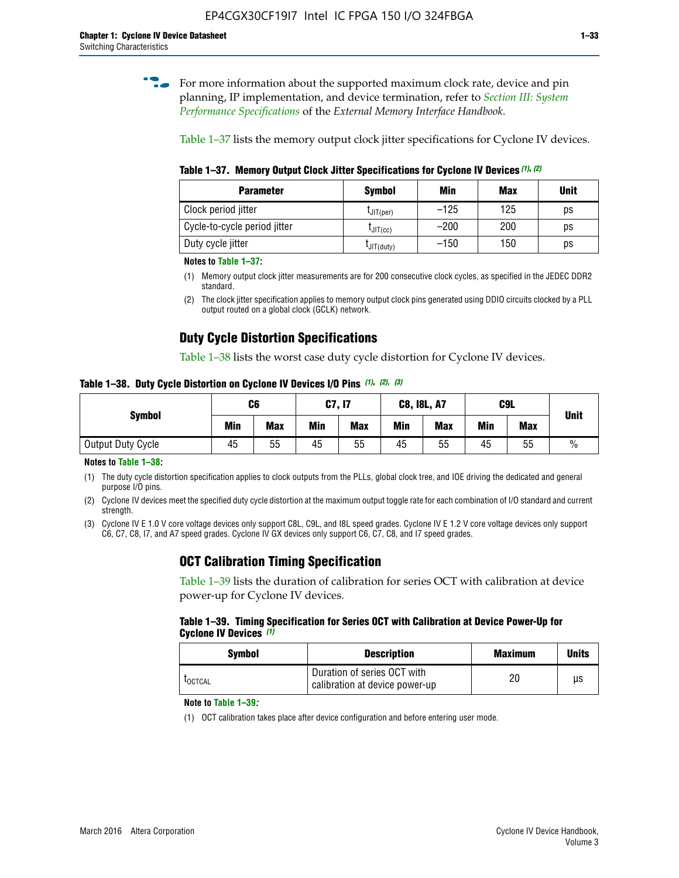For more information about the supported maximum clock rate, device and pin planning, IP implementation, and device termination, refer to *Section III: System Performance Specifications* of the *External Memory Interface Handbook*.

Table 1–37 lists the memory output clock jitter specifications for Cyclone IV devices.

**Table 1–37. Memory Output Clock Jitter Specifications for Cyclone IV Devices (1), (2)**

| Parameter | Symbol | Min | Max | Unit |
|---|---|---|---|---|
| Clock period jitter | $t_{JIT(per)}$ | –125 | 125 | ps |
| Cycle-to-cycle period jitter | $t_{JIT(cc)}$ | –200 | 200 | ps |
| Duty cycle jitter | $t_{JIT(duty)}$ | –150 | 150 | ps |

**Notes to Table 1–37:**

(1) Memory output clock jitter measurements are for 200 consecutive clock cycles, as specified in the JEDEC DDR2 standard.

(2) The clock jitter specification applies to memory output clock pins generated using DDIO circuits clocked by a PLL output routed on a global clock (GCLK) network.

## Duty Cycle Distortion Specifications

Table 1–38 lists the worst case duty cycle distortion for Cyclone IV devices.

**Table 1–38. Duty Cycle Distortion on Cyclone IV Devices I/O Pins (1), (2), (3)**

| Symbol | C6 | | C7, I7 | | C8, I8L, A7 | | C9L | | Unit |
|---|---|---|---|---|---|---|---|---|---|
| | Min | Max | Min | Max | Min | Max | Min | Max | |
| Output Duty Cycle | 45 | 55 | 45 | 55 | 45 | 55 | 45 | 55 | % |

**Notes to Table 1–38:**

(1) The duty cycle distortion specification applies to clock outputs from the PLLs, global clock tree, and IOE driving the dedicated and general purpose I/O pins.

(2) Cyclone IV devices meet the specified duty cycle distortion at the maximum output toggle rate for each combination of I/O standard and current strength.

(3) Cyclone IV E 1.0 V core voltage devices only support C8L, C9L, and I8L speed grades. Cyclone IV E 1.2 V core voltage devices only support C6, C7, C8, I7, and A7 speed grades. Cyclone IV GX devices only support C6, C7, C8, and I7 speed grades.

## OCT Calibration Timing Specification

Table 1–39 lists the duration of calibration for series OCT with calibration at device power-up for Cyclone IV devices.

**Table 1–39. Timing Specification for Series OCT with Calibration at Device Power-Up for Cyclone IV Devices (1)**

| Symbol | Description | Maximum | Units |
|---|---|---|---|
| $t_{OCTCAL}$ | Duration of series OCT with calibration at device power-up | 20 | µs |

**Note to Table 1–39:**

(1) OCT calibration takes place after device configuration and before entering user mode.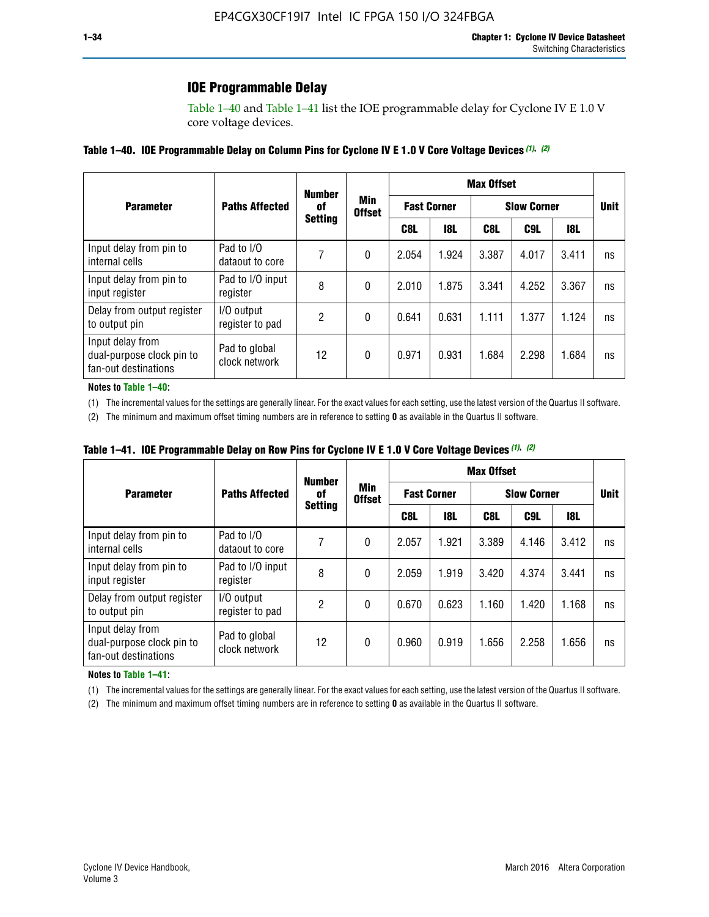## IOE Programmable Delay

Table 1–40 and Table 1–41 list the IOE programmable delay for Cyclone IV E 1.0 V core voltage devices.

**Table 1–40. IOE Programmable Delay on Column Pins for Cyclone IV E 1.0 V Core Voltage Devices (1), (2)**

| Parameter | Paths Affected | Number of Setting | Min Offset | Max Offset | | | | | Unit |
|---|---|---|---|---|---|---|---|---|---|
| | | | | Fast Corner | | Slow Corner | | | |
| | | | | C8L | I8L | C8L | C9L | I8L | |
| Input delay from pin to internal cells | Pad to I/O dataout to core | 7 | 0 | 2.054 | 1.924 | 3.387 | 4.017 | 3.411 | ns |
| Input delay from pin to input register | Pad to I/O input register | 8 | 0 | 2.010 | 1.875 | 3.341 | 4.252 | 3.367 | ns |
| Delay from output register to output pin | I/O output register to pad | 2 | 0 | 0.641 | 0.631 | 1.111 | 1.377 | 1.124 | ns |
| Input delay from dual-purpose clock pin to fan-out destinations | Pad to global clock network | 12 | 0 | 0.971 | 0.931 | 1.684 | 2.298 | 1.684 | ns |

**Notes to Table 1–40:**

(1) The incremental values for the settings are generally linear. For the exact values for each setting, use the latest version of the Quartus II software.

(2) The minimum and maximum offset timing numbers are in reference to setting **0** as available in the Quartus II software.

**Table 1–41. IOE Programmable Delay on Row Pins for Cyclone IV E 1.0 V Core Voltage Devices (1), (2)**

| Parameter | Paths Affected | Number of Setting | Min Offset | Max Offset | | | | | Unit |
|---|---|---|---|---|---|---|---|---|---|
| | | | | Fast Corner | | Slow Corner | | | |
| | | | | C8L | I8L | C8L | C9L | I8L | |
| Input delay from pin to internal cells | Pad to I/O dataout to core | 7 | 0 | 2.057 | 1.921 | 3.389 | 4.146 | 3.412 | ns |
| Input delay from pin to input register | Pad to I/O input register | 8 | 0 | 2.059 | 1.919 | 3.420 | 4.374 | 3.441 | ns |
| Delay from output register to output pin | I/O output register to pad | 2 | 0 | 0.670 | 0.623 | 1.160 | 1.420 | 1.168 | ns |
| Input delay from dual-purpose clock pin to fan-out destinations | Pad to global clock network | 12 | 0 | 0.960 | 0.919 | 1.656 | 2.258 | 1.656 | ns |

**Notes to Table 1–41:**

(1) The incremental values for the settings are generally linear. For the exact values for each setting, use the latest version of the Quartus II software.

(2) The minimum and maximum offset timing numbers are in reference to setting **0** as available in the Quartus II software.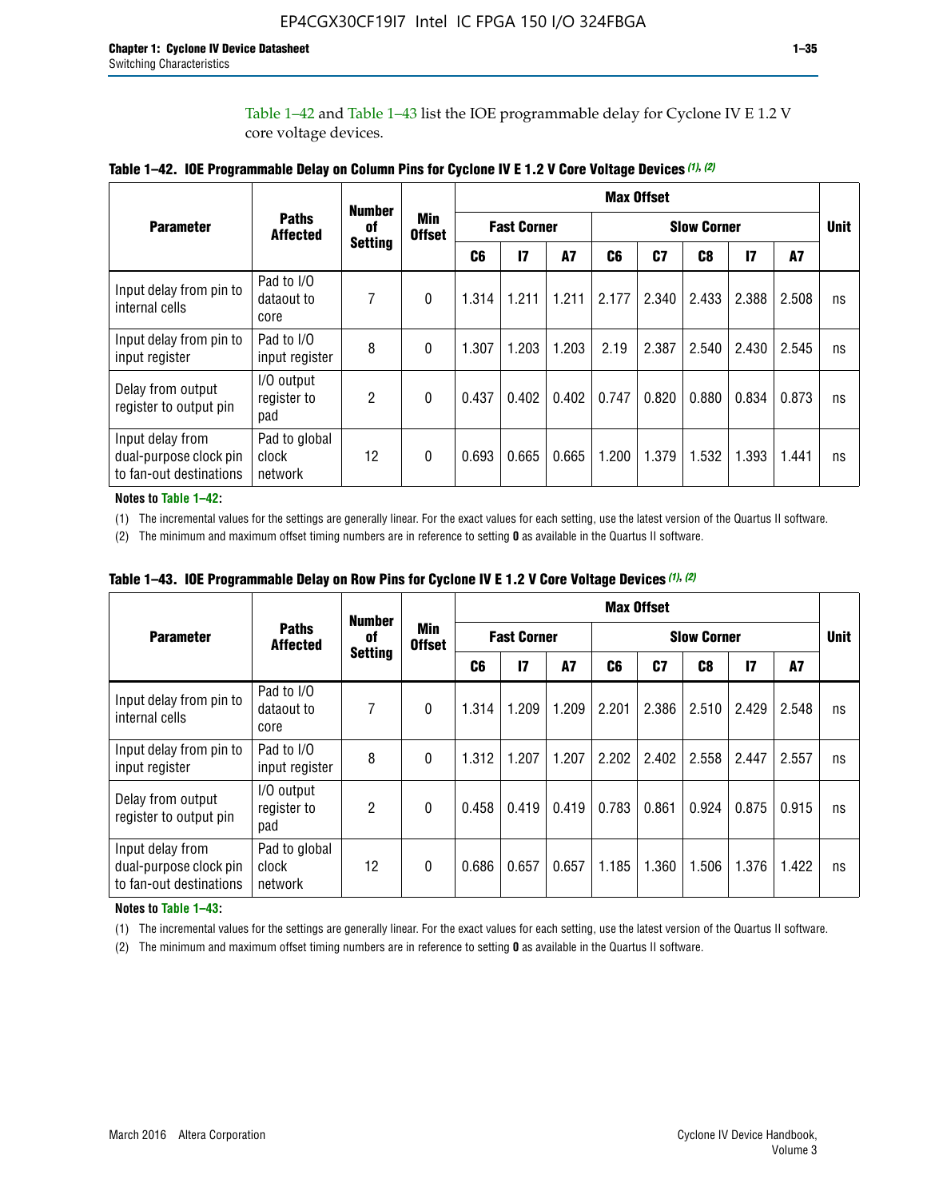Table 1–42 and Table 1–43 list the IOE programmable delay for Cyclone IV E 1.2 V core voltage devices.

**Table 1–42. IOE Programmable Delay on Column Pins for Cyclone IV E 1.2 V Core Voltage Devices (1), (2)**

| Parameter | Paths Affected | Number of Setting | Min Offset | Max Offset | | | | | | | | Unit |
|---|---|---|---|---|---|---|---|---|---|---|---|---|
| | | | | Fast Corner | | | Slow Corner | | | | | |
| | | | | C6 | I7 | A7 | C6 | C7 | C8 | I7 | A7 | |
| Input delay from pin to internal cells | Pad to I/O dataout to core | 7 | 0 | 1.314 | 1.211 | 1.211 | 2.177 | 2.340 | 2.433 | 2.388 | 2.508 | ns |
| Input delay from pin to input register | Pad to I/O input register | 8 | 0 | 1.307 | 1.203 | 1.203 | 2.19 | 2.387 | 2.540 | 2.430 | 2.545 | ns |
| Delay from output register to output pin | I/O output register to pad | 2 | 0 | 0.437 | 0.402 | 0.402 | 0.747 | 0.820 | 0.880 | 0.834 | 0.873 | ns |
| Input delay from dual-purpose clock pin to fan-out destinations | Pad to global clock network | 12 | 0 | 0.693 | 0.665 | 0.665 | 1.200 | 1.379 | 1.532 | 1.393 | 1.441 | ns |

**Notes to Table 1–42:**

(1) The incremental values for the settings are generally linear. For the exact values for each setting, use the latest version of the Quartus II software.

(2) The minimum and maximum offset timing numbers are in reference to setting **0** as available in the Quartus II software.

**Table 1–43. IOE Programmable Delay on Row Pins for Cyclone IV E 1.2 V Core Voltage Devices (1), (2)**

| Parameter | Paths Affected | Number of Setting | Min Offset | Max Offset | | | | | | | | Unit |
|---|---|---|---|---|---|---|---|---|---|---|---|---|
| | | | | Fast Corner | | | Slow Corner | | | | | |
| | | | | C6 | I7 | A7 | C6 | C7 | C8 | I7 | A7 | |
| Input delay from pin to internal cells | Pad to I/O dataout to core | 7 | 0 | 1.314 | 1.209 | 1.209 | 2.201 | 2.386 | 2.510 | 2.429 | 2.548 | ns |
| Input delay from pin to input register | Pad to I/O input register | 8 | 0 | 1.312 | 1.207 | 1.207 | 2.202 | 2.402 | 2.558 | 2.447 | 2.557 | ns |
| Delay from output register to output pin | I/O output register to pad | 2 | 0 | 0.458 | 0.419 | 0.419 | 0.783 | 0.861 | 0.924 | 0.875 | 0.915 | ns |
| Input delay from dual-purpose clock pin to fan-out destinations | Pad to global clock network | 12 | 0 | 0.686 | 0.657 | 0.657 | 1.185 | 1.360 | 1.506 | 1.376 | 1.422 | ns |

**Notes to Table 1–43:**

(1) The incremental values for the settings are generally linear. For the exact values for each setting, use the latest version of the Quartus II software.

(2) The minimum and maximum offset timing numbers are in reference to setting **0** as available in the Quartus II software.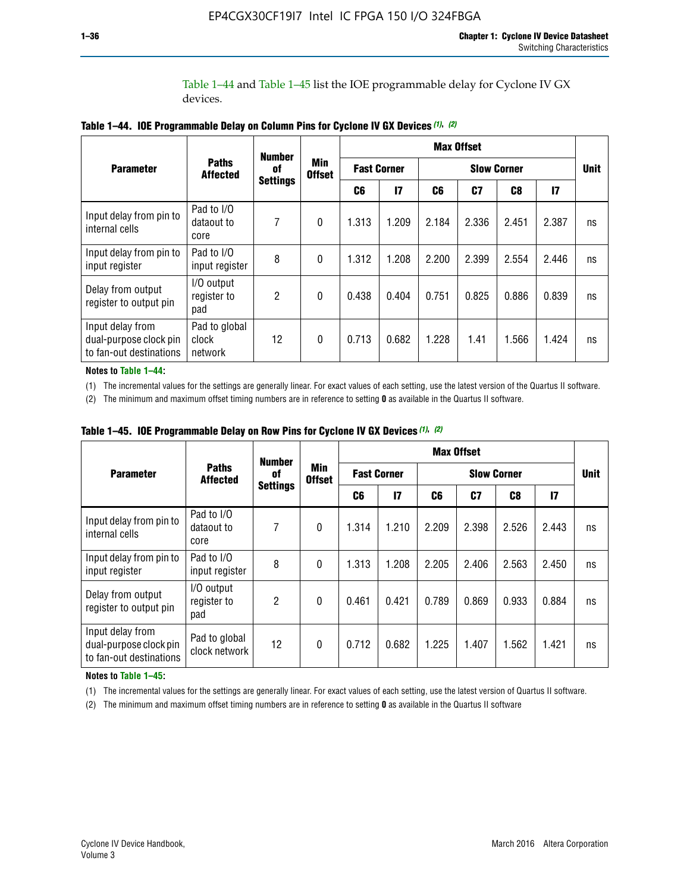Table 1–44 and Table 1–45 list the IOE programmable delay for Cyclone IV GX devices.

**Table 1–44. IOE Programmable Delay on Column Pins for Cyclone IV GX Devices (1), (2)**

| Parameter | Paths Affected | Number of Settings | Min Offset | Max Offset | | | | | | Unit |
|---|---|---|---|---|---|---|---|---|---|---|
| | | | | Fast Corner | | Slow Corner | | | | |
| | | | | C6 | I7 | C6 | C7 | C8 | I7 | |
| Input delay from pin to internal cells | Pad to I/O dataout to core | 7 | 0 | 1.313 | 1.209 | 2.184 | 2.336 | 2.451 | 2.387 | ns |
| Input delay from pin to input register | Pad to I/O input register | 8 | 0 | 1.312 | 1.208 | 2.200 | 2.399 | 2.554 | 2.446 | ns |
| Delay from output register to output pin | I/O output register to pad | 2 | 0 | 0.438 | 0.404 | 0.751 | 0.825 | 0.886 | 0.839 | ns |
| Input delay from dual-purpose clock pin to fan-out destinations | Pad to global clock network | 12 | 0 | 0.713 | 0.682 | 1.228 | 1.41 | 1.566 | 1.424 | ns |

**Notes to Table 1–44:**

(1) The incremental values for the settings are generally linear. For exact values of each setting, use the latest version of the Quartus II software.

(2) The minimum and maximum offset timing numbers are in reference to setting **0** as available in the Quartus II software.

**Table 1–45. IOE Programmable Delay on Row Pins for Cyclone IV GX Devices (1), (2)**

| Parameter | Paths Affected | Number of Settings | Min Offset | Max Offset | | | | | | Unit |
|---|---|---|---|---|---|---|---|---|---|---|
| | | | | Fast Corner | | Slow Corner | | | | |
| | | | | C6 | I7 | C6 | C7 | C8 | I7 | |
| Input delay from pin to internal cells | Pad to I/O dataout to core | 7 | 0 | 1.314 | 1.210 | 2.209 | 2.398 | 2.526 | 2.443 | ns |
| Input delay from pin to input register | Pad to I/O input register | 8 | 0 | 1.313 | 1.208 | 2.205 | 2.406 | 2.563 | 2.450 | ns |
| Delay from output register to output pin | I/O output register to pad | 2 | 0 | 0.461 | 0.421 | 0.789 | 0.869 | 0.933 | 0.884 | ns |
| Input delay from dual-purpose clock pin to fan-out destinations | Pad to global clock network | 12 | 0 | 0.712 | 0.682 | 1.225 | 1.407 | 1.562 | 1.421 | ns |

**Notes to Table 1–45:**

(1) The incremental values for the settings are generally linear. For exact values of each setting, use the latest version of Quartus II software.

(2) The minimum and maximum offset timing numbers are in reference to setting **0** as available in the Quartus II software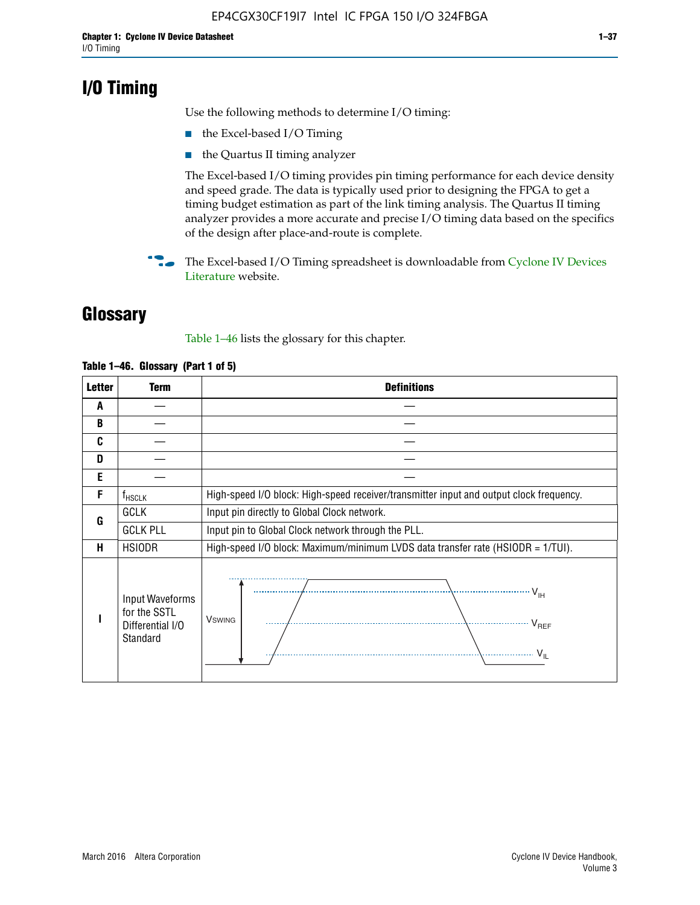# I/O Timing

Use the following methods to determine I/O timing:

- the Excel-based I/O Timing
- the Quartus II timing analyzer

The Excel-based I/O timing provides pin timing performance for each device density and speed grade. The data is typically used prior to designing the FPGA to get a timing budget estimation as part of the link timing analysis. The Quartus II timing analyzer provides a more accurate and precise I/O timing data based on the specifics of the design after place-and-route is complete.

The Excel-based I/O Timing spreadsheet is downloadable from Cyclone IV Devices Literature website.

# Glossary

Table 1–46 lists the glossary for this chapter.

**Table 1–46. Glossary (Part 1 of 5)**

| Letter | Term | Definitions |
|---|---|---|
| A | — | — |
| B | — | — |
| C | — | — |
| D | — | — |
| E | — | — |
| F | $f_{HSCLK}$ | High-speed I/O block: High-speed receiver/transmitter input and output clock frequency. |
| G | GCLK | Input pin directly to Global Clock network. |
| | GCLK PLL | Input pin to Global Clock network through the PLL. |
| H | HSIODR | High-speed I/O block: Maximum/minimum LVDS data transfer rate (HSIODR = 1/TUI). |
| I | Input Waveforms for the SSTL Differential I/O Standard | $V_{SWING}$, $V_{IH}$, $V_{REF}$, $V_{IL}$ |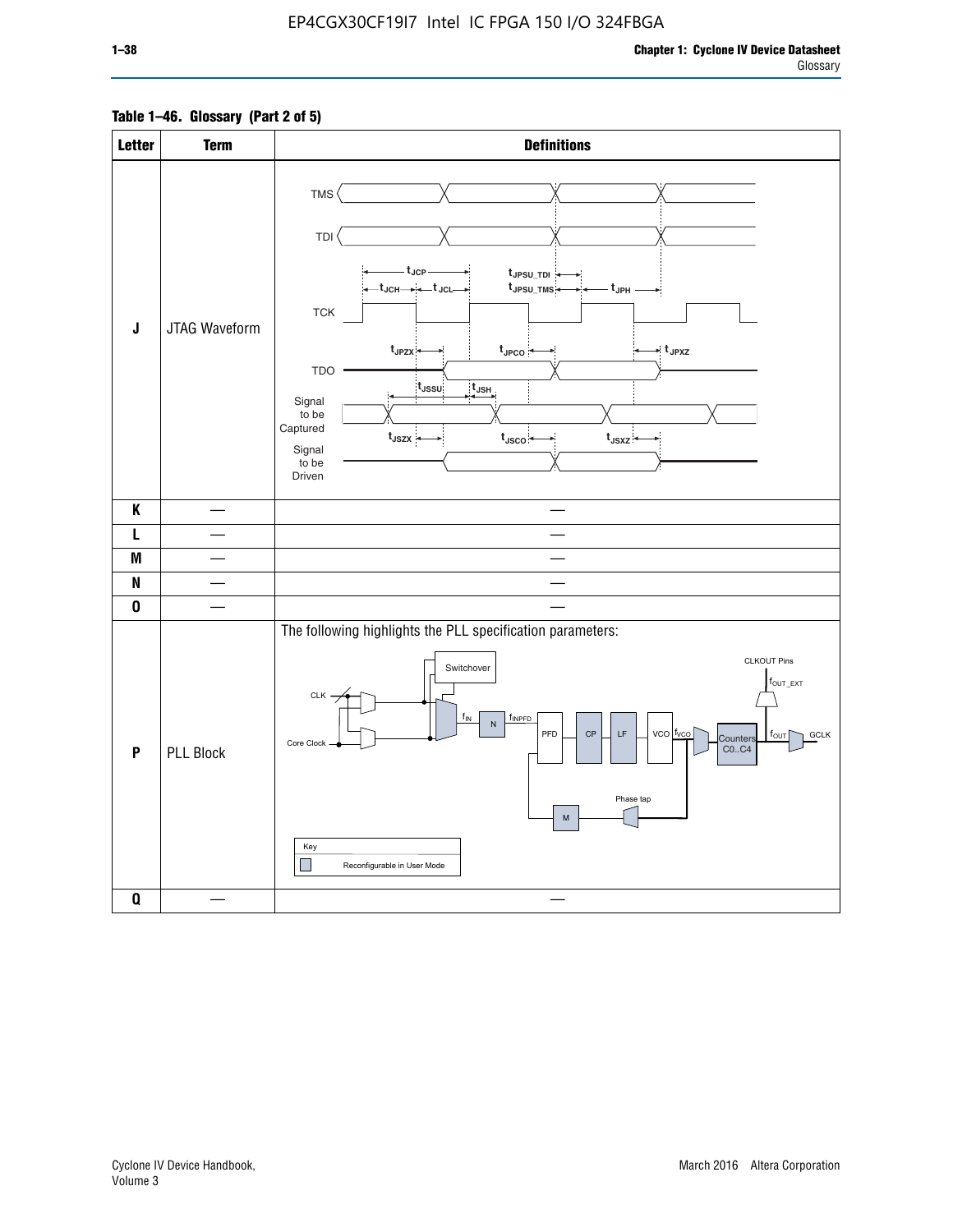**Table 1–46. Glossary (Part 2 of 5)**

| Letter | Term | Definitions |
|---|---|---|
| J | JTAG Waveform | TMS, TDI, TCK, TDO, Signal to be Captured, Signal to be Driven; $t_{JCP}$, $t_{JCH}$, $t_{JCL}$, $t_{JPSU\_TDI}$, $t_{JPSU\_TMS}$, $t_{JPH}$, $t_{JPZX}$, $t_{JPCO}$, $t_{JPXZ}$, $t_{JSSU}$, $t_{JSH}$, $t_{JSZX}$, $t_{JSCO}$, $t_{JSXZ}$ |
| K | — | — |
| L | — | — |
| M | — | — |
| N | — | — |
| O | — | — |
| P | PLL Block | The following highlights the PLL specification parameters: CLK, Core Clock, Switchover, $f_{IN}$, N, $f_{INPFD}$, PFD, CP, LF, VCO, $f_{VCO}$, Counters C0..C4, $f_{OUT}$, GCLK, CLKOUT Pins, $f_{OUT\_EXT}$, Phase tap, M. Key: Reconfigurable in User Mode |
| Q | — | — |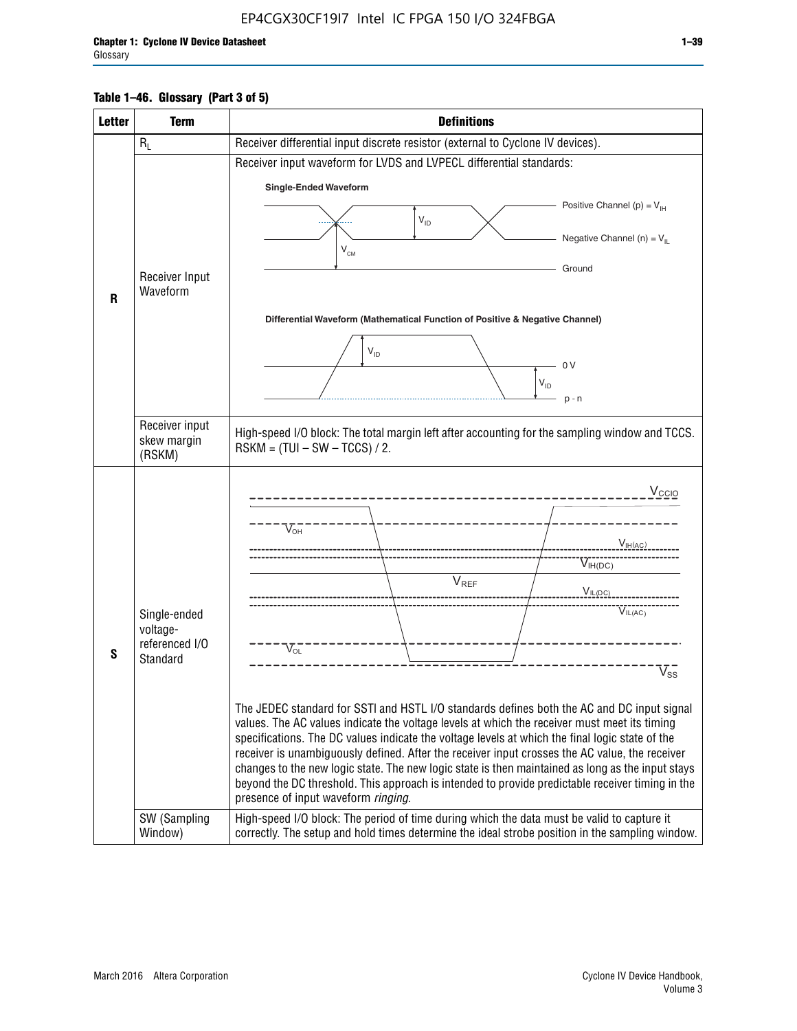**Table 1–46. Glossary (Part 3 of 5)**

| Letter | Term | Definitions |
|---|---|---|
| R | $R_L$ | Receiver differential input discrete resistor (external to Cyclone IV devices). |
| | Receiver Input Waveform | Receiver input waveform for LVDS and LVPECL differential standards: |
| | Receiver input skew margin (RSKM) | High-speed I/O block: The total margin left after accounting for the sampling window and TCCS. RSKM = (TUI – SW – TCCS) / 2. |
| S | Single-ended voltage-referenced I/O Standard | The JEDEC standard for SSTl and HSTL I/O standards defines both the AC and DC input signal values. The AC values indicate the voltage levels at which the receiver must meet its timing specifications. The DC values indicate the voltage levels at which the final logic state of the receiver is unambiguously defined. After the receiver input crosses the AC value, the receiver changes to the new logic state. The new logic state is then maintained as long as the input stays beyond the DC threshold. This approach is intended to provide predictable receiver timing in the presence of input waveform *ringing*. |
| | SW (Sampling Window) | High-speed I/O block: The period of time during which the data must be valid to capture it correctly. The setup and hold times determine the ideal strobe position in the sampling window. |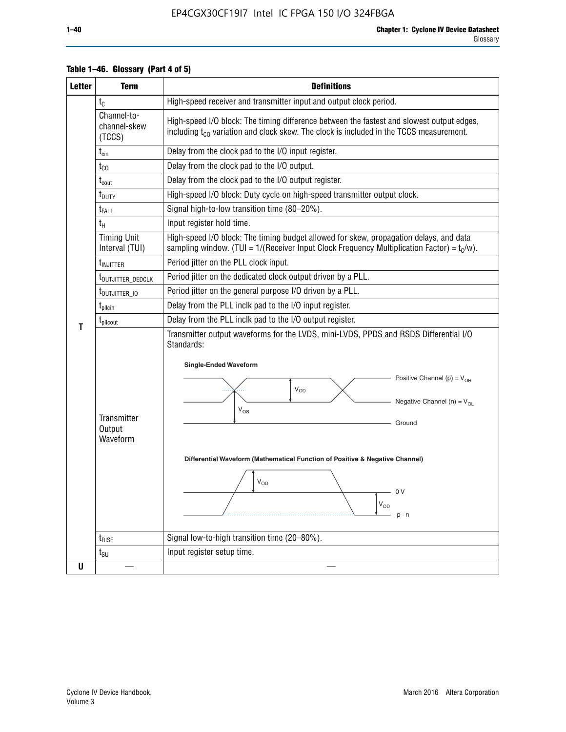**Table 1–46. Glossary (Part 4 of 5)**

| Letter | Term | Definitions |
|---|---|---|
| T | $t_C$ | High-speed receiver and transmitter input and output clock period. |
| | Channel-to-channel-skew (TCCS) | High-speed I/O block: The timing difference between the fastest and slowest output edges, including $t_{CO}$ variation and clock skew. The clock is included in the TCCS measurement. |
| | $t_{cin}$ | Delay from the clock pad to the I/O input register. |
| | $t_{CO}$ | Delay from the clock pad to the I/O output. |
| | $t_{cout}$ | Delay from the clock pad to the I/O output register. |
| | $t_{DUTY}$ | High-speed I/O block: Duty cycle on high-speed transmitter output clock. |
| | $t_{FALL}$ | Signal high-to-low transition time (80–20%). |
| | $t_H$ | Input register hold time. |
| | Timing Unit Interval (TUI) | High-speed I/O block: The timing budget allowed for skew, propagation delays, and data sampling window. (TUI = 1/(Receiver Input Clock Frequency Multiplication Factor) = $t_C$/w). |
| | $t_{INJITTER}$ | Period jitter on the PLL clock input. |
| | $t_{OUTJITTER\_DEDCLK}$ | Period jitter on the dedicated clock output driven by a PLL. |
| | $t_{OUTJITTER\_IO}$ | Period jitter on the general purpose I/O driven by a PLL. |
| | $t_{pllcin}$ | Delay from the PLL inclk pad to the I/O input register. |
| | $t_{pllcout}$ | Delay from the PLL inclk pad to the I/O output register. |
| | Transmitter Output Waveform | Transmitter output waveforms for the LVDS, mini-LVDS, PPDS and RSDS Differential I/O Standards:<br><br>**Single-Ended Waveform**<br>Positive Channel (p) = $V_{OH}$; Negative Channel (n) = $V_{OL}$; Ground; $V_{OD}$; $V_{OS}$<br><br>**Differential Waveform (Mathematical Function of Positive & Negative Channel)**<br>$V_{OD}$; 0 V; $V_{OD}$; p - n |
| | $t_{RISE}$ | Signal low-to-high transition time (20–80%). |
| | $t_{SU}$ | Input register setup time. |
| U | — | — |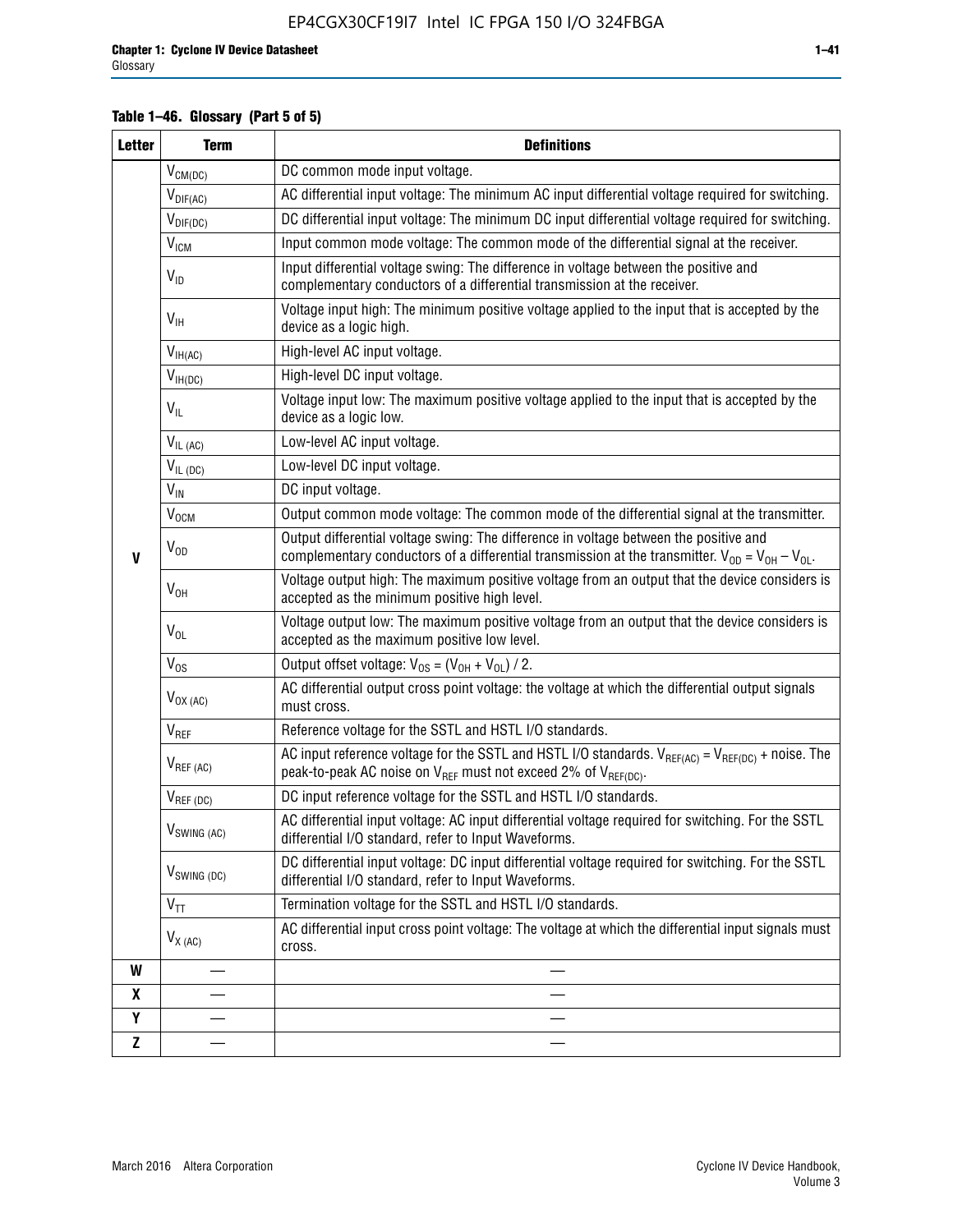**Table 1–46. Glossary (Part 5 of 5)**

| Letter | Term | Definitions |
|---|---|---|
| V | $V_{CM(DC)}$ | DC common mode input voltage. |
| | $V_{DIF(AC)}$ | AC differential input voltage: The minimum AC input differential voltage required for switching. |
| | $V_{DIF(DC)}$ | DC differential input voltage: The minimum DC input differential voltage required for switching. |
| | $V_{ICM}$ | Input common mode voltage: The common mode of the differential signal at the receiver. |
| | $V_{ID}$ | Input differential voltage swing: The difference in voltage between the positive and complementary conductors of a differential transmission at the receiver. |
| | $V_{IH}$ | Voltage input high: The minimum positive voltage applied to the input that is accepted by the device as a logic high. |
| | $V_{IH(AC)}$ | High-level AC input voltage. |
| | $V_{IH(DC)}$ | High-level DC input voltage. |
| | $V_{IL}$ | Voltage input low: The maximum positive voltage applied to the input that is accepted by the device as a logic low. |
| | $V_{IL\ (AC)}$ | Low-level AC input voltage. |
| | $V_{IL\ (DC)}$ | Low-level DC input voltage. |
| | $V_{IN}$ | DC input voltage. |
| | $V_{OCM}$ | Output common mode voltage: The common mode of the differential signal at the transmitter. |
| | $V_{OD}$ | Output differential voltage swing: The difference in voltage between the positive and complementary conductors of a differential transmission at the transmitter. $V_{OD} = V_{OH} - V_{OL}$. |
| | $V_{OH}$ | Voltage output high: The maximum positive voltage from an output that the device considers is accepted as the minimum positive high level. |
| | $V_{OL}$ | Voltage output low: The maximum positive voltage from an output that the device considers is accepted as the maximum positive low level. |
| | $V_{OS}$ | Output offset voltage: $V_{OS} = (V_{OH} + V_{OL}) / 2$. |
| | $V_{OX\ (AC)}$ | AC differential output cross point voltage: the voltage at which the differential output signals must cross. |
| | $V_{REF}$ | Reference voltage for the SSTL and HSTL I/O standards. |
| | $V_{REF\ (AC)}$ | AC input reference voltage for the SSTL and HSTL I/O standards. $V_{REF(AC)} = V_{REF(DC)}$ + noise. The peak-to-peak AC noise on $V_{REF}$ must not exceed 2% of $V_{REF(DC)}$. |
| | $V_{REF\ (DC)}$ | DC input reference voltage for the SSTL and HSTL I/O standards. |
| | $V_{SWING\ (AC)}$ | AC differential input voltage: AC input differential voltage required for switching. For the SSTL differential I/O standard, refer to Input Waveforms. |
| | $V_{SWING\ (DC)}$ | DC differential input voltage: DC input differential voltage required for switching. For the SSTL differential I/O standard, refer to Input Waveforms. |
| | $V_{TT}$ | Termination voltage for the SSTL and HSTL I/O standards. |
| | $V_{X\ (AC)}$ | AC differential input cross point voltage: The voltage at which the differential input signals must cross. |
| W | — | — |
| X | — | — |
| Y | — | — |
| Z | — | — |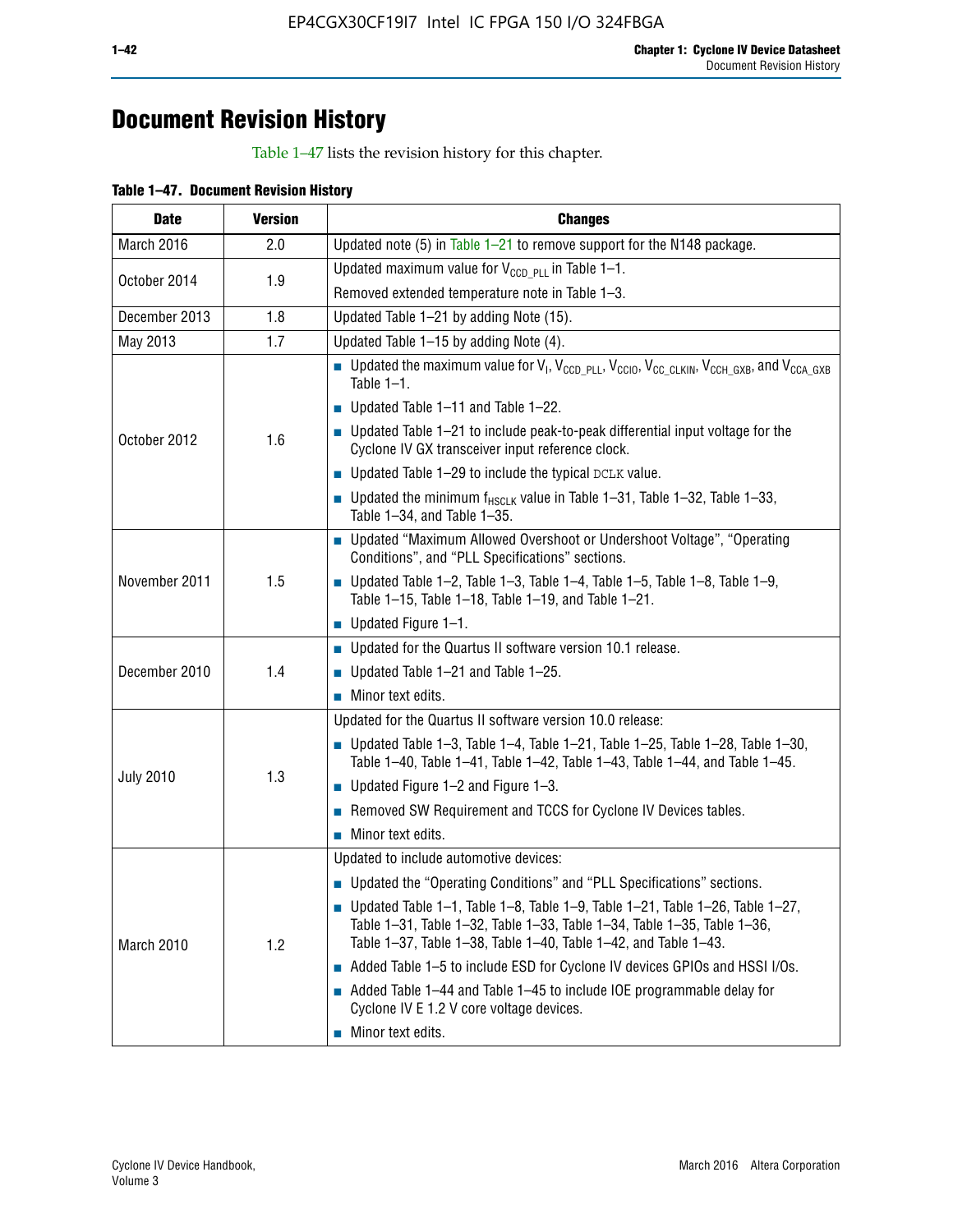# Document Revision History

Table 1–47 lists the revision history for this chapter.

**Table 1–47. Document Revision History**

| Date | Version | Changes |
|---|---|---|
| March 2016 | 2.0 | Updated note (5) in Table 1–21 to remove support for the N148 package. |
| October 2014 | 1.9 | Updated maximum value for $V_{CCD\_PLL}$ in Table 1–1.<br>Removed extended temperature note in Table 1–3. |
| December 2013 | 1.8 | Updated Table 1–21 by adding Note (15). |
| May 2013 | 1.7 | Updated Table 1–15 by adding Note (4). |
| October 2012 | 1.6 | ■ Updated the maximum value for $V_I$, $V_{CCD\_PLL}$, $V_{CCIO}$, $V_{CC\_CLKIN}$, $V_{CCH\_GXB}$, and $V_{CCA\_GXB}$ Table 1–1.<br>■ Updated Table 1–11 and Table 1–22.<br>■ Updated Table 1–21 to include peak-to-peak differential input voltage for the Cyclone IV GX transceiver input reference clock.<br>■ Updated Table 1–29 to include the typical DCLK value.<br>■ Updated the minimum $f_{HSCLK}$ value in Table 1–31, Table 1–32, Table 1–33, Table 1–34, and Table 1–35. |
| November 2011 | 1.5 | ■ Updated "Maximum Allowed Overshoot or Undershoot Voltage", "Operating Conditions", and "PLL Specifications" sections.<br>■ Updated Table 1–2, Table 1–3, Table 1–4, Table 1–5, Table 1–8, Table 1–9, Table 1–15, Table 1–18, Table 1–19, and Table 1–21.<br>■ Updated Figure 1–1. |
| December 2010 | 1.4 | ■ Updated for the Quartus II software version 10.1 release.<br>■ Updated Table 1–21 and Table 1–25.<br>■ Minor text edits. |
| July 2010 | 1.3 | Updated for the Quartus II software version 10.0 release:<br>■ Updated Table 1–3, Table 1–4, Table 1–21, Table 1–25, Table 1–28, Table 1–30, Table 1–40, Table 1–41, Table 1–42, Table 1–43, Table 1–44, and Table 1–45.<br>■ Updated Figure 1–2 and Figure 1–3.<br>■ Removed SW Requirement and TCCS for Cyclone IV Devices tables.<br>■ Minor text edits. |
| March 2010 | 1.2 | Updated to include automotive devices:<br>■ Updated the "Operating Conditions" and "PLL Specifications" sections.<br>■ Updated Table 1–1, Table 1–8, Table 1–9, Table 1–21, Table 1–26, Table 1–27, Table 1–31, Table 1–32, Table 1–33, Table 1–34, Table 1–35, Table 1–36, Table 1–37, Table 1–38, Table 1–40, Table 1–42, and Table 1–43.<br>■ Added Table 1–5 to include ESD for Cyclone IV devices GPIOs and HSSI I/Os.<br>■ Added Table 1–44 and Table 1–45 to include IOE programmable delay for Cyclone IV E 1.2 V core voltage devices.<br>■ Minor text edits. |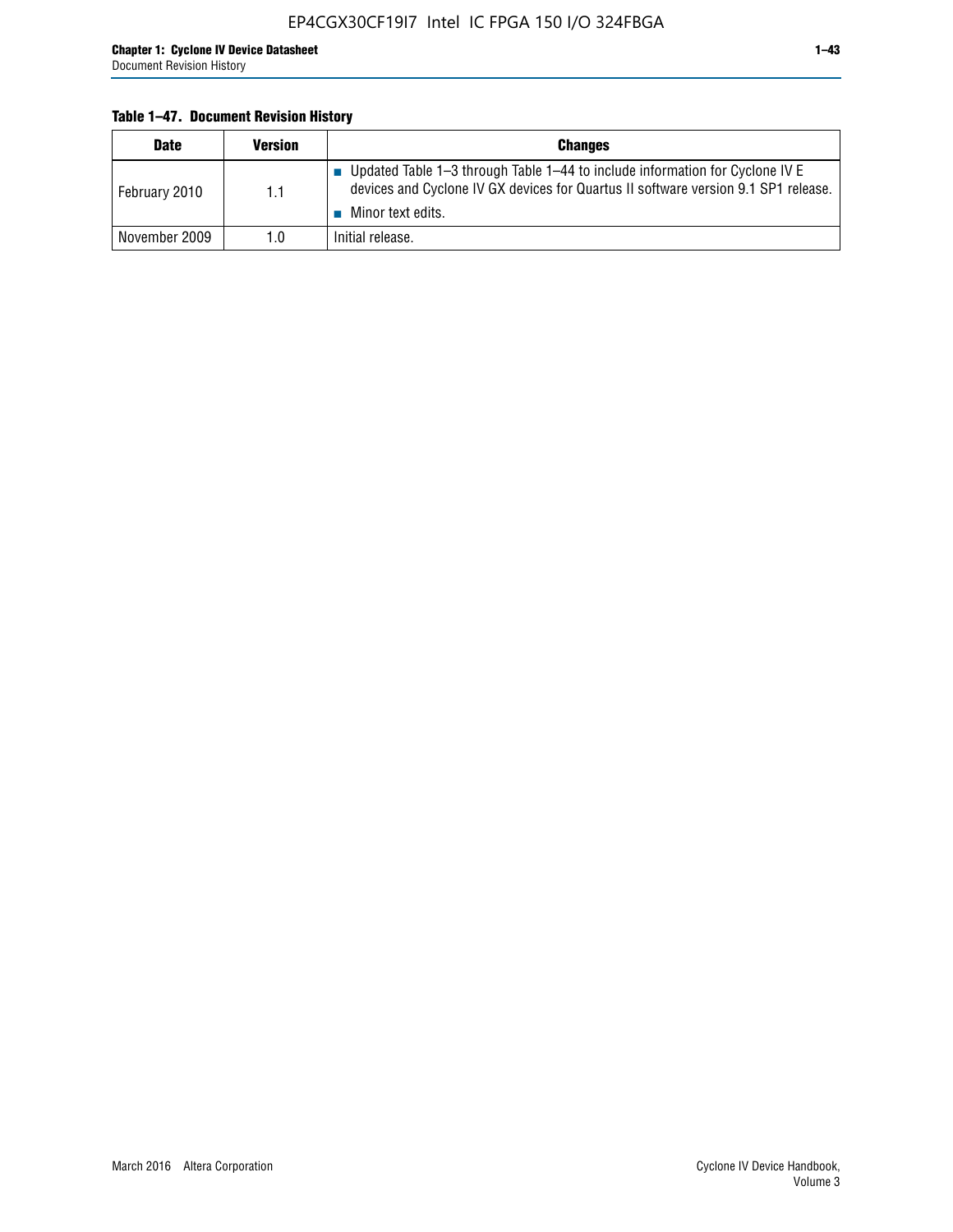**Table 1–47. Document Revision History**

| Date | Version | Changes |
|---|---|---|
| February 2010 | 1.1 | ■ Updated Table 1–3 through Table 1–44 to include information for Cyclone IV E devices and Cyclone IV GX devices for Quartus II software version 9.1 SP1 release.<br>■ Minor text edits. |
| November 2009 | 1.0 | Initial release. |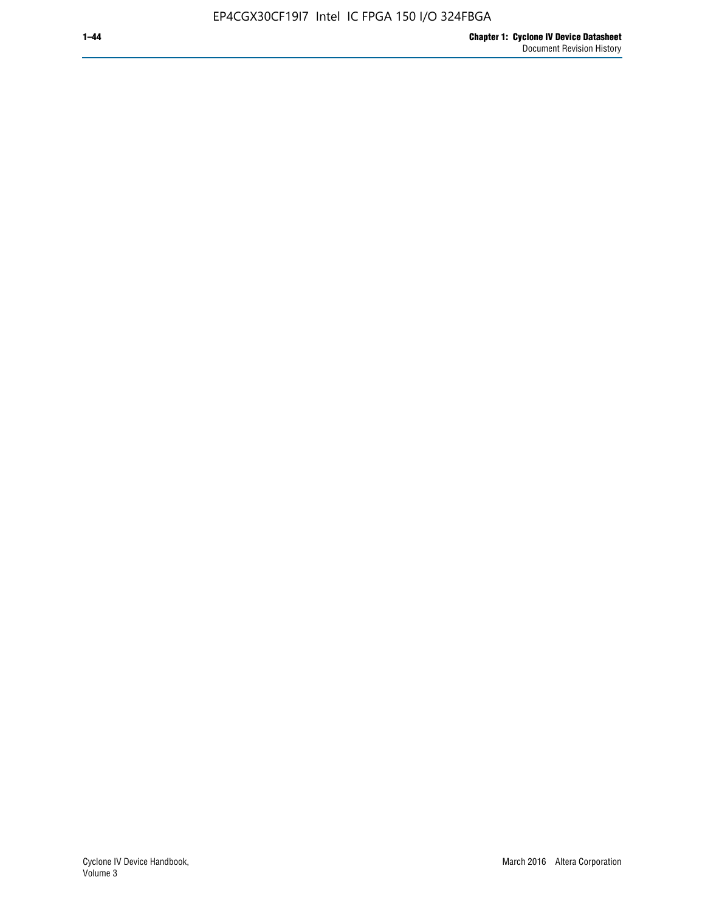EP4CGX30CF19I7 Intel IC FPGA 150 I/O 324FBGA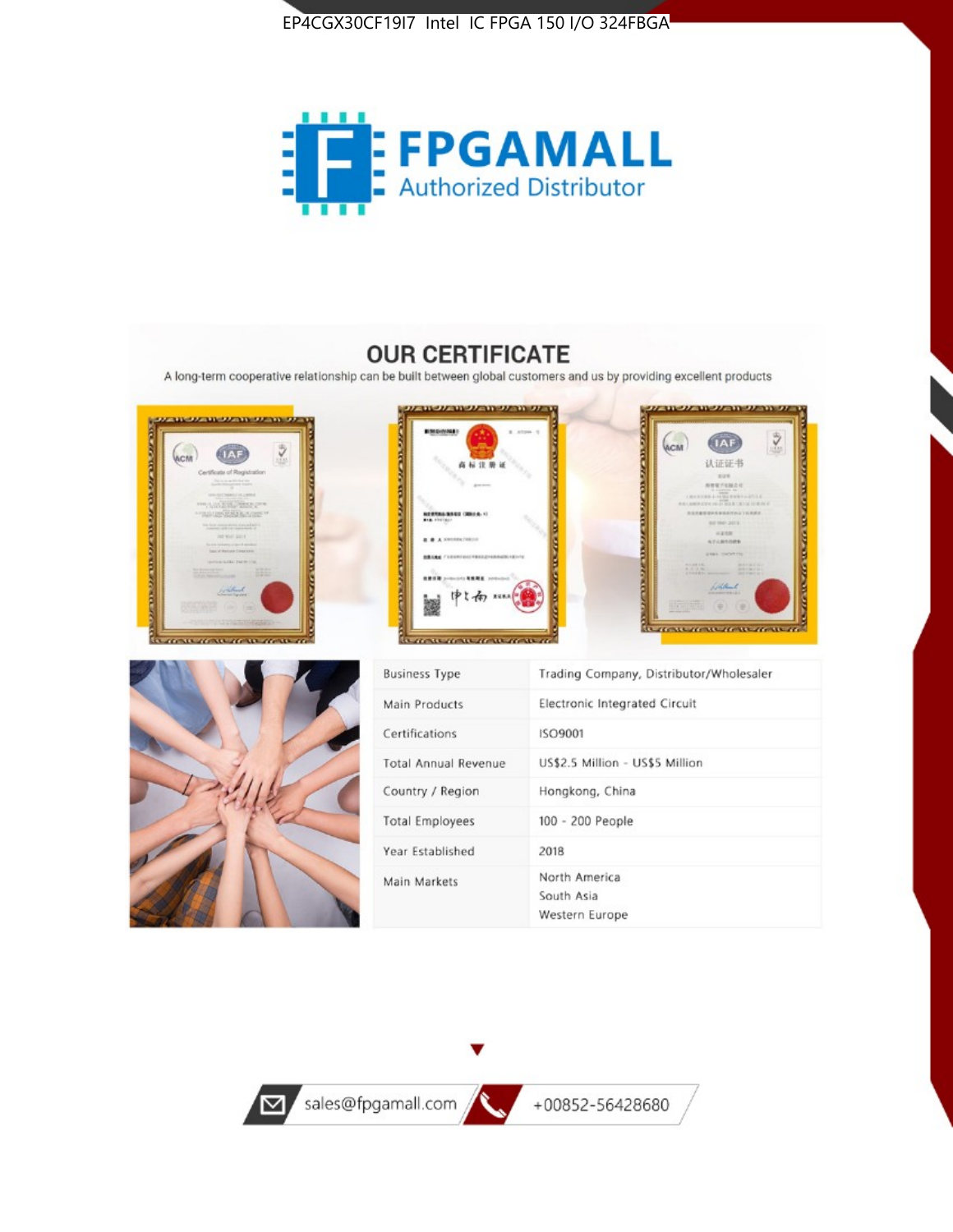FPGAMALL
Authorized Distributor

## OUR CERTIFICATE

A long-term cooperative relationship can be built between global customers and us by providing excellent products

| | |
|---|---|
| Business Type | Trading Company, Distributor/Wholesaler |
| Main Products | Electronic Integrated Circuit |
| Certifications | ISO9001 |
| Total Annual Revenue | US$2.5 Million - US$5 Million |
| Country / Region | Hongkong, China |
| Total Employees | 100 - 200 People |
| Year Established | 2018 |
| Main Markets | North America<br>South Asia<br>Western Europe |

sales@fpgamall.com

+00852-56428680